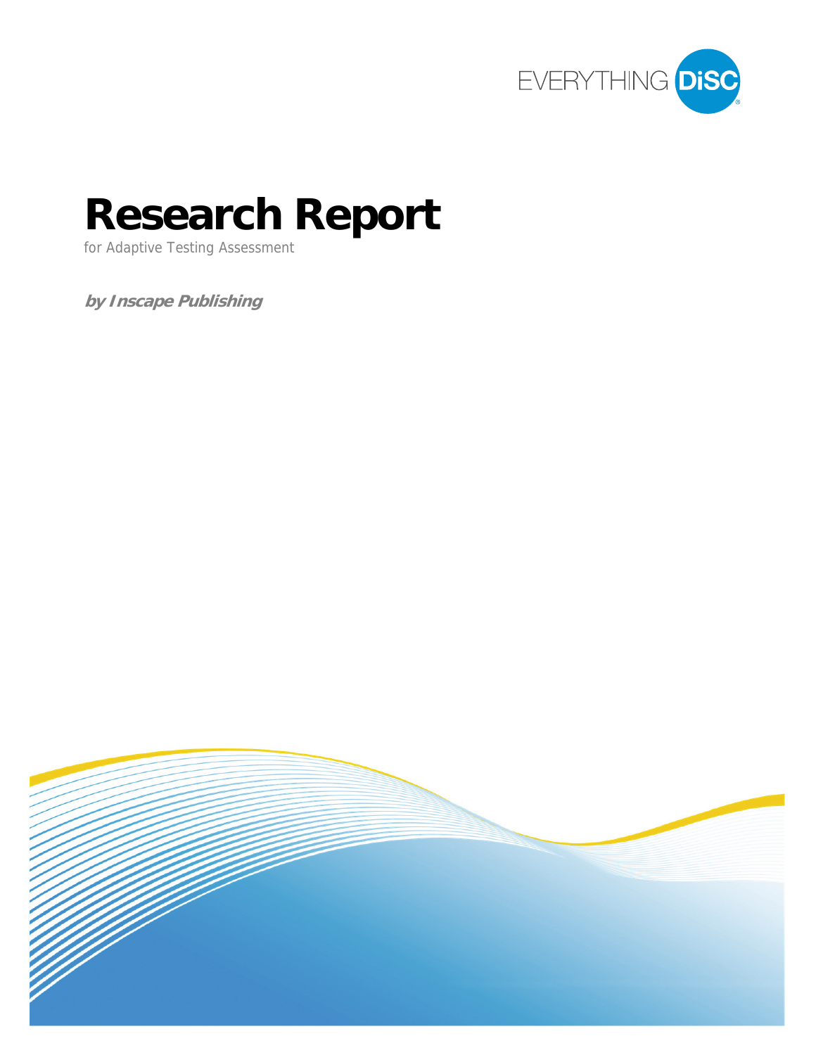EVERYTHING DiSC®

# Research Report

for Adaptive Testing Assessment

***by Inscape Publishing***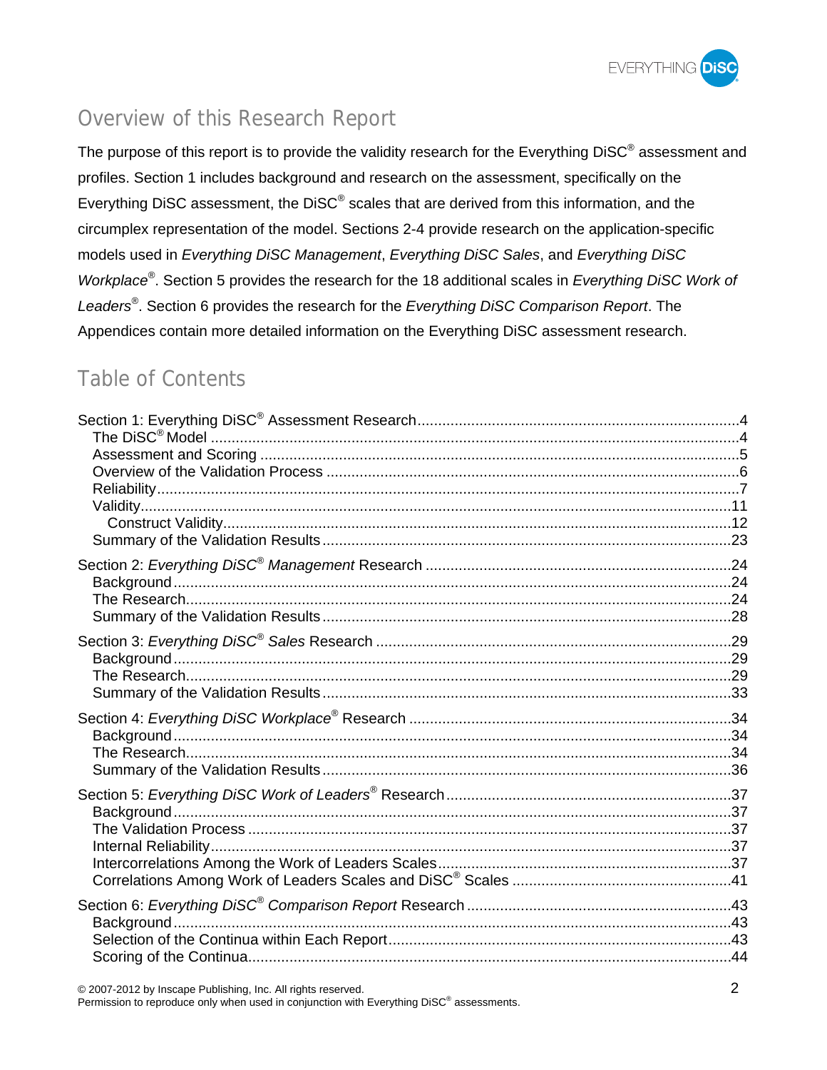## Overview of this Research Report

The purpose of this report is to provide the validity research for the Everything DiSC® assessment and profiles. Section 1 includes background and research on the assessment, specifically on the Everything DiSC assessment, the DiSC® scales that are derived from this information, and the circumplex representation of the model. Sections 2-4 provide research on the application-specific models used in *Everything DiSC Management*, *Everything DiSC Sales*, and *Everything DiSC Workplace*®. Section 5 provides the research for the 18 additional scales in *Everything DiSC Work of Leaders*®. Section 6 provides the research for the *Everything DiSC Comparison Report*. The Appendices contain more detailed information on the Everything DiSC assessment research.

## Table of Contents

Section 1: Everything DiSC® Assessment Research....................4
- The DiSC® Model....................4
- Assessment and Scoring....................5
- Overview of the Validation Process....................6
- Reliability....................7
- Validity....................11
  - Construct Validity....................12
- Summary of the Validation Results....................23

Section 2: *Everything DiSC® Management* Research....................24
- Background....................24
- The Research....................24
- Summary of the Validation Results....................28

Section 3: *Everything DiSC® Sales* Research....................29
- Background....................29
- The Research....................29
- Summary of the Validation Results....................33

Section 4: *Everything DiSC Workplace®* Research....................34
- Background....................34
- The Research....................34
- Summary of the Validation Results....................36

Section 5: *Everything DiSC Work of Leaders®* Research....................37
- Background....................37
- The Validation Process....................37
- Internal Reliability....................37
- Intercorrelations Among the Work of Leaders Scales....................37
- Correlations Among Work of Leaders Scales and DiSC® Scales....................41

Section 6: *Everything DiSC® Comparison Report* Research....................43
- Background....................43
- Selection of the Continua within Each Report....................43
- Scoring of the Continua....................44

© 2007-2012 by Inscape Publishing, Inc. All rights reserved.
Permission to reproduce only when used in conjunction with Everything DiSC® assessments.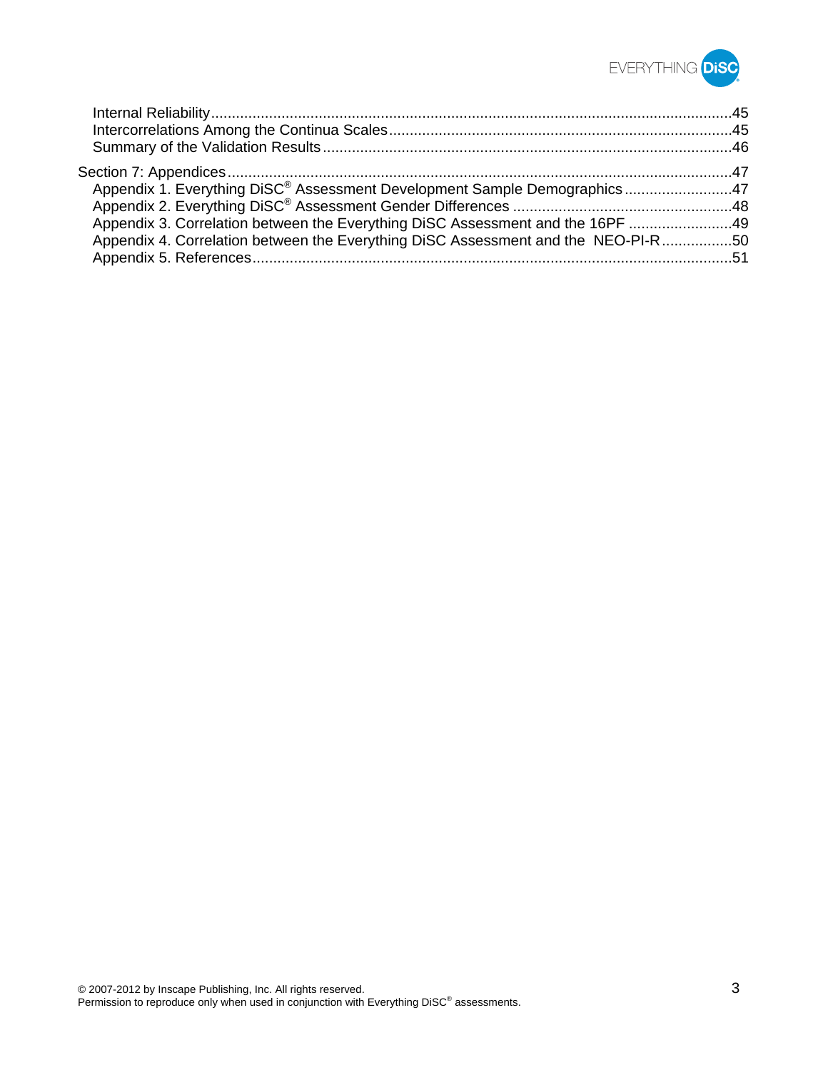Internal Reliability ....................................................................................................................45
Intercorrelations Among the Continua Scales ..............................................................................45
Summary of the Validation Results ..............................................................................................46

Section 7: Appendices ....................................................................................................................47
Appendix 1. Everything DiSC® Assessment Development Sample Demographics .........................47
Appendix 2. Everything DiSC® Assessment Gender Differences ...................................................48
Appendix 3. Correlation between the Everything DiSC Assessment and the 16PF ........................49
Appendix 4. Correlation between the Everything DiSC Assessment and the NEO-PI-R .................50
Appendix 5. References ..................................................................................................................51

© 2007-2012 by Inscape Publishing, Inc. All rights reserved.
Permission to reproduce only when used in conjunction with Everything DiSC® assessments.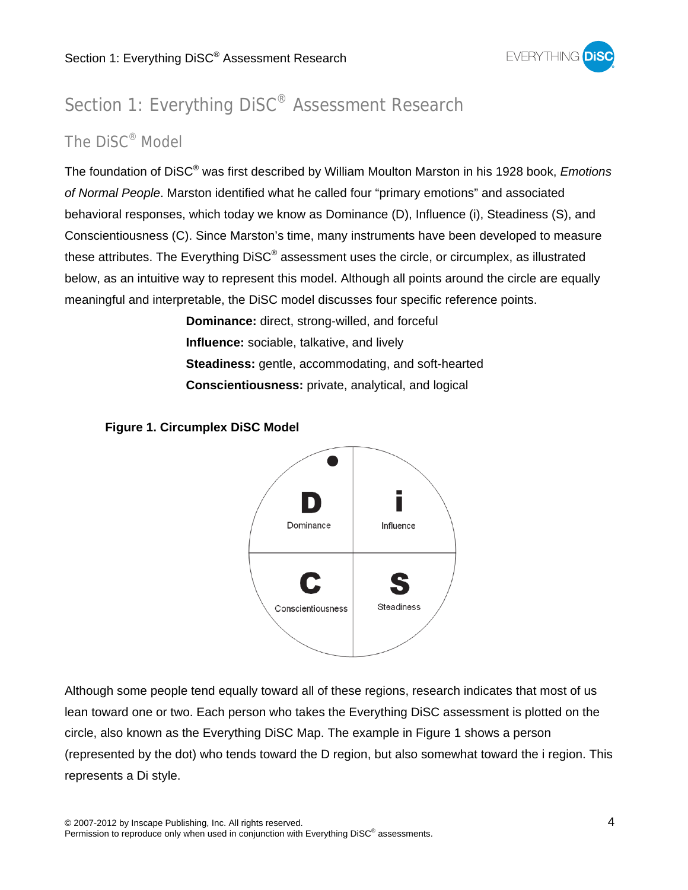# Section 1: Everything DiSC® Assessment Research

## The DiSC® Model

The foundation of DiSC® was first described by William Moulton Marston in his 1928 book, *Emotions of Normal People*. Marston identified what he called four "primary emotions" and associated behavioral responses, which today we know as Dominance (D), Influence (i), Steadiness (S), and Conscientiousness (C). Since Marston's time, many instruments have been developed to measure these attributes. The Everything DiSC® assessment uses the circle, or circumplex, as illustrated below, as an intuitive way to represent this model. Although all points around the circle are equally meaningful and interpretable, the DiSC model discusses four specific reference points.

**Dominance:** direct, strong-willed, and forceful
**Influence:** sociable, talkative, and lively
**Steadiness:** gentle, accommodating, and soft-hearted
**Conscientiousness:** private, analytical, and logical

**Figure 1. Circumplex DiSC Model**

| **D** Dominance | **i** Influence |
| --- | --- |
| **C** Conscientiousness | **S** Steadiness |

Although some people tend equally toward all of these regions, research indicates that most of us lean toward one or two. Each person who takes the Everything DiSC assessment is plotted on the circle, also known as the Everything DiSC Map. The example in Figure 1 shows a person (represented by the dot) who tends toward the D region, but also somewhat toward the i region. This represents a Di style.

© 2007-2012 by Inscape Publishing, Inc. All rights reserved.
Permission to reproduce only when used in conjunction with Everything DiSC® assessments.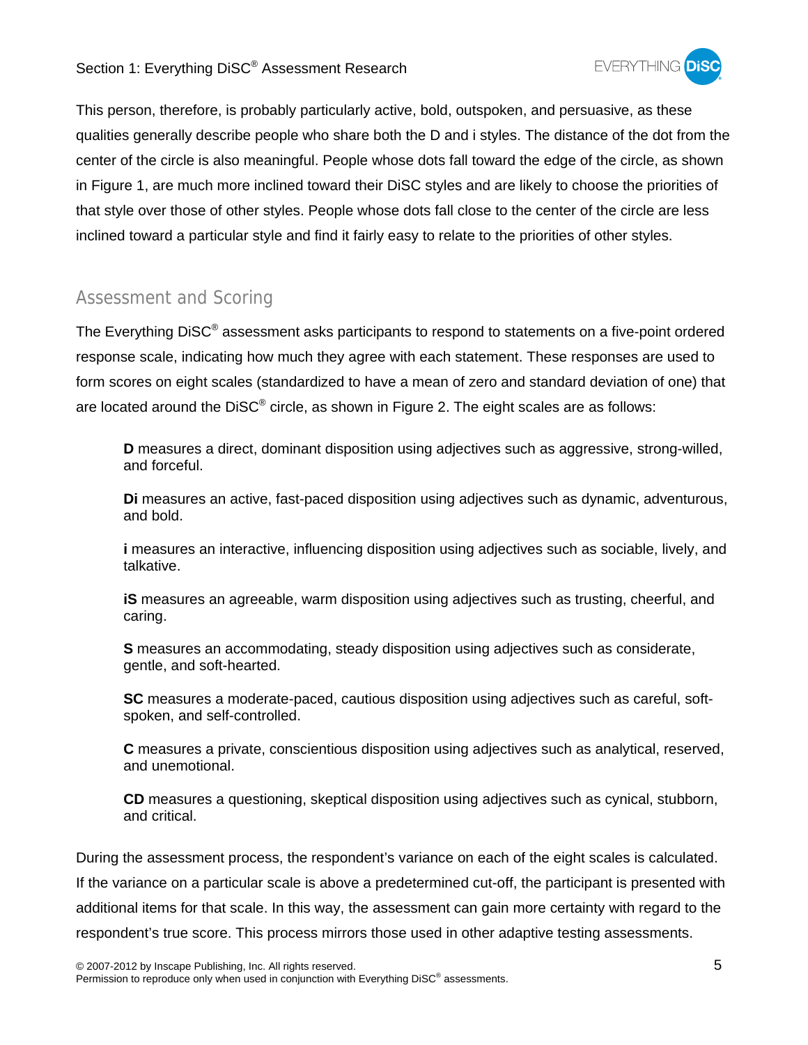This person, therefore, is probably particularly active, bold, outspoken, and persuasive, as these qualities generally describe people who share both the D and i styles. The distance of the dot from the center of the circle is also meaningful. People whose dots fall toward the edge of the circle, as shown in Figure 1, are much more inclined toward their DiSC styles and are likely to choose the priorities of that style over those of other styles. People whose dots fall close to the center of the circle are less inclined toward a particular style and find it fairly easy to relate to the priorities of other styles.

## Assessment and Scoring

The Everything DiSC® assessment asks participants to respond to statements on a five-point ordered response scale, indicating how much they agree with each statement. These responses are used to form scores on eight scales (standardized to have a mean of zero and standard deviation of one) that are located around the DiSC® circle, as shown in Figure 2. The eight scales are as follows:

**D** measures a direct, dominant disposition using adjectives such as aggressive, strong-willed, and forceful.

**Di** measures an active, fast-paced disposition using adjectives such as dynamic, adventurous, and bold.

**i** measures an interactive, influencing disposition using adjectives such as sociable, lively, and talkative.

**iS** measures an agreeable, warm disposition using adjectives such as trusting, cheerful, and caring.

**S** measures an accommodating, steady disposition using adjectives such as considerate, gentle, and soft-hearted.

**SC** measures a moderate-paced, cautious disposition using adjectives such as careful, soft-spoken, and self-controlled.

**C** measures a private, conscientious disposition using adjectives such as analytical, reserved, and unemotional.

**CD** measures a questioning, skeptical disposition using adjectives such as cynical, stubborn, and critical.

During the assessment process, the respondent's variance on each of the eight scales is calculated. If the variance on a particular scale is above a predetermined cut-off, the participant is presented with additional items for that scale. In this way, the assessment can gain more certainty with regard to the respondent's true score. This process mirrors those used in other adaptive testing assessments.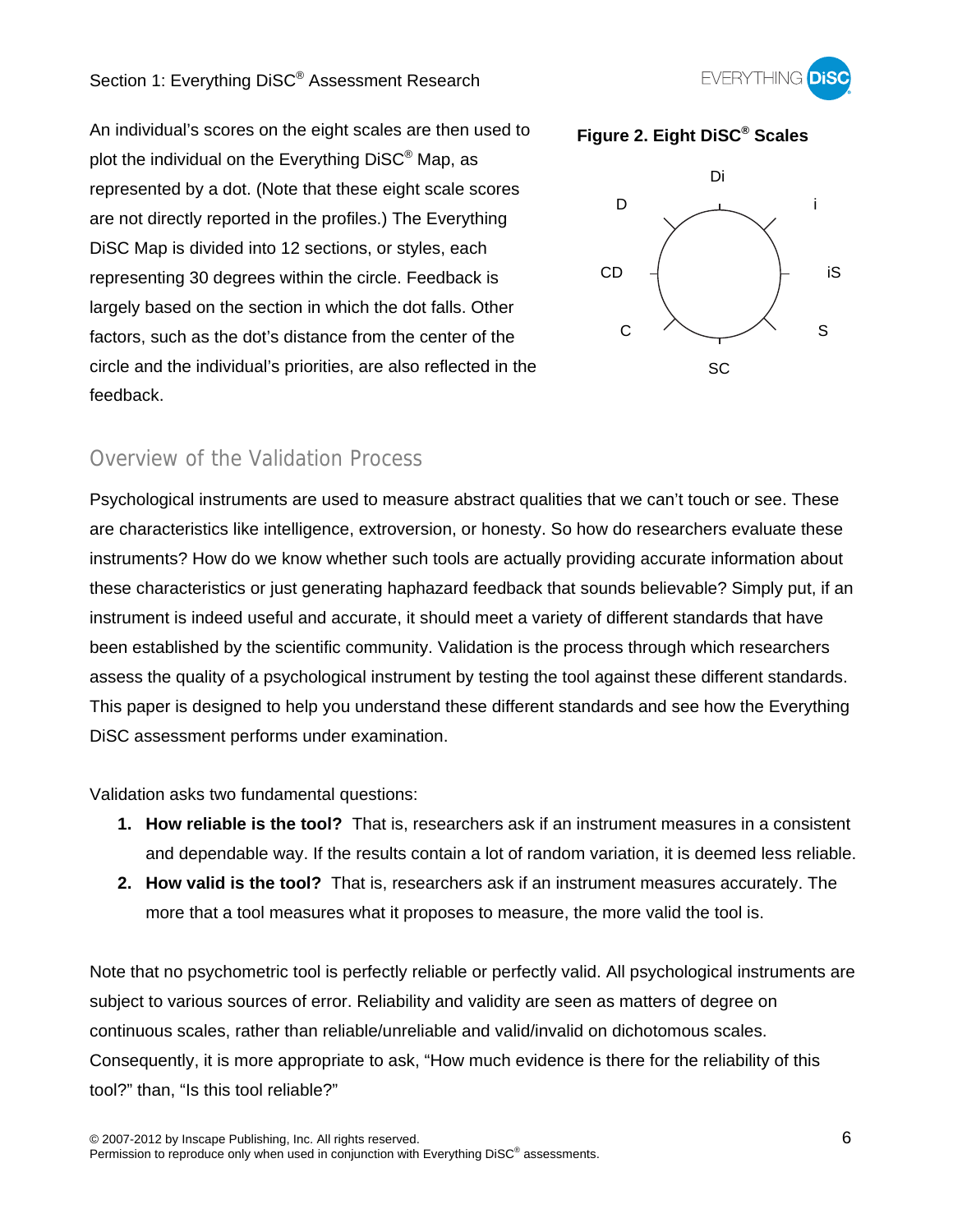An individual's scores on the eight scales are then used to plot the individual on the Everything DiSC® Map, as represented by a dot. (Note that these eight scale scores are not directly reported in the profiles.) The Everything DiSC Map is divided into 12 sections, or styles, each representing 30 degrees within the circle. Feedback is largely based on the section in which the dot falls. Other factors, such as the dot's distance from the center of the circle and the individual's priorities, are also reflected in the feedback.

**Figure 2. Eight DiSC® Scales**

Di, i, iS, S, SC, C, CD, D

## Overview of the Validation Process

Psychological instruments are used to measure abstract qualities that we can't touch or see. These are characteristics like intelligence, extroversion, or honesty. So how do researchers evaluate these instruments? How do we know whether such tools are actually providing accurate information about these characteristics or just generating haphazard feedback that sounds believable? Simply put, if an instrument is indeed useful and accurate, it should meet a variety of different standards that have been established by the scientific community. Validation is the process through which researchers assess the quality of a psychological instrument by testing the tool against these different standards. This paper is designed to help you understand these different standards and see how the Everything DiSC assessment performs under examination.

Validation asks two fundamental questions:

1. **How reliable is the tool?** That is, researchers ask if an instrument measures in a consistent and dependable way. If the results contain a lot of random variation, it is deemed less reliable.
2. **How valid is the tool?** That is, researchers ask if an instrument measures accurately. The more that a tool measures what it proposes to measure, the more valid the tool is.

Note that no psychometric tool is perfectly reliable or perfectly valid. All psychological instruments are subject to various sources of error. Reliability and validity are seen as matters of degree on continuous scales, rather than reliable/unreliable and valid/invalid on dichotomous scales. Consequently, it is more appropriate to ask, "How much evidence is there for the reliability of this tool?" than, "Is this tool reliable?"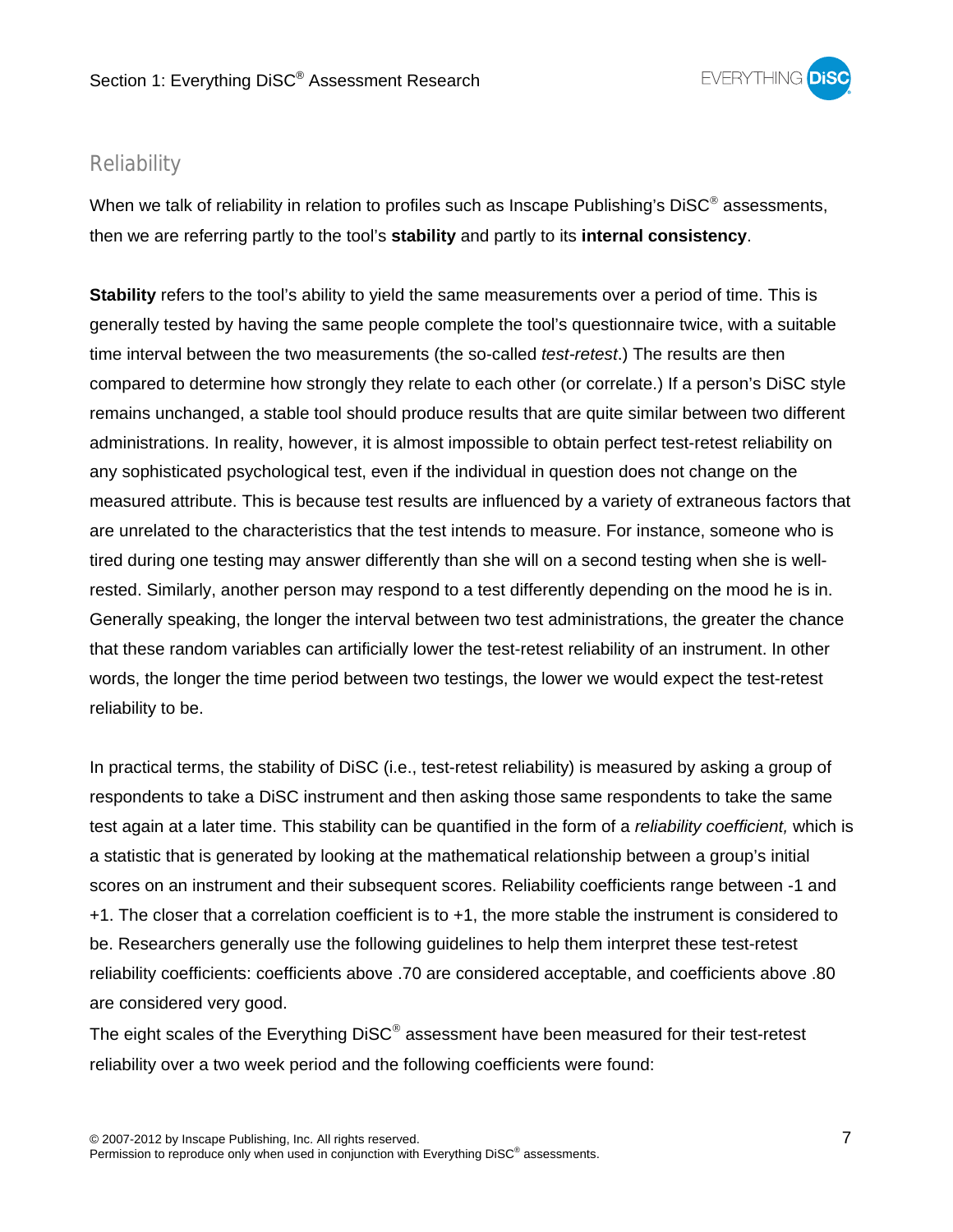## Reliability

When we talk of reliability in relation to profiles such as Inscape Publishing's DiSC® assessments, then we are referring partly to the tool's **stability** and partly to its **internal consistency**.

**Stability** refers to the tool's ability to yield the same measurements over a period of time. This is generally tested by having the same people complete the tool's questionnaire twice, with a suitable time interval between the two measurements (the so-called *test-retest*.) The results are then compared to determine how strongly they relate to each other (or correlate.) If a person's DiSC style remains unchanged, a stable tool should produce results that are quite similar between two different administrations. In reality, however, it is almost impossible to obtain perfect test-retest reliability on any sophisticated psychological test, even if the individual in question does not change on the measured attribute. This is because test results are influenced by a variety of extraneous factors that are unrelated to the characteristics that the test intends to measure. For instance, someone who is tired during one testing may answer differently than she will on a second testing when she is well-rested. Similarly, another person may respond to a test differently depending on the mood he is in. Generally speaking, the longer the interval between two test administrations, the greater the chance that these random variables can artificially lower the test-retest reliability of an instrument. In other words, the longer the time period between two testings, the lower we would expect the test-retest reliability to be.

In practical terms, the stability of DiSC (i.e., test-retest reliability) is measured by asking a group of respondents to take a DiSC instrument and then asking those same respondents to take the same test again at a later time. This stability can be quantified in the form of a *reliability coefficient,* which is a statistic that is generated by looking at the mathematical relationship between a group's initial scores on an instrument and their subsequent scores. Reliability coefficients range between -1 and +1. The closer that a correlation coefficient is to +1, the more stable the instrument is considered to be. Researchers generally use the following guidelines to help them interpret these test-retest reliability coefficients: coefficients above .70 are considered acceptable, and coefficients above .80 are considered very good.

The eight scales of the Everything DiSC® assessment have been measured for their test-retest reliability over a two week period and the following coefficients were found: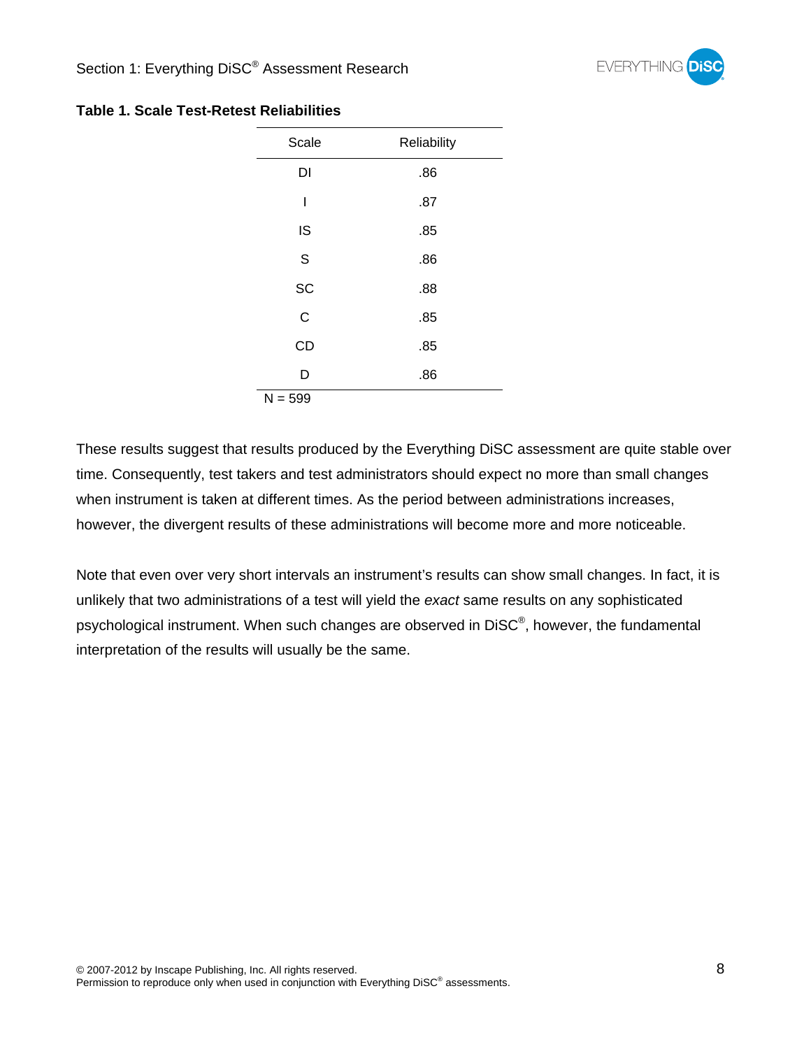**Table 1. Scale Test-Retest Reliabilities**

| Scale | Reliability |
|---|---|
| DI | .86 |
| I | .87 |
| IS | .85 |
| S | .86 |
| SC | .88 |
| C | .85 |
| CD | .85 |
| D | .86 |

N = 599

These results suggest that results produced by the Everything DiSC assessment are quite stable over time. Consequently, test takers and test administrators should expect no more than small changes when instrument is taken at different times. As the period between administrations increases, however, the divergent results of these administrations will become more and more noticeable.

Note that even over very short intervals an instrument's results can show small changes. In fact, it is unlikely that two administrations of a test will yield the *exact* same results on any sophisticated psychological instrument. When such changes are observed in DiSC®, however, the fundamental interpretation of the results will usually be the same.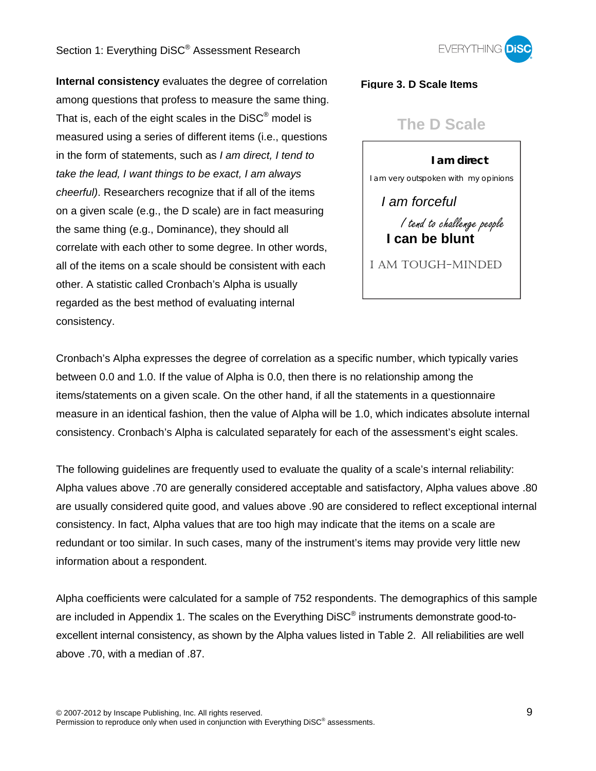**Internal consistency** evaluates the degree of correlation among questions that profess to measure the same thing. That is, each of the eight scales in the DiSC® model is measured using a series of different items (i.e., questions in the form of statements, such as *I am direct, I tend to take the lead, I want things to be exact, I am always cheerful)*. Researchers recognize that if all of the items on a given scale (e.g., the D scale) are in fact measuring the same thing (e.g., Dominance), they should all correlate with each other to some degree. In other words, all of the items on a scale should be consistent with each other. A statistic called Cronbach's Alpha is usually regarded as the best method of evaluating internal consistency.

**Figure 3. D Scale Items**

The D Scale

**I am direct**

I am very outspoken with my opinions

*I am forceful*

*I tend to challenge people*

**I can be blunt**

I AM TOUGH-MINDED

Cronbach's Alpha expresses the degree of correlation as a specific number, which typically varies between 0.0 and 1.0. If the value of Alpha is 0.0, then there is no relationship among the items/statements on a given scale. On the other hand, if all the statements in a questionnaire measure in an identical fashion, then the value of Alpha will be 1.0, which indicates absolute internal consistency. Cronbach's Alpha is calculated separately for each of the assessment's eight scales.

The following guidelines are frequently used to evaluate the quality of a scale's internal reliability: Alpha values above .70 are generally considered acceptable and satisfactory, Alpha values above .80 are usually considered quite good, and values above .90 are considered to reflect exceptional internal consistency. In fact, Alpha values that are too high may indicate that the items on a scale are redundant or too similar. In such cases, many of the instrument's items may provide very little new information about a respondent.

Alpha coefficients were calculated for a sample of 752 respondents. The demographics of this sample are included in Appendix 1. The scales on the Everything DiSC® instruments demonstrate good-to-excellent internal consistency, as shown by the Alpha values listed in Table 2. All reliabilities are well above .70, with a median of .87.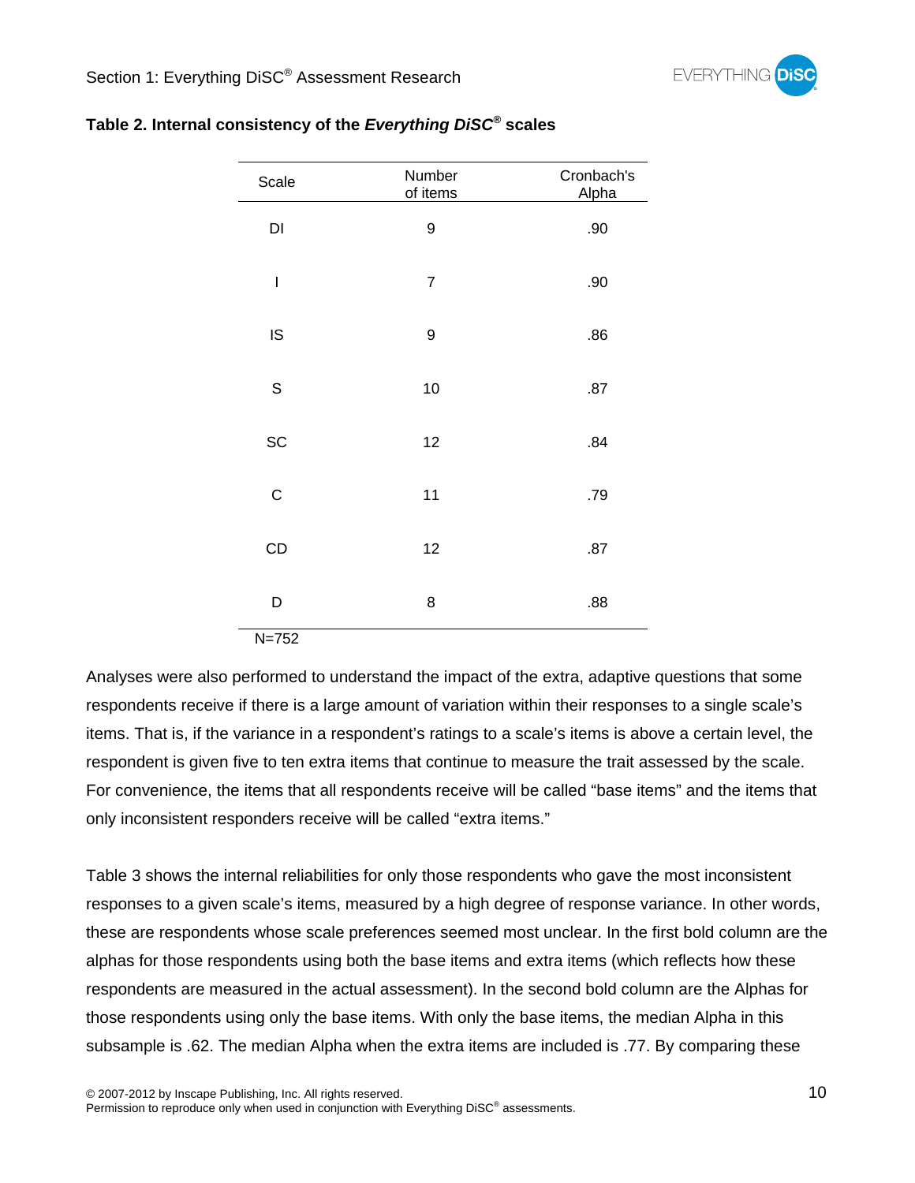**Table 2. Internal consistency of the *Everything DiSC®* scales**

| Scale | Number of items | Cronbach's Alpha |
|---|---|---|
| DI | 9 | .90 |
| I | 7 | .90 |
| IS | 9 | .86 |
| S | 10 | .87 |
| SC | 12 | .84 |
| C | 11 | .79 |
| CD | 12 | .87 |
| D | 8 | .88 |

N=752

Analyses were also performed to understand the impact of the extra, adaptive questions that some respondents receive if there is a large amount of variation within their responses to a single scale's items. That is, if the variance in a respondent's ratings to a scale's items is above a certain level, the respondent is given five to ten extra items that continue to measure the trait assessed by the scale. For convenience, the items that all respondents receive will be called "base items" and the items that only inconsistent responders receive will be called "extra items."

Table 3 shows the internal reliabilities for only those respondents who gave the most inconsistent responses to a given scale's items, measured by a high degree of response variance. In other words, these are respondents whose scale preferences seemed most unclear. In the first bold column are the alphas for those respondents using both the base items and extra items (which reflects how these respondents are measured in the actual assessment). In the second bold column are the Alphas for those respondents using only the base items. With only the base items, the median Alpha in this subsample is .62. The median Alpha when the extra items are included is .77. By comparing these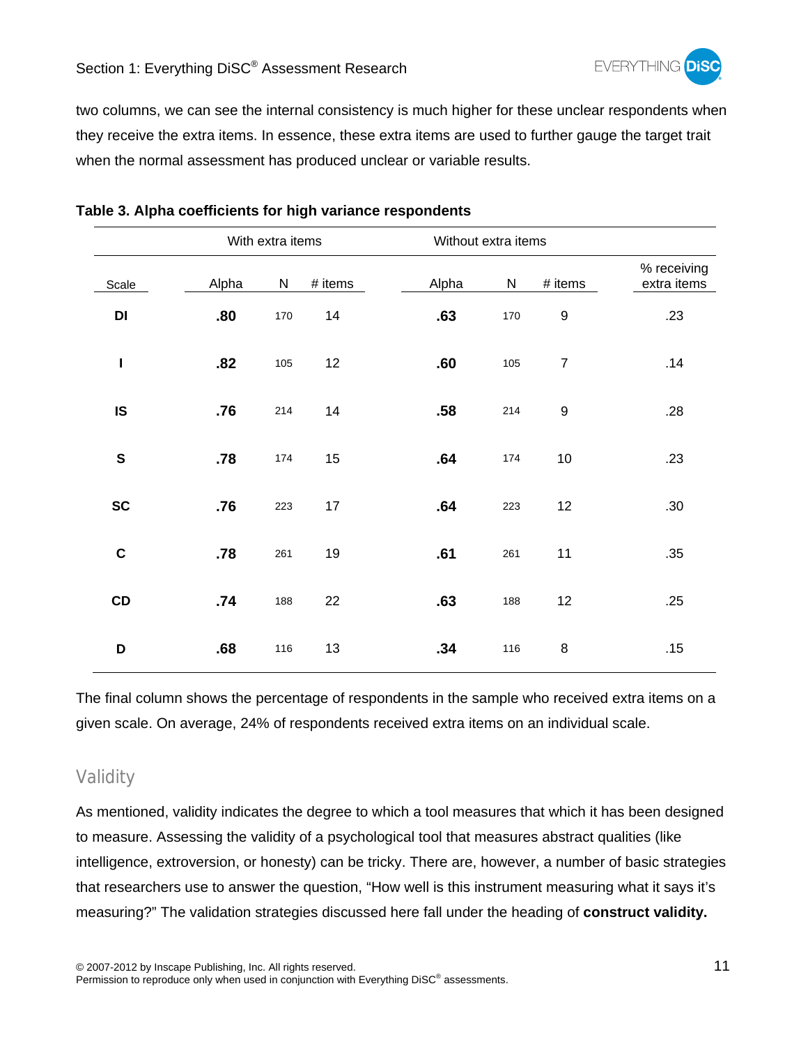two columns, we can see the internal consistency is much higher for these unclear respondents when they receive the extra items. In essence, these extra items are used to further gauge the target trait when the normal assessment has produced unclear or variable results.

**Table 3. Alpha coefficients for high variance respondents**

| | With extra items | | | Without extra items | | | |
|---|---|---|---|---|---|---|---|
| Scale | Alpha | N | # items | Alpha | N | # items | % receiving extra items |
| **DI** | **.80** | 170 | 14 | **.63** | 170 | 9 | .23 |
| **I** | **.82** | 105 | 12 | **.60** | 105 | 7 | .14 |
| **IS** | **.76** | 214 | 14 | **.58** | 214 | 9 | .28 |
| **S** | **.78** | 174 | 15 | **.64** | 174 | 10 | .23 |
| **SC** | **.76** | 223 | 17 | **.64** | 223 | 12 | .30 |
| **C** | **.78** | 261 | 19 | **.61** | 261 | 11 | .35 |
| **CD** | **.74** | 188 | 22 | **.63** | 188 | 12 | .25 |
| **D** | **.68** | 116 | 13 | **.34** | 116 | 8 | .15 |

The final column shows the percentage of respondents in the sample who received extra items on a given scale. On average, 24% of respondents received extra items on an individual scale.

## Validity

As mentioned, validity indicates the degree to which a tool measures that which it has been designed to measure. Assessing the validity of a psychological tool that measures abstract qualities (like intelligence, extroversion, or honesty) can be tricky. There are, however, a number of basic strategies that researchers use to answer the question, "How well is this instrument measuring what it says it's measuring?" The validation strategies discussed here fall under the heading of **construct validity.**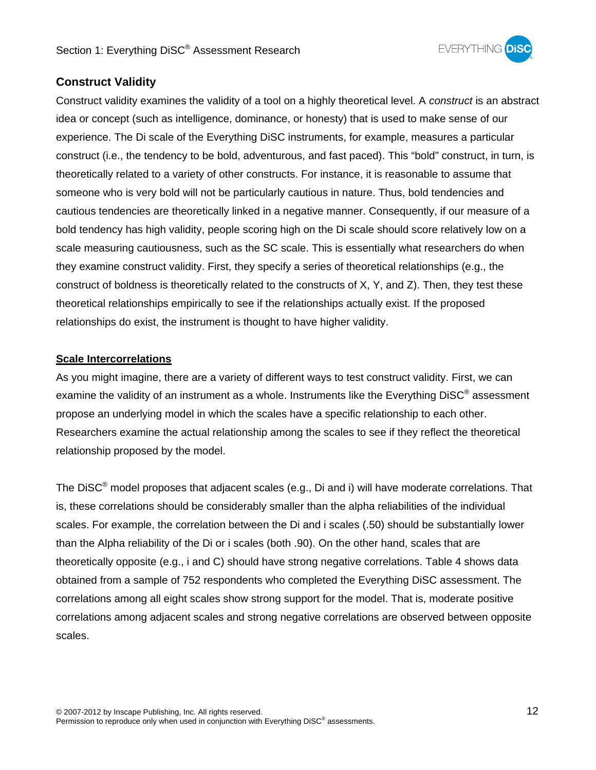## Construct Validity

Construct validity examines the validity of a tool on a highly theoretical level. A *construct* is an abstract idea or concept (such as intelligence, dominance, or honesty) that is used to make sense of our experience. The Di scale of the Everything DiSC instruments, for example, measures a particular construct (i.e., the tendency to be bold, adventurous, and fast paced). This "bold" construct, in turn, is theoretically related to a variety of other constructs. For instance, it is reasonable to assume that someone who is very bold will not be particularly cautious in nature. Thus, bold tendencies and cautious tendencies are theoretically linked in a negative manner. Consequently, if our measure of a bold tendency has high validity, people scoring high on the Di scale should score relatively low on a scale measuring cautiousness, such as the SC scale. This is essentially what researchers do when they examine construct validity. First, they specify a series of theoretical relationships (e.g., the construct of boldness is theoretically related to the constructs of X, Y, and Z). Then, they test these theoretical relationships empirically to see if the relationships actually exist. If the proposed relationships do exist, the instrument is thought to have higher validity.

### Scale Intercorrelations

As you might imagine, there are a variety of different ways to test construct validity. First, we can examine the validity of an instrument as a whole. Instruments like the Everything DiSC® assessment propose an underlying model in which the scales have a specific relationship to each other. Researchers examine the actual relationship among the scales to see if they reflect the theoretical relationship proposed by the model.

The DiSC® model proposes that adjacent scales (e.g., Di and i) will have moderate correlations. That is, these correlations should be considerably smaller than the alpha reliabilities of the individual scales. For example, the correlation between the Di and i scales (.50) should be substantially lower than the Alpha reliability of the Di or i scales (both .90). On the other hand, scales that are theoretically opposite (e.g., i and C) should have strong negative correlations. Table 4 shows data obtained from a sample of 752 respondents who completed the Everything DiSC assessment. The correlations among all eight scales show strong support for the model. That is, moderate positive correlations among adjacent scales and strong negative correlations are observed between opposite scales.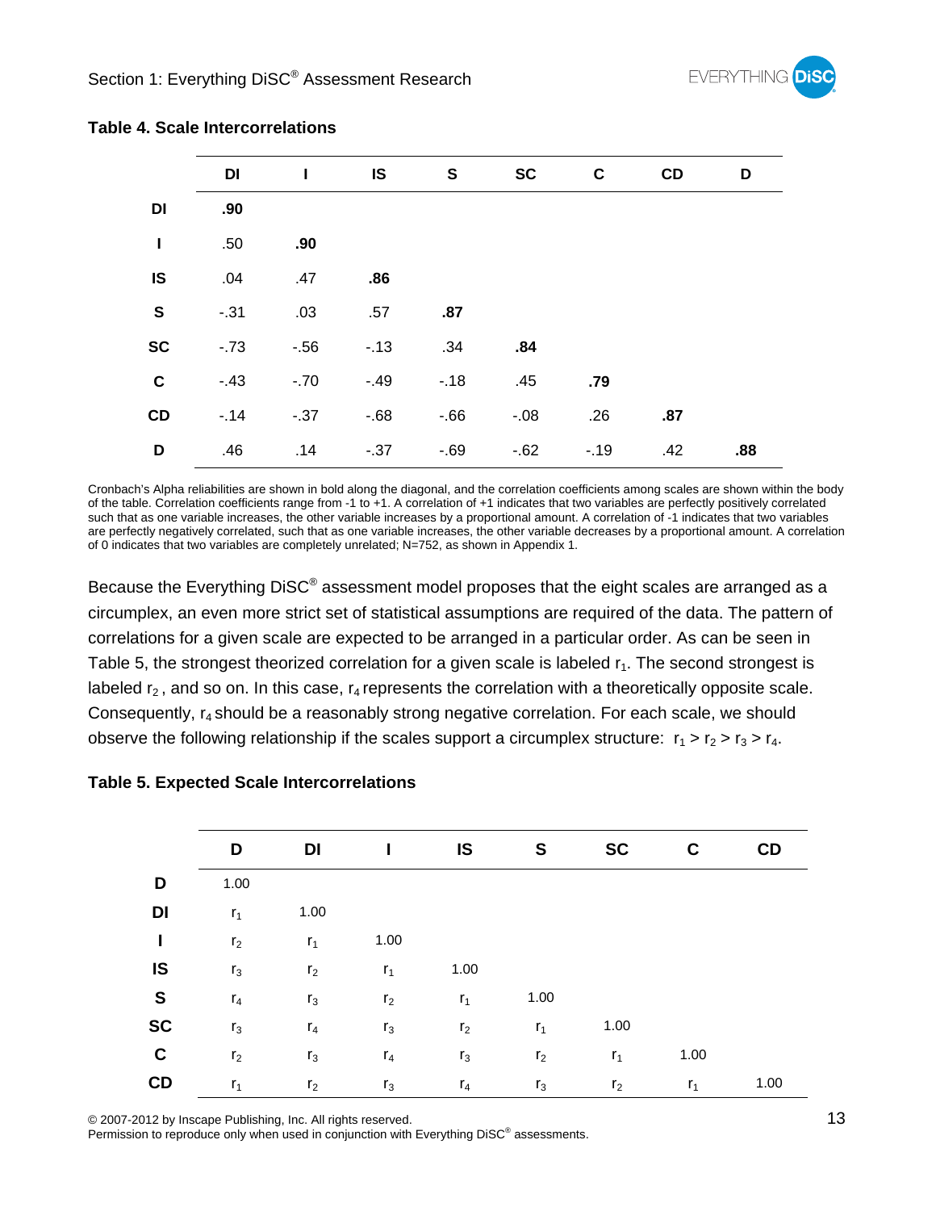**Table 4. Scale Intercorrelations**

| | DI | I | IS | S | SC | C | CD | D |
|---|---|---|---|---|---|---|---|---|
| **DI** | **.90** | | | | | | | |
| **I** | .50 | **.90** | | | | | | |
| **IS** | .04 | .47 | **.86** | | | | | |
| **S** | -.31 | .03 | .57 | **.87** | | | | |
| **SC** | -.73 | -.56 | -.13 | .34 | **.84** | | | |
| **C** | -.43 | -.70 | -.49 | -.18 | .45 | **.79** | | |
| **CD** | -.14 | -.37 | -.68 | -.66 | -.08 | .26 | **.87** | |
| **D** | .46 | .14 | -.37 | -.69 | -.62 | -.19 | .42 | **.88** |

Cronbach's Alpha reliabilities are shown in bold along the diagonal, and the correlation coefficients among scales are shown within the body of the table. Correlation coefficients range from -1 to +1. A correlation of +1 indicates that two variables are perfectly positively correlated such that as one variable increases, the other variable increases by a proportional amount. A correlation of -1 indicates that two variables are perfectly negatively correlated, such that as one variable increases, the other variable decreases by a proportional amount. A correlation of 0 indicates that two variables are completely unrelated; N=752, as shown in Appendix 1.

Because the Everything DiSC® assessment model proposes that the eight scales are arranged as a circumplex, an even more strict set of statistical assumptions are required of the data. The pattern of correlations for a given scale are expected to be arranged in a particular order. As can be seen in Table 5, the strongest theorized correlation for a given scale is labeled $r_1$. The second strongest is labeled $r_2$, and so on. In this case, $r_4$ represents the correlation with a theoretically opposite scale. Consequently, $r_4$ should be a reasonably strong negative correlation. For each scale, we should observe the following relationship if the scales support a circumplex structure: $r_1 > r_2 > r_3 > r_4$.

**Table 5. Expected Scale Intercorrelations**

| | D | DI | I | IS | S | SC | C | CD |
|---|---|---|---|---|---|---|---|---|
| **D** | 1.00 | | | | | | | |
| **DI** | $r_1$ | 1.00 | | | | | | |
| **I** | $r_2$ | $r_1$ | 1.00 | | | | | |
| **IS** | $r_3$ | $r_2$ | $r_1$ | 1.00 | | | | |
| **S** | $r_4$ | $r_3$ | $r_2$ | $r_1$ | 1.00 | | | |
| **SC** | $r_3$ | $r_4$ | $r_3$ | $r_2$ | $r_1$ | 1.00 | | |
| **C** | $r_2$ | $r_3$ | $r_4$ | $r_3$ | $r_2$ | $r_1$ | 1.00 | |
| **CD** | $r_1$ | $r_2$ | $r_3$ | $r_4$ | $r_3$ | $r_2$ | $r_1$ | 1.00 |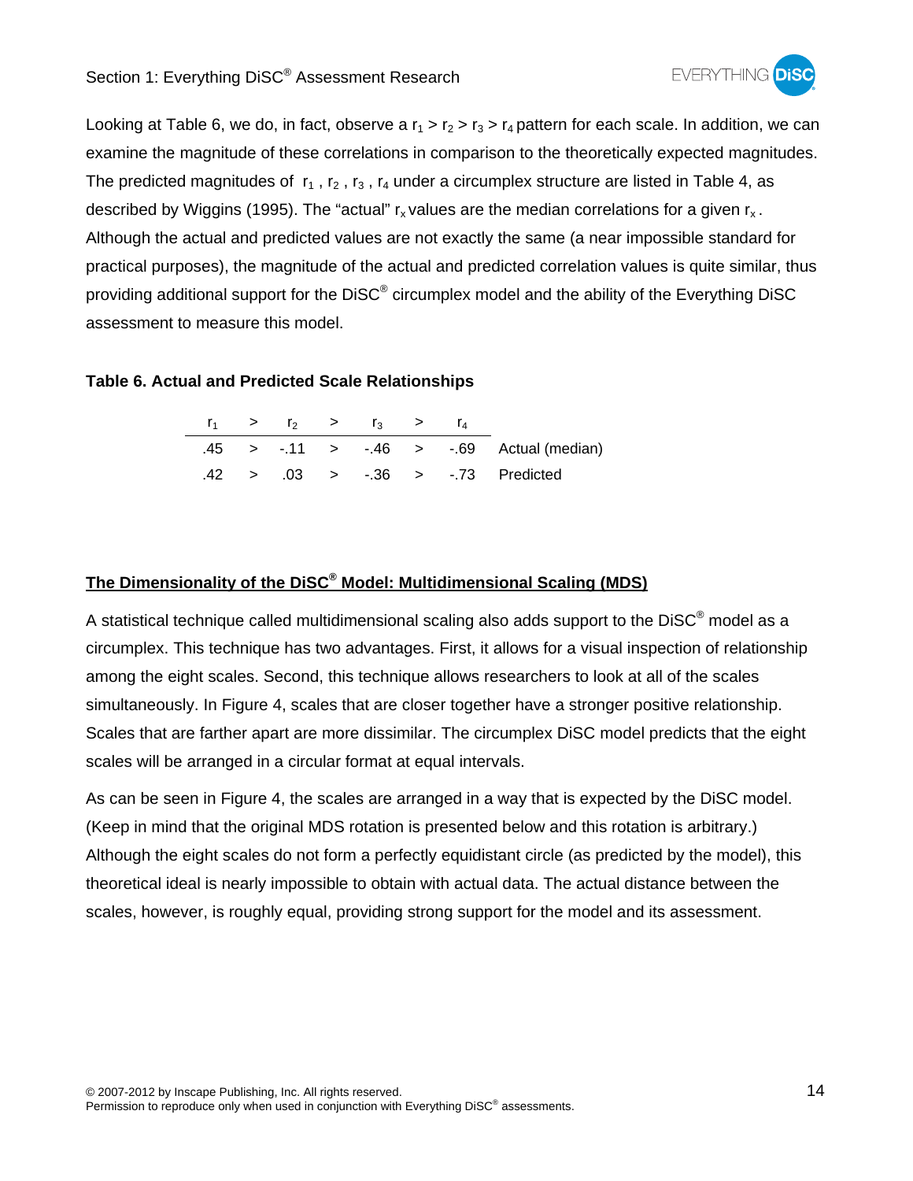Looking at Table 6, we do, in fact, observe a $r_1 > r_2 > r_3 > r_4$ pattern for each scale. In addition, we can examine the magnitude of these correlations in comparison to the theoretically expected magnitudes. The predicted magnitudes of $r_1$, $r_2$, $r_3$, $r_4$ under a circumplex structure are listed in Table 4, as described by Wiggins (1995). The "actual" $r_x$ values are the median correlations for a given $r_x$. Although the actual and predicted values are not exactly the same (a near impossible standard for practical purposes), the magnitude of the actual and predicted correlation values is quite similar, thus providing additional support for the DiSC® circumplex model and the ability of the Everything DiSC assessment to measure this model.

**Table 6. Actual and Predicted Scale Relationships**

| $r_1$ | > | $r_2$ | > | $r_3$ | > | $r_4$ | |
|---|---|---|---|---|---|---|---|
| .45 | > | -.11 | > | -.46 | > | -.69 | Actual (median) |
| .42 | > | .03 | > | -.36 | > | -.73 | Predicted |

## The Dimensionality of the DiSC® Model: Multidimensional Scaling (MDS)

A statistical technique called multidimensional scaling also adds support to the DiSC® model as a circumplex. This technique has two advantages. First, it allows for a visual inspection of relationship among the eight scales. Second, this technique allows researchers to look at all of the scales simultaneously. In Figure 4, scales that are closer together have a stronger positive relationship. Scales that are farther apart are more dissimilar. The circumplex DiSC model predicts that the eight scales will be arranged in a circular format at equal intervals.

As can be seen in Figure 4, the scales are arranged in a way that is expected by the DiSC model. (Keep in mind that the original MDS rotation is presented below and this rotation is arbitrary.) Although the eight scales do not form a perfectly equidistant circle (as predicted by the model), this theoretical ideal is nearly impossible to obtain with actual data. The actual distance between the scales, however, is roughly equal, providing strong support for the model and its assessment.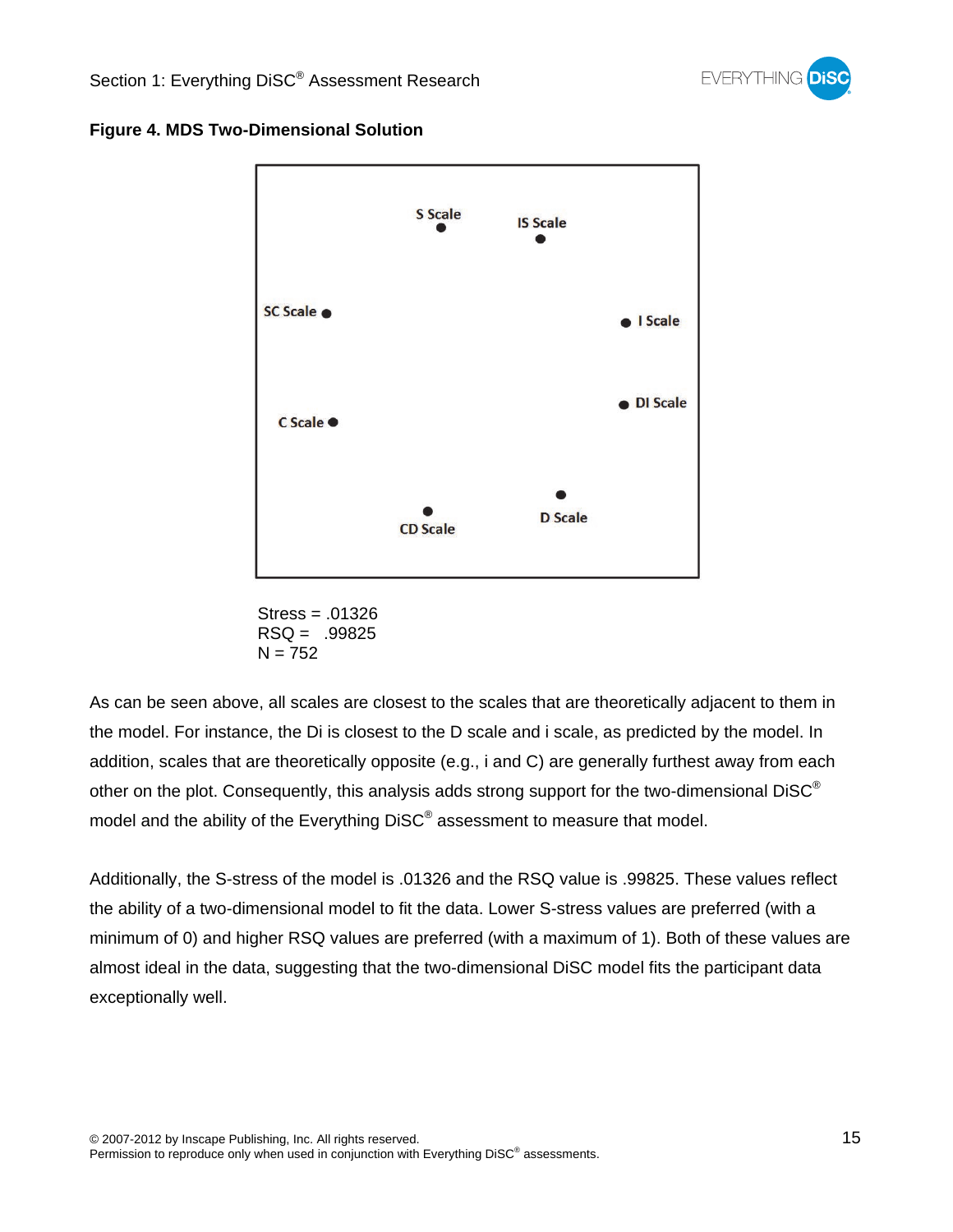**Figure 4. MDS Two-Dimensional Solution**

S Scale
IS Scale
SC Scale
I Scale
DI Scale
C Scale
CD Scale
D Scale

Stress = .01326
RSQ = .99825
N = 752

As can be seen above, all scales are closest to the scales that are theoretically adjacent to them in the model. For instance, the Di is closest to the D scale and i scale, as predicted by the model. In addition, scales that are theoretically opposite (e.g., i and C) are generally furthest away from each other on the plot. Consequently, this analysis adds strong support for the two-dimensional DiSC® model and the ability of the Everything DiSC® assessment to measure that model.

Additionally, the S-stress of the model is .01326 and the RSQ value is .99825. These values reflect the ability of a two-dimensional model to fit the data. Lower S-stress values are preferred (with a minimum of 0) and higher RSQ values are preferred (with a maximum of 1). Both of these values are almost ideal in the data, suggesting that the two-dimensional DiSC model fits the participant data exceptionally well.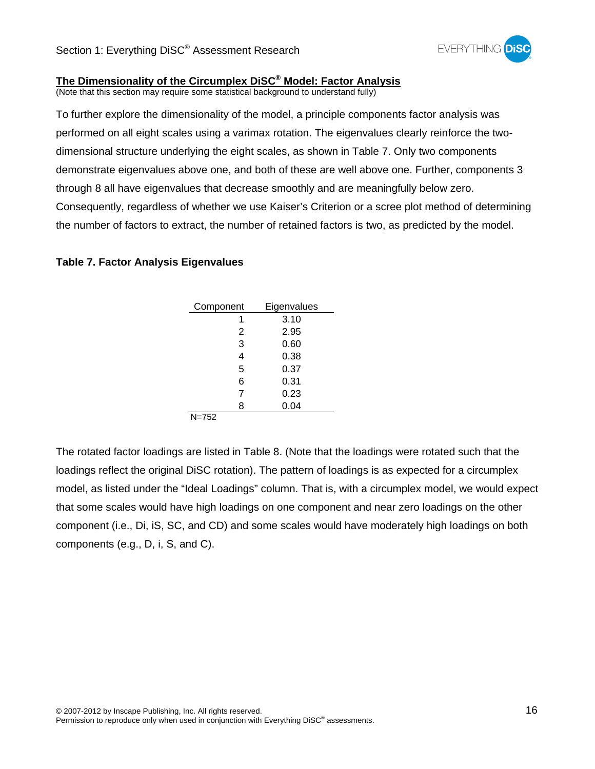## The Dimensionality of the Circumplex DiSC® Model: Factor Analysis

(Note that this section may require some statistical background to understand fully)

To further explore the dimensionality of the model, a principle components factor analysis was performed on all eight scales using a varimax rotation. The eigenvalues clearly reinforce the two-dimensional structure underlying the eight scales, as shown in Table 7. Only two components demonstrate eigenvalues above one, and both of these are well above one. Further, components 3 through 8 all have eigenvalues that decrease smoothly and are meaningfully below zero. Consequently, regardless of whether we use Kaiser's Criterion or a scree plot method of determining the number of factors to extract, the number of retained factors is two, as predicted by the model.

**Table 7. Factor Analysis Eigenvalues**

| Component | Eigenvalues |
|---|---|
| 1 | 3.10 |
| 2 | 2.95 |
| 3 | 0.60 |
| 4 | 0.38 |
| 5 | 0.37 |
| 6 | 0.31 |
| 7 | 0.23 |
| 8 | 0.04 |

N=752

The rotated factor loadings are listed in Table 8. (Note that the loadings were rotated such that the loadings reflect the original DiSC rotation). The pattern of loadings is as expected for a circumplex model, as listed under the "Ideal Loadings" column. That is, with a circumplex model, we would expect that some scales would have high loadings on one component and near zero loadings on the other component (i.e., Di, iS, SC, and CD) and some scales would have moderately high loadings on both components (e.g., D, i, S, and C).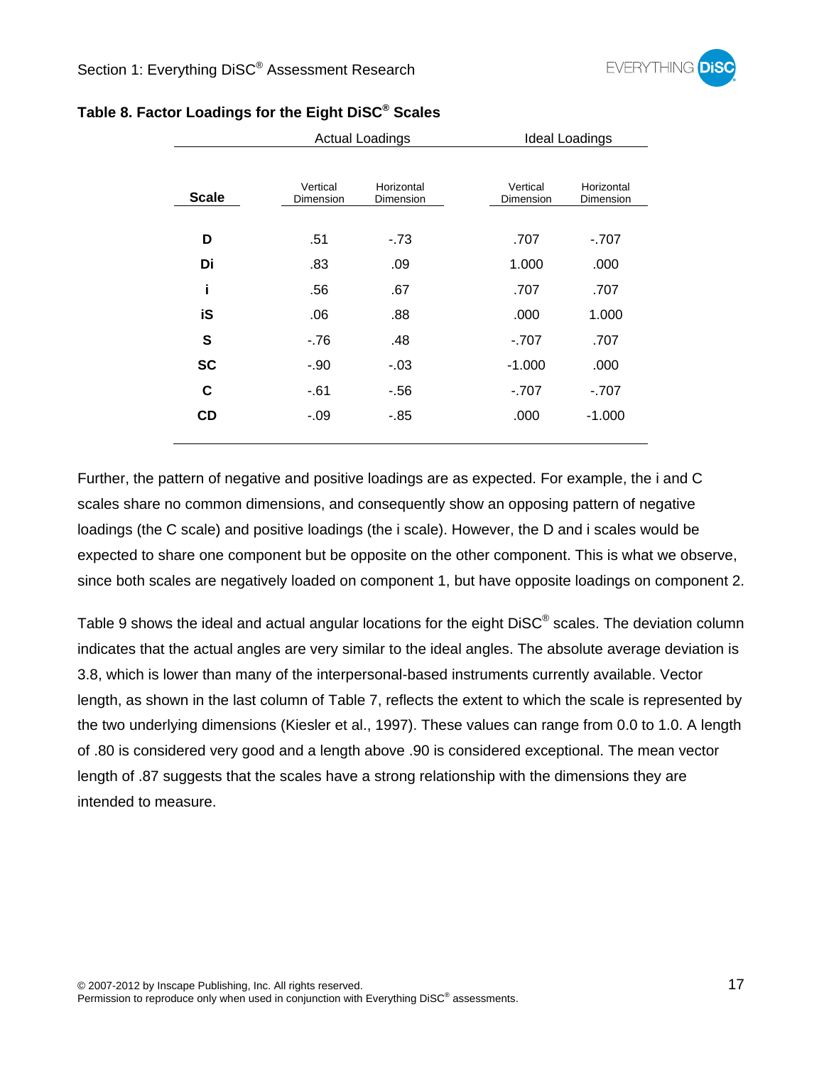**Table 8. Factor Loadings for the Eight DiSC® Scales**

| Scale | Actual Loadings | | Ideal Loadings | |
|---|---|---|---|---|
| | Vertical Dimension | Horizontal Dimension | Vertical Dimension | Horizontal Dimension |
| **D** | .51 | -.73 | .707 | -.707 |
| **Di** | .83 | .09 | 1.000 | .000 |
| **i** | .56 | .67 | .707 | .707 |
| **iS** | .06 | .88 | .000 | 1.000 |
| **S** | -.76 | .48 | -.707 | .707 |
| **SC** | -.90 | -.03 | -1.000 | .000 |
| **C** | -.61 | -.56 | -.707 | -.707 |
| **CD** | -.09 | -.85 | .000 | -1.000 |

Further, the pattern of negative and positive loadings are as expected. For example, the i and C scales share no common dimensions, and consequently show an opposing pattern of negative loadings (the C scale) and positive loadings (the i scale). However, the D and i scales would be expected to share one component but be opposite on the other component. This is what we observe, since both scales are negatively loaded on component 1, but have opposite loadings on component 2.

Table 9 shows the ideal and actual angular locations for the eight DiSC® scales. The deviation column indicates that the actual angles are very similar to the ideal angles. The absolute average deviation is 3.8, which is lower than many of the interpersonal-based instruments currently available. Vector length, as shown in the last column of Table 7, reflects the extent to which the scale is represented by the two underlying dimensions (Kiesler et al., 1997). These values can range from 0.0 to 1.0. A length of .80 is considered very good and a length above .90 is considered exceptional. The mean vector length of .87 suggests that the scales have a strong relationship with the dimensions they are intended to measure.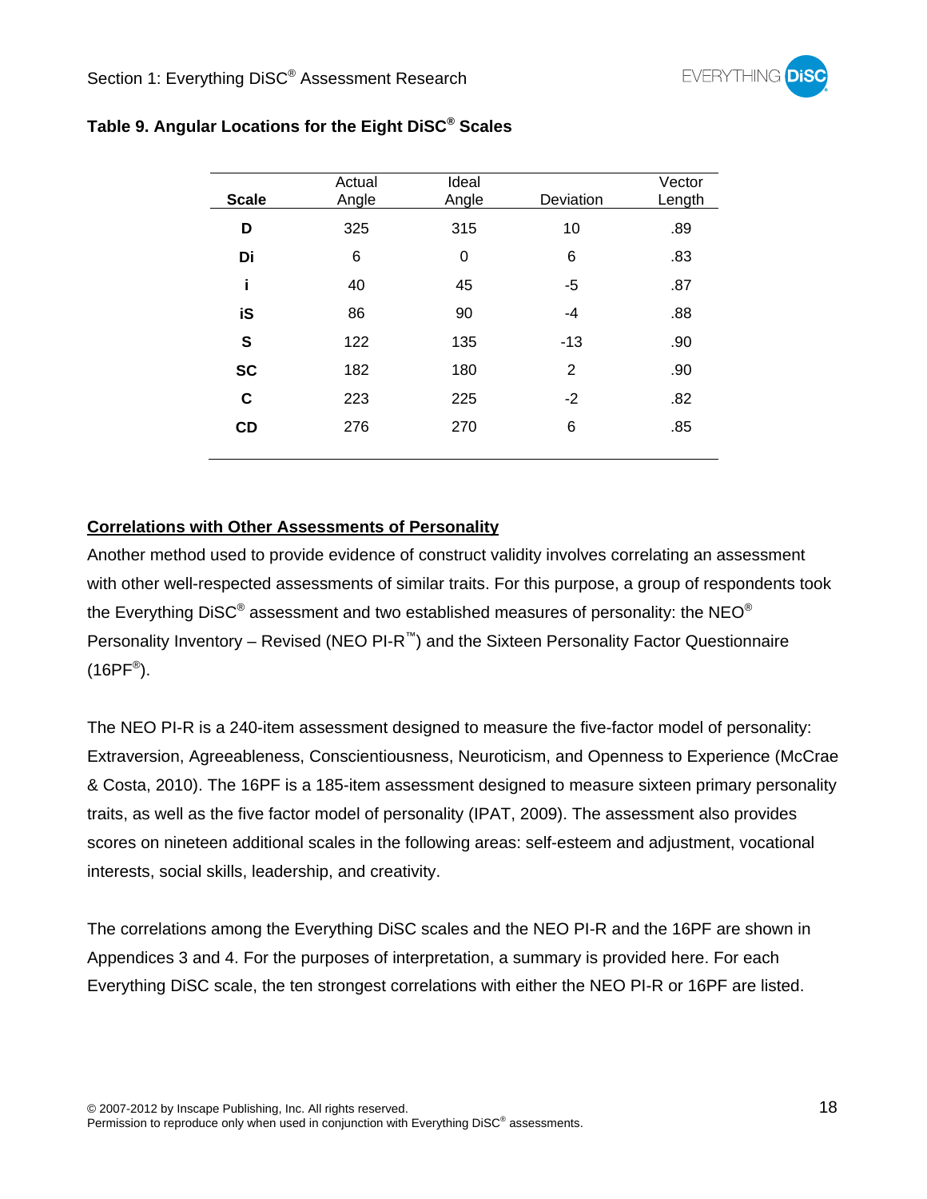**Table 9. Angular Locations for the Eight DiSC® Scales**

| Scale | Actual Angle | Ideal Angle | Deviation | Vector Length |
|---|---|---|---|---|
| **D** | 325 | 315 | 10 | .89 |
| **Di** | 6 | 0 | 6 | .83 |
| **i** | 40 | 45 | -5 | .87 |
| **iS** | 86 | 90 | -4 | .88 |
| **S** | 122 | 135 | -13 | .90 |
| **SC** | 182 | 180 | 2 | .90 |
| **C** | 223 | 225 | -2 | .82 |
| **CD** | 276 | 270 | 6 | .85 |

## Correlations with Other Assessments of Personality

Another method used to provide evidence of construct validity involves correlating an assessment with other well-respected assessments of similar traits. For this purpose, a group of respondents took the Everything DiSC® assessment and two established measures of personality: the NEO® Personality Inventory – Revised (NEO PI-R™) and the Sixteen Personality Factor Questionnaire (16PF®).

The NEO PI-R is a 240-item assessment designed to measure the five-factor model of personality: Extraversion, Agreeableness, Conscientiousness, Neuroticism, and Openness to Experience (McCrae & Costa, 2010). The 16PF is a 185-item assessment designed to measure sixteen primary personality traits, as well as the five factor model of personality (IPAT, 2009). The assessment also provides scores on nineteen additional scales in the following areas: self-esteem and adjustment, vocational interests, social skills, leadership, and creativity.

The correlations among the Everything DiSC scales and the NEO PI-R and the 16PF are shown in Appendices 3 and 4. For the purposes of interpretation, a summary is provided here. For each Everything DiSC scale, the ten strongest correlations with either the NEO PI-R or 16PF are listed.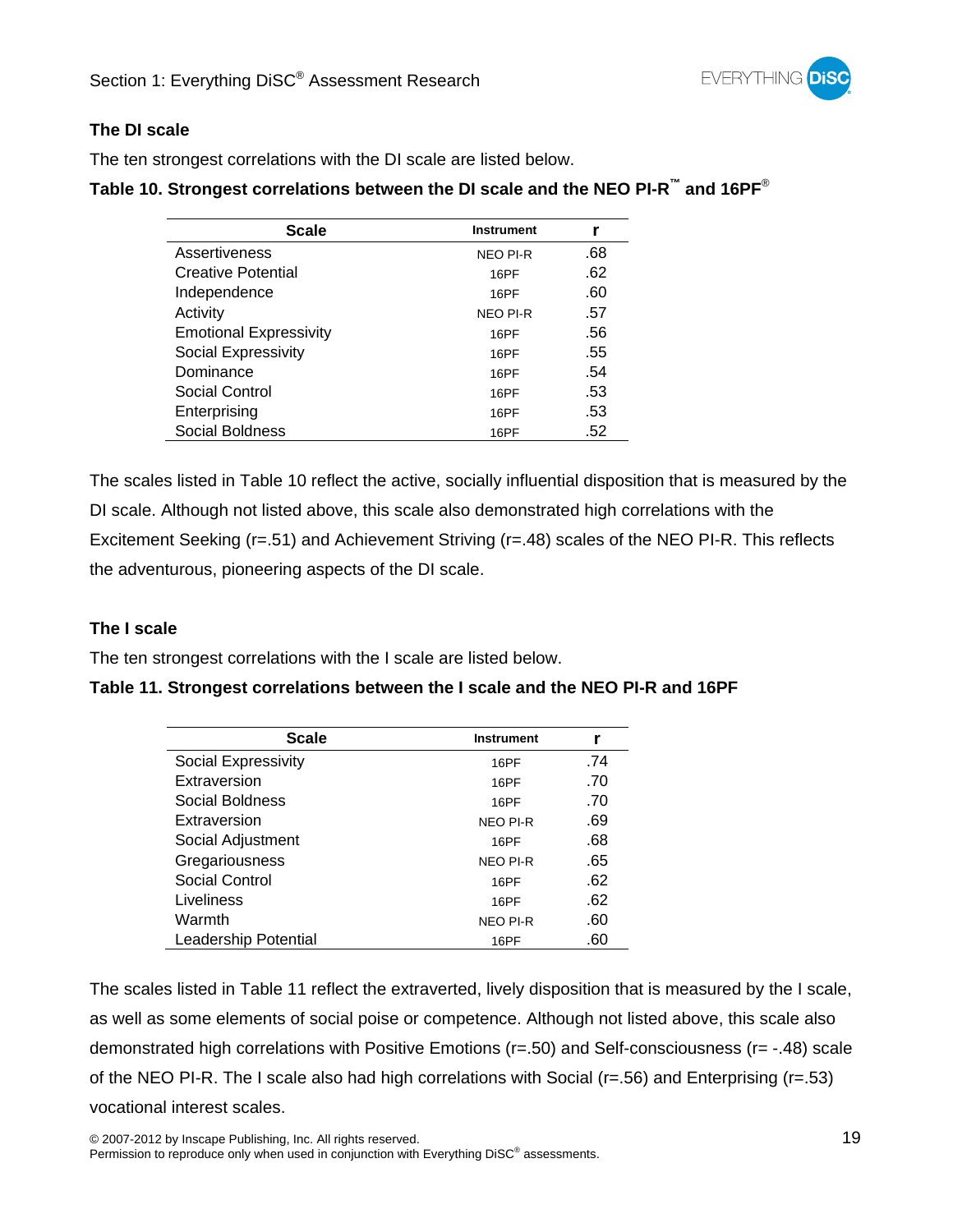### The DI scale

The ten strongest correlations with the DI scale are listed below.

**Table 10. Strongest correlations between the DI scale and the NEO PI-R™ and 16PF®**

| Scale | Instrument | r |
|---|---|---|
| Assertiveness | NEO PI-R | .68 |
| Creative Potential | 16PF | .62 |
| Independence | 16PF | .60 |
| Activity | NEO PI-R | .57 |
| Emotional Expressivity | 16PF | .56 |
| Social Expressivity | 16PF | .55 |
| Dominance | 16PF | .54 |
| Social Control | 16PF | .53 |
| Enterprising | 16PF | .53 |
| Social Boldness | 16PF | .52 |

The scales listed in Table 10 reflect the active, socially influential disposition that is measured by the DI scale. Although not listed above, this scale also demonstrated high correlations with the Excitement Seeking (r=.51) and Achievement Striving (r=.48) scales of the NEO PI-R. This reflects the adventurous, pioneering aspects of the DI scale.

### The I scale

The ten strongest correlations with the I scale are listed below.

**Table 11. Strongest correlations between the I scale and the NEO PI-R and 16PF**

| Scale | Instrument | r |
|---|---|---|
| Social Expressivity | 16PF | .74 |
| Extraversion | 16PF | .70 |
| Social Boldness | 16PF | .70 |
| Extraversion | NEO PI-R | .69 |
| Social Adjustment | 16PF | .68 |
| Gregariousness | NEO PI-R | .65 |
| Social Control | 16PF | .62 |
| Liveliness | 16PF | .62 |
| Warmth | NEO PI-R | .60 |
| Leadership Potential | 16PF | .60 |

The scales listed in Table 11 reflect the extraverted, lively disposition that is measured by the I scale, as well as some elements of social poise or competence. Although not listed above, this scale also demonstrated high correlations with Positive Emotions (r=.50) and Self-consciousness (r= -.48) scale of the NEO PI-R. The I scale also had high correlations with Social (r=.56) and Enterprising (r=.53) vocational interest scales.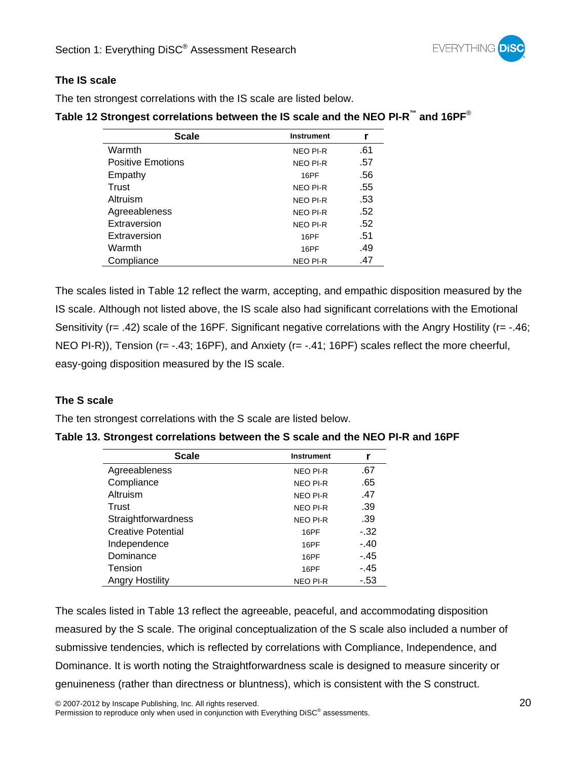### The IS scale

The ten strongest correlations with the IS scale are listed below.

**Table 12 Strongest correlations between the IS scale and the NEO PI-R™ and 16PF®**

| Scale | Instrument | r |
|---|---|---|
| Warmth | NEO PI-R | .61 |
| Positive Emotions | NEO PI-R | .57 |
| Empathy | 16PF | .56 |
| Trust | NEO PI-R | .55 |
| Altruism | NEO PI-R | .53 |
| Agreeableness | NEO PI-R | .52 |
| Extraversion | NEO PI-R | .52 |
| Extraversion | 16PF | .51 |
| Warmth | 16PF | .49 |
| Compliance | NEO PI-R | .47 |

The scales listed in Table 12 reflect the warm, accepting, and empathic disposition measured by the IS scale. Although not listed above, the IS scale also had significant correlations with the Emotional Sensitivity (r= .42) scale of the 16PF. Significant negative correlations with the Angry Hostility (r= -.46; NEO PI-R)), Tension (r= -.43; 16PF), and Anxiety (r= -.41; 16PF) scales reflect the more cheerful, easy-going disposition measured by the IS scale.

### The S scale

The ten strongest correlations with the S scale are listed below.

**Table 13. Strongest correlations between the S scale and the NEO PI-R and 16PF**

| Scale | Instrument | r |
|---|---|---|
| Agreeableness | NEO PI-R | .67 |
| Compliance | NEO PI-R | .65 |
| Altruism | NEO PI-R | .47 |
| Trust | NEO PI-R | .39 |
| Straightforwardness | NEO PI-R | .39 |
| Creative Potential | 16PF | -.32 |
| Independence | 16PF | -.40 |
| Dominance | 16PF | -.45 |
| Tension | 16PF | -.45 |
| Angry Hostility | NEO PI-R | -.53 |

The scales listed in Table 13 reflect the agreeable, peaceful, and accommodating disposition measured by the S scale. The original conceptualization of the S scale also included a number of submissive tendencies, which is reflected by correlations with Compliance, Independence, and Dominance. It is worth noting the Straightforwardness scale is designed to measure sincerity or genuineness (rather than directness or bluntness), which is consistent with the S construct.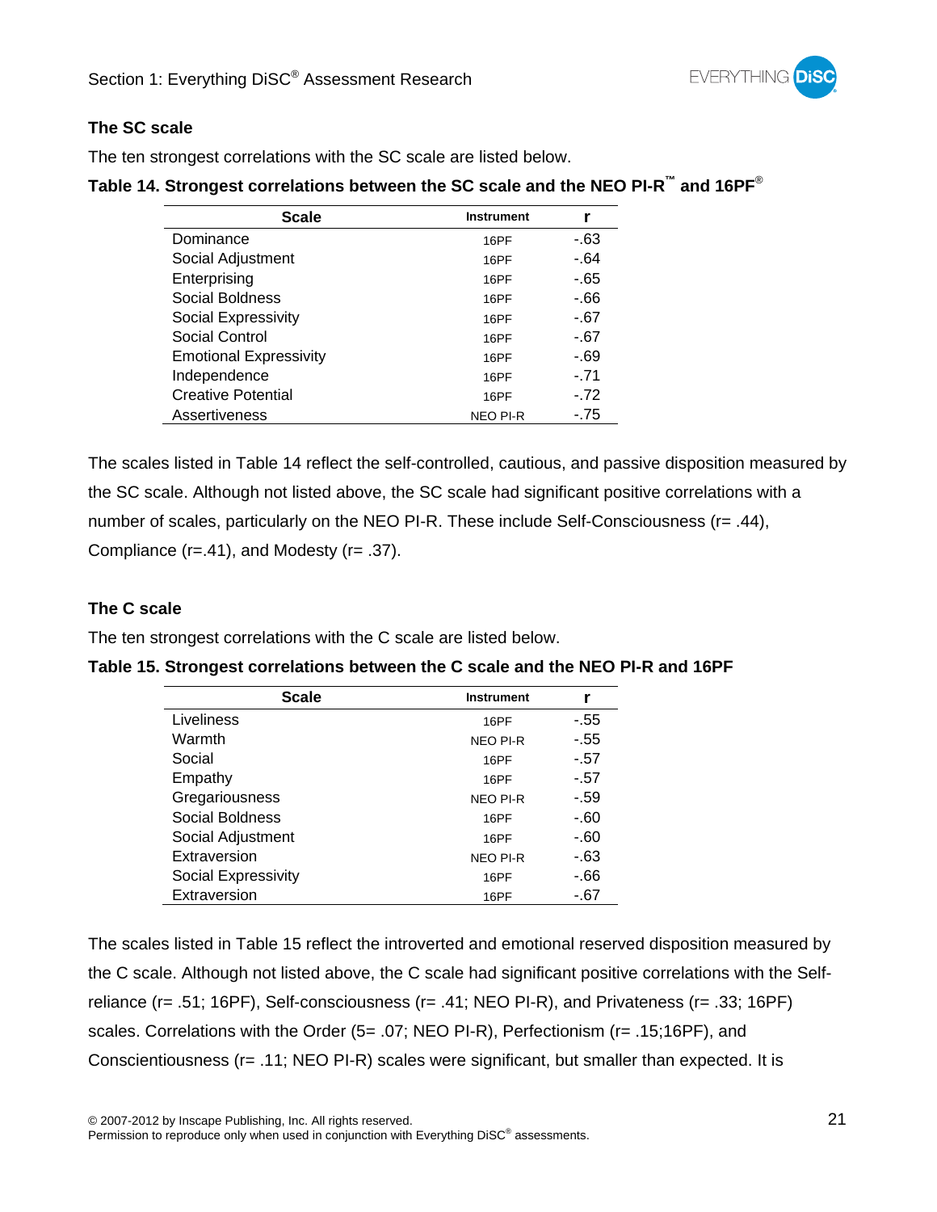### The SC scale

The ten strongest correlations with the SC scale are listed below.

**Table 14. Strongest correlations between the SC scale and the NEO PI-R™ and 16PF®**

| Scale | Instrument | r |
|---|---|---|
| Dominance | 16PF | -.63 |
| Social Adjustment | 16PF | -.64 |
| Enterprising | 16PF | -.65 |
| Social Boldness | 16PF | -.66 |
| Social Expressivity | 16PF | -.67 |
| Social Control | 16PF | -.67 |
| Emotional Expressivity | 16PF | -.69 |
| Independence | 16PF | -.71 |
| Creative Potential | 16PF | -.72 |
| Assertiveness | NEO PI-R | -.75 |

The scales listed in Table 14 reflect the self-controlled, cautious, and passive disposition measured by the SC scale. Although not listed above, the SC scale had significant positive correlations with a number of scales, particularly on the NEO PI-R. These include Self-Consciousness (r= .44), Compliance (r=.41), and Modesty (r= .37).

### The C scale

The ten strongest correlations with the C scale are listed below.

**Table 15. Strongest correlations between the C scale and the NEO PI-R and 16PF**

| Scale | Instrument | r |
|---|---|---|
| Liveliness | 16PF | -.55 |
| Warmth | NEO PI-R | -.55 |
| Social | 16PF | -.57 |
| Empathy | 16PF | -.57 |
| Gregariousness | NEO PI-R | -.59 |
| Social Boldness | 16PF | -.60 |
| Social Adjustment | 16PF | -.60 |
| Extraversion | NEO PI-R | -.63 |
| Social Expressivity | 16PF | -.66 |
| Extraversion | 16PF | -.67 |

The scales listed in Table 15 reflect the introverted and emotional reserved disposition measured by the C scale. Although not listed above, the C scale had significant positive correlations with the Self-reliance (r= .51; 16PF), Self-consciousness (r= .41; NEO PI-R), and Privateness (r= .33; 16PF) scales. Correlations with the Order (5= .07; NEO PI-R), Perfectionism (r= .15;16PF), and Conscientiousness (r= .11; NEO PI-R) scales were significant, but smaller than expected. It is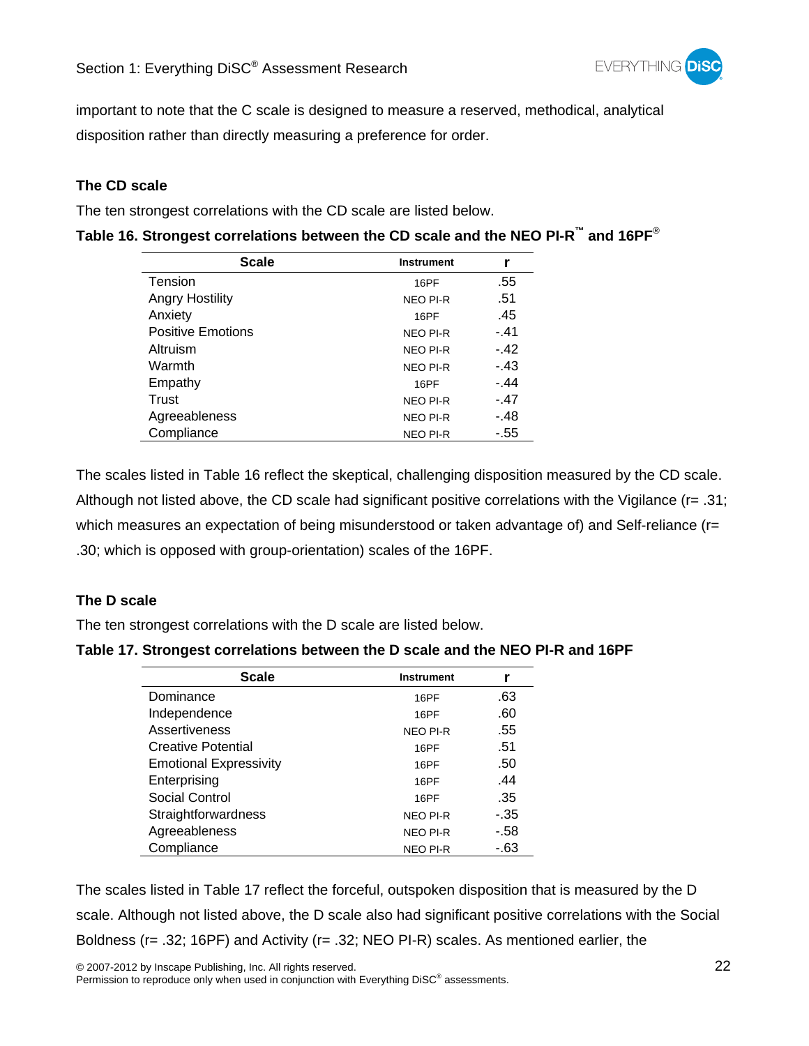important to note that the C scale is designed to measure a reserved, methodical, analytical disposition rather than directly measuring a preference for order.

### The CD scale

The ten strongest correlations with the CD scale are listed below.

**Table 16. Strongest correlations between the CD scale and the NEO PI-R™ and 16PF®**

| Scale | Instrument | r |
|---|---|---|
| Tension | 16PF | .55 |
| Angry Hostility | NEO PI-R | .51 |
| Anxiety | 16PF | .45 |
| Positive Emotions | NEO PI-R | -.41 |
| Altruism | NEO PI-R | -.42 |
| Warmth | NEO PI-R | -.43 |
| Empathy | 16PF | -.44 |
| Trust | NEO PI-R | -.47 |
| Agreeableness | NEO PI-R | -.48 |
| Compliance | NEO PI-R | -.55 |

The scales listed in Table 16 reflect the skeptical, challenging disposition measured by the CD scale. Although not listed above, the CD scale had significant positive correlations with the Vigilance (r= .31; which measures an expectation of being misunderstood or taken advantage of) and Self-reliance (r= .30; which is opposed with group-orientation) scales of the 16PF.

### The D scale

The ten strongest correlations with the D scale are listed below.

**Table 17. Strongest correlations between the D scale and the NEO PI-R and 16PF**

| Scale | Instrument | r |
|---|---|---|
| Dominance | 16PF | .63 |
| Independence | 16PF | .60 |
| Assertiveness | NEO PI-R | .55 |
| Creative Potential | 16PF | .51 |
| Emotional Expressivity | 16PF | .50 |
| Enterprising | 16PF | .44 |
| Social Control | 16PF | .35 |
| Straightforwardness | NEO PI-R | -.35 |
| Agreeableness | NEO PI-R | -.58 |
| Compliance | NEO PI-R | -.63 |

The scales listed in Table 17 reflect the forceful, outspoken disposition that is measured by the D scale. Although not listed above, the D scale also had significant positive correlations with the Social Boldness (r= .32; 16PF) and Activity (r= .32; NEO PI-R) scales. As mentioned earlier, the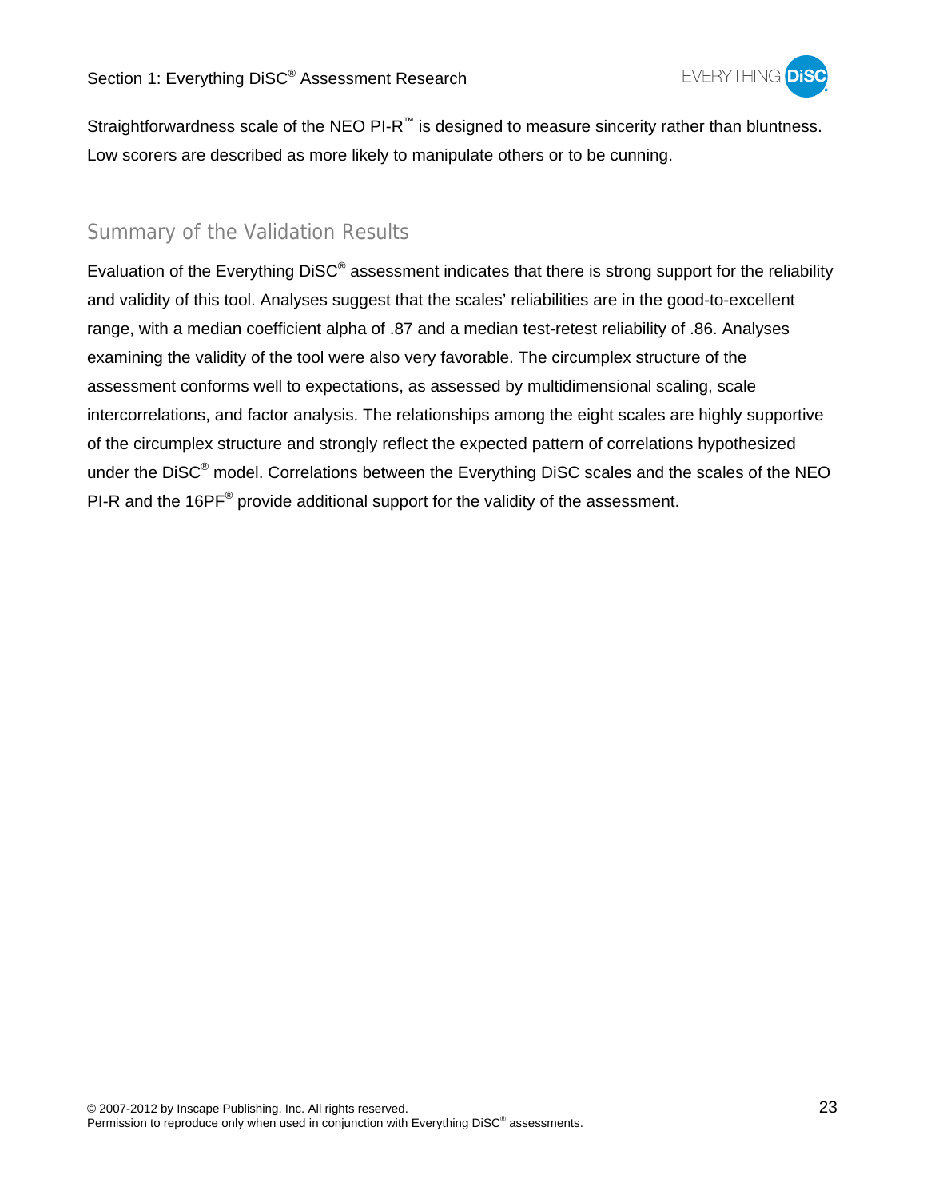Straightforwardness scale of the NEO PI-R™ is designed to measure sincerity rather than bluntness. Low scorers are described as more likely to manipulate others or to be cunning.

## Summary of the Validation Results

Evaluation of the Everything DiSC® assessment indicates that there is strong support for the reliability and validity of this tool. Analyses suggest that the scales' reliabilities are in the good-to-excellent range, with a median coefficient alpha of .87 and a median test-retest reliability of .86. Analyses examining the validity of the tool were also very favorable. The circumplex structure of the assessment conforms well to expectations, as assessed by multidimensional scaling, scale intercorrelations, and factor analysis. The relationships among the eight scales are highly supportive of the circumplex structure and strongly reflect the expected pattern of correlations hypothesized under the DiSC® model. Correlations between the Everything DiSC scales and the scales of the NEO PI-R and the 16PF® provide additional support for the validity of the assessment.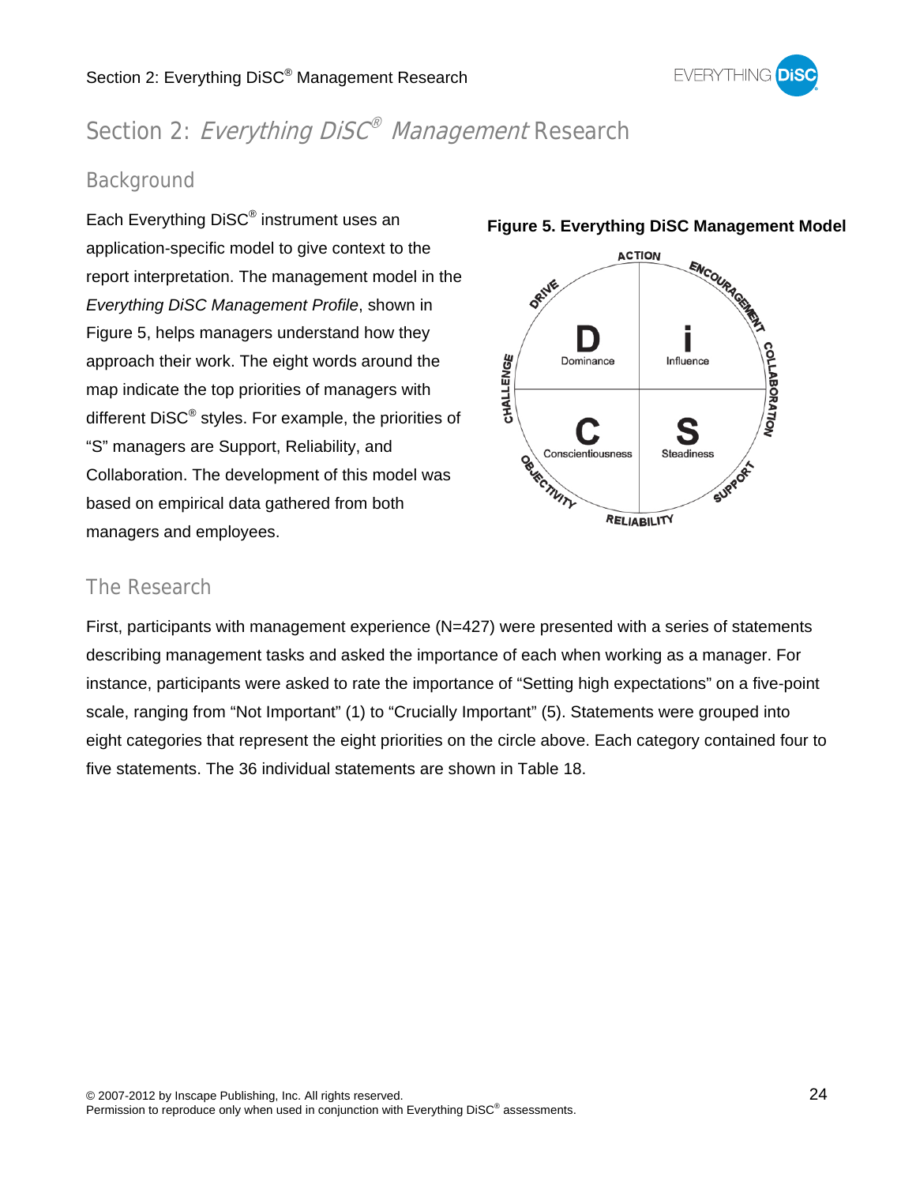# Section 2: *Everything DiSC® Management* Research

## Background

Each Everything DiSC® instrument uses an application-specific model to give context to the report interpretation. The management model in the *Everything DiSC Management Profile*, shown in Figure 5, helps managers understand how they approach their work. The eight words around the map indicate the top priorities of managers with different DiSC® styles. For example, the priorities of "S" managers are Support, Reliability, and Collaboration. The development of this model was based on empirical data gathered from both managers and employees.

**Figure 5. Everything DiSC Management Model**

## The Research

First, participants with management experience (N=427) were presented with a series of statements describing management tasks and asked the importance of each when working as a manager. For instance, participants were asked to rate the importance of "Setting high expectations" on a five-point scale, ranging from "Not Important" (1) to "Crucially Important" (5). Statements were grouped into eight categories that represent the eight priorities on the circle above. Each category contained four to five statements. The 36 individual statements are shown in Table 18.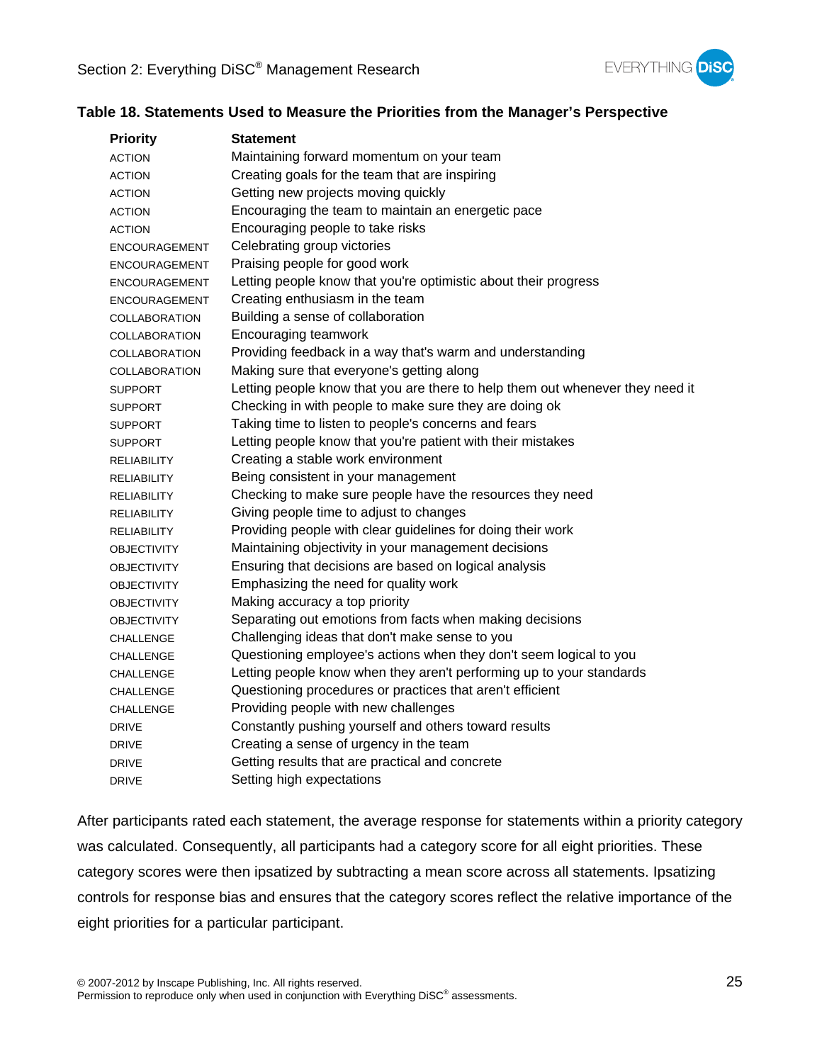### Table 18. Statements Used to Measure the Priorities from the Manager's Perspective

| Priority | Statement |
|---|---|
| ACTION | Maintaining forward momentum on your team |
| ACTION | Creating goals for the team that are inspiring |
| ACTION | Getting new projects moving quickly |
| ACTION | Encouraging the team to maintain an energetic pace |
| ACTION | Encouraging people to take risks |
| ENCOURAGEMENT | Celebrating group victories |
| ENCOURAGEMENT | Praising people for good work |
| ENCOURAGEMENT | Letting people know that you're optimistic about their progress |
| ENCOURAGEMENT | Creating enthusiasm in the team |
| COLLABORATION | Building a sense of collaboration |
| COLLABORATION | Encouraging teamwork |
| COLLABORATION | Providing feedback in a way that's warm and understanding |
| COLLABORATION | Making sure that everyone's getting along |
| SUPPORT | Letting people know that you are there to help them out whenever they need it |
| SUPPORT | Checking in with people to make sure they are doing ok |
| SUPPORT | Taking time to listen to people's concerns and fears |
| SUPPORT | Letting people know that you're patient with their mistakes |
| RELIABILITY | Creating a stable work environment |
| RELIABILITY | Being consistent in your management |
| RELIABILITY | Checking to make sure people have the resources they need |
| RELIABILITY | Giving people time to adjust to changes |
| RELIABILITY | Providing people with clear guidelines for doing their work |
| OBJECTIVITY | Maintaining objectivity in your management decisions |
| OBJECTIVITY | Ensuring that decisions are based on logical analysis |
| OBJECTIVITY | Emphasizing the need for quality work |
| OBJECTIVITY | Making accuracy a top priority |
| OBJECTIVITY | Separating out emotions from facts when making decisions |
| CHALLENGE | Challenging ideas that don't make sense to you |
| CHALLENGE | Questioning employee's actions when they don't seem logical to you |
| CHALLENGE | Letting people know when they aren't performing up to your standards |
| CHALLENGE | Questioning procedures or practices that aren't efficient |
| CHALLENGE | Providing people with new challenges |
| DRIVE | Constantly pushing yourself and others toward results |
| DRIVE | Creating a sense of urgency in the team |
| DRIVE | Getting results that are practical and concrete |
| DRIVE | Setting high expectations |

After participants rated each statement, the average response for statements within a priority category was calculated. Consequently, all participants had a category score for all eight priorities. These category scores were then ipsatized by subtracting a mean score across all statements. Ipsatizing controls for response bias and ensures that the category scores reflect the relative importance of the eight priorities for a particular participant.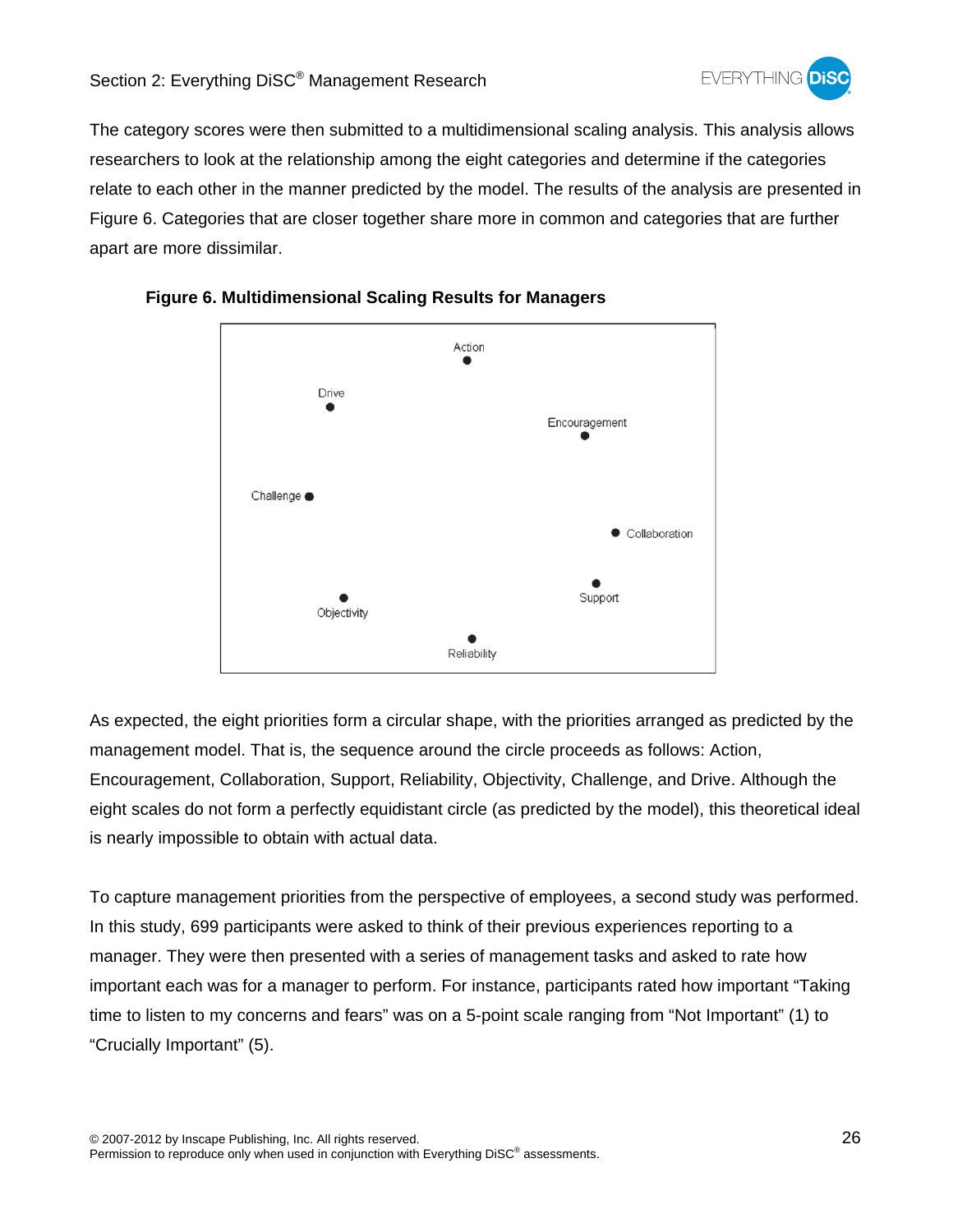The category scores were then submitted to a multidimensional scaling analysis. This analysis allows researchers to look at the relationship among the eight categories and determine if the categories relate to each other in the manner predicted by the model. The results of the analysis are presented in Figure 6. Categories that are closer together share more in common and categories that are further apart are more dissimilar.

**Figure 6. Multidimensional Scaling Results for Managers**

As expected, the eight priorities form a circular shape, with the priorities arranged as predicted by the management model. That is, the sequence around the circle proceeds as follows: Action, Encouragement, Collaboration, Support, Reliability, Objectivity, Challenge, and Drive. Although the eight scales do not form a perfectly equidistant circle (as predicted by the model), this theoretical ideal is nearly impossible to obtain with actual data.

To capture management priorities from the perspective of employees, a second study was performed. In this study, 699 participants were asked to think of their previous experiences reporting to a manager. They were then presented with a series of management tasks and asked to rate how important each was for a manager to perform. For instance, participants rated how important "Taking time to listen to my concerns and fears" was on a 5-point scale ranging from "Not Important" (1) to "Crucially Important" (5).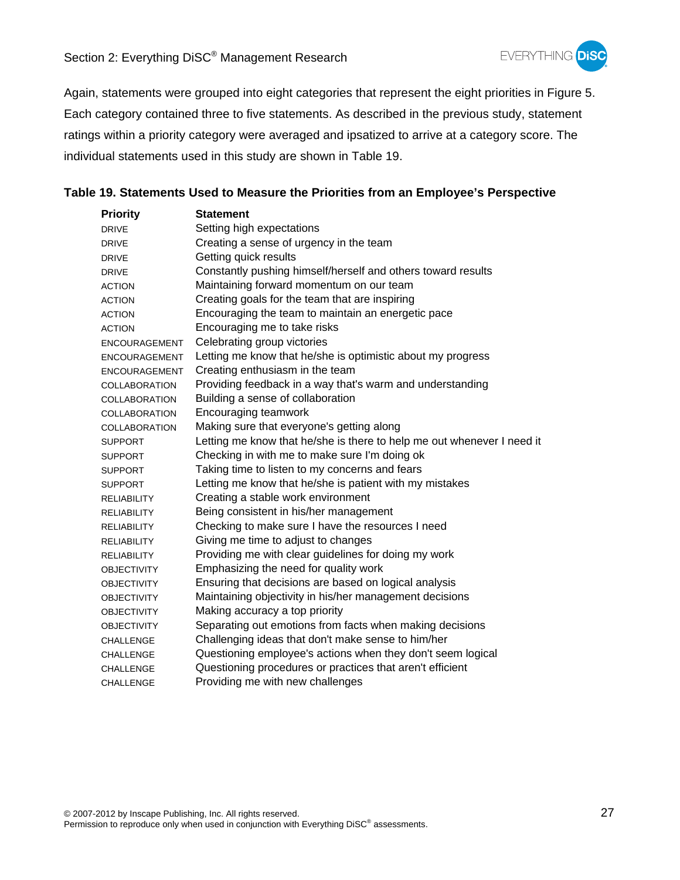Again, statements were grouped into eight categories that represent the eight priorities in Figure 5. Each category contained three to five statements. As described in the previous study, statement ratings within a priority category were averaged and ipsatized to arrive at a category score. The individual statements used in this study are shown in Table 19.

**Table 19. Statements Used to Measure the Priorities from an Employee's Perspective**

| Priority | Statement |
|---|---|
| DRIVE | Setting high expectations |
| DRIVE | Creating a sense of urgency in the team |
| DRIVE | Getting quick results |
| DRIVE | Constantly pushing himself/herself and others toward results |
| ACTION | Maintaining forward momentum on our team |
| ACTION | Creating goals for the team that are inspiring |
| ACTION | Encouraging the team to maintain an energetic pace |
| ACTION | Encouraging me to take risks |
| ENCOURAGEMENT | Celebrating group victories |
| ENCOURAGEMENT | Letting me know that he/she is optimistic about my progress |
| ENCOURAGEMENT | Creating enthusiasm in the team |
| COLLABORATION | Providing feedback in a way that's warm and understanding |
| COLLABORATION | Building a sense of collaboration |
| COLLABORATION | Encouraging teamwork |
| COLLABORATION | Making sure that everyone's getting along |
| SUPPORT | Letting me know that he/she is there to help me out whenever I need it |
| SUPPORT | Checking in with me to make sure I'm doing ok |
| SUPPORT | Taking time to listen to my concerns and fears |
| SUPPORT | Letting me know that he/she is patient with my mistakes |
| RELIABILITY | Creating a stable work environment |
| RELIABILITY | Being consistent in his/her management |
| RELIABILITY | Checking to make sure I have the resources I need |
| RELIABILITY | Giving me time to adjust to changes |
| RELIABILITY | Providing me with clear guidelines for doing my work |
| OBJECTIVITY | Emphasizing the need for quality work |
| OBJECTIVITY | Ensuring that decisions are based on logical analysis |
| OBJECTIVITY | Maintaining objectivity in his/her management decisions |
| OBJECTIVITY | Making accuracy a top priority |
| OBJECTIVITY | Separating out emotions from facts when making decisions |
| CHALLENGE | Challenging ideas that don't make sense to him/her |
| CHALLENGE | Questioning employee's actions when they don't seem logical |
| CHALLENGE | Questioning procedures or practices that aren't efficient |
| CHALLENGE | Providing me with new challenges |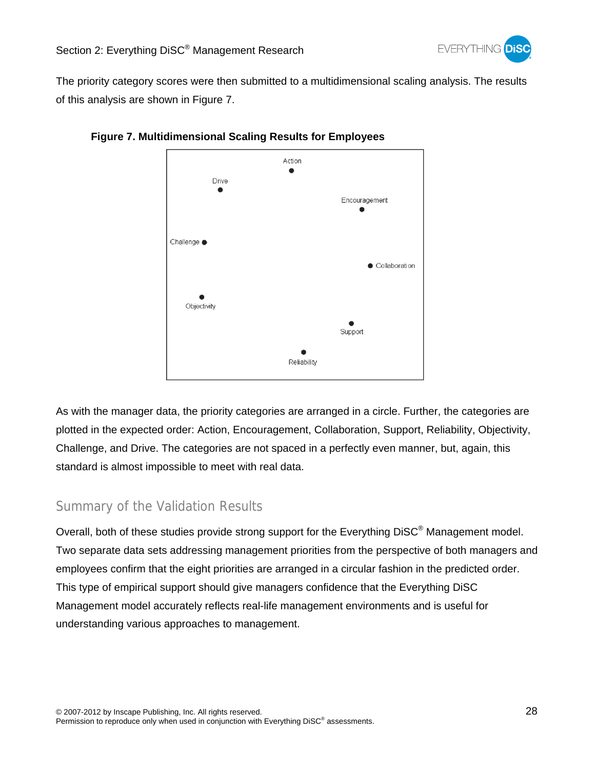The priority category scores were then submitted to a multidimensional scaling analysis. The results of this analysis are shown in Figure 7.

**Figure 7. Multidimensional Scaling Results for Employees**

As with the manager data, the priority categories are arranged in a circle. Further, the categories are plotted in the expected order: Action, Encouragement, Collaboration, Support, Reliability, Objectivity, Challenge, and Drive. The categories are not spaced in a perfectly even manner, but, again, this standard is almost impossible to meet with real data.

## Summary of the Validation Results

Overall, both of these studies provide strong support for the Everything DiSC® Management model. Two separate data sets addressing management priorities from the perspective of both managers and employees confirm that the eight priorities are arranged in a circular fashion in the predicted order. This type of empirical support should give managers confidence that the Everything DiSC Management model accurately reflects real-life management environments and is useful for understanding various approaches to management.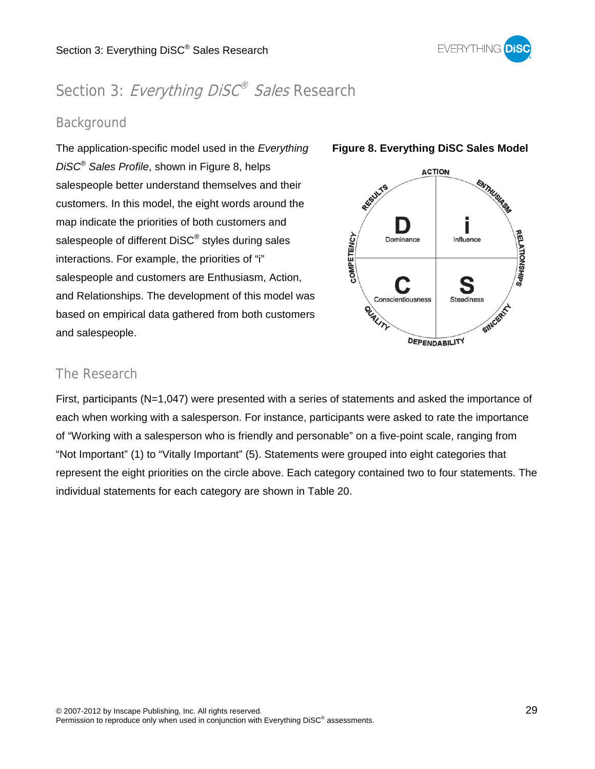# Section 3: *Everything DiSC® Sales* Research

## Background

The application-specific model used in the *Everything DiSC® Sales Profile*, shown in Figure 8, helps salespeople better understand themselves and their customers. In this model, the eight words around the map indicate the priorities of both customers and salespeople of different DiSC® styles during sales interactions. For example, the priorities of "i" salespeople and customers are Enthusiasm, Action, and Relationships. The development of this model was based on empirical data gathered from both customers and salespeople.

**Figure 8. Everything DiSC Sales Model**

## The Research

First, participants (N=1,047) were presented with a series of statements and asked the importance of each when working with a salesperson. For instance, participants were asked to rate the importance of "Working with a salesperson who is friendly and personable" on a five-point scale, ranging from "Not Important" (1) to "Vitally Important" (5). Statements were grouped into eight categories that represent the eight priorities on the circle above. Each category contained two to four statements. The individual statements for each category are shown in Table 20.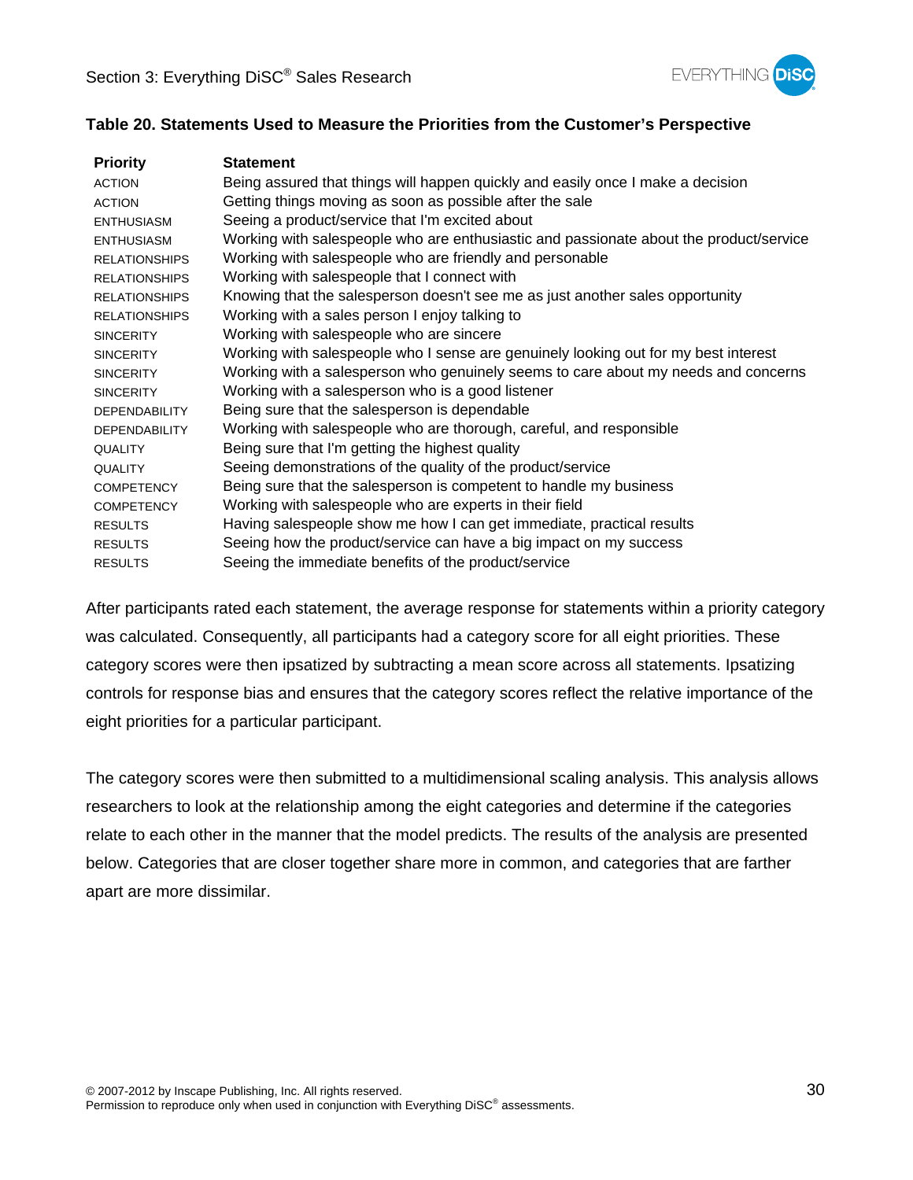**Table 20. Statements Used to Measure the Priorities from the Customer's Perspective**

| Priority | Statement |
|---|---|
| ACTION | Being assured that things will happen quickly and easily once I make a decision |
| ACTION | Getting things moving as soon as possible after the sale |
| ENTHUSIASM | Seeing a product/service that I'm excited about |
| ENTHUSIASM | Working with salespeople who are enthusiastic and passionate about the product/service |
| RELATIONSHIPS | Working with salespeople who are friendly and personable |
| RELATIONSHIPS | Working with salespeople that I connect with |
| RELATIONSHIPS | Knowing that the salesperson doesn't see me as just another sales opportunity |
| RELATIONSHIPS | Working with a sales person I enjoy talking to |
| SINCERITY | Working with salespeople who are sincere |
| SINCERITY | Working with salespeople who I sense are genuinely looking out for my best interest |
| SINCERITY | Working with a salesperson who genuinely seems to care about my needs and concerns |
| SINCERITY | Working with a salesperson who is a good listener |
| DEPENDABILITY | Being sure that the salesperson is dependable |
| DEPENDABILITY | Working with salespeople who are thorough, careful, and responsible |
| QUALITY | Being sure that I'm getting the highest quality |
| QUALITY | Seeing demonstrations of the quality of the product/service |
| COMPETENCY | Being sure that the salesperson is competent to handle my business |
| COMPETENCY | Working with salespeople who are experts in their field |
| RESULTS | Having salespeople show me how I can get immediate, practical results |
| RESULTS | Seeing how the product/service can have a big impact on my success |
| RESULTS | Seeing the immediate benefits of the product/service |

After participants rated each statement, the average response for statements within a priority category was calculated. Consequently, all participants had a category score for all eight priorities. These category scores were then ipsatized by subtracting a mean score across all statements. Ipsatizing controls for response bias and ensures that the category scores reflect the relative importance of the eight priorities for a particular participant.

The category scores were then submitted to a multidimensional scaling analysis. This analysis allows researchers to look at the relationship among the eight categories and determine if the categories relate to each other in the manner that the model predicts. The results of the analysis are presented below. Categories that are closer together share more in common, and categories that are farther apart are more dissimilar.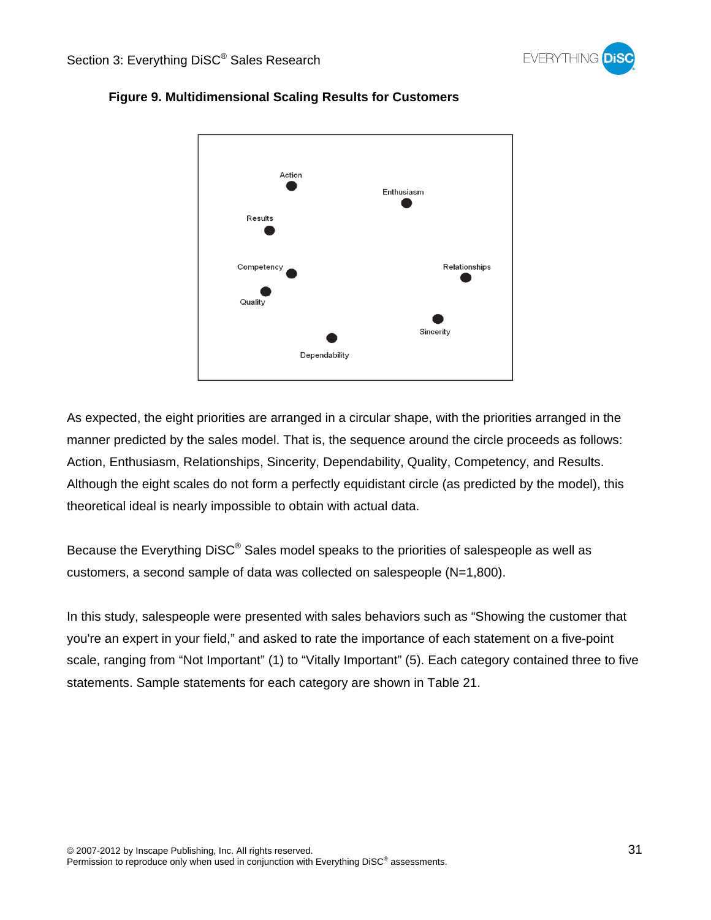**Figure 9. Multidimensional Scaling Results for Customers**

As expected, the eight priorities are arranged in a circular shape, with the priorities arranged in the manner predicted by the sales model. That is, the sequence around the circle proceeds as follows: Action, Enthusiasm, Relationships, Sincerity, Dependability, Quality, Competency, and Results. Although the eight scales do not form a perfectly equidistant circle (as predicted by the model), this theoretical ideal is nearly impossible to obtain with actual data.

Because the Everything DiSC® Sales model speaks to the priorities of salespeople as well as customers, a second sample of data was collected on salespeople (N=1,800).

In this study, salespeople were presented with sales behaviors such as "Showing the customer that you're an expert in your field," and asked to rate the importance of each statement on a five-point scale, ranging from "Not Important" (1) to "Vitally Important" (5). Each category contained three to five statements. Sample statements for each category are shown in Table 21.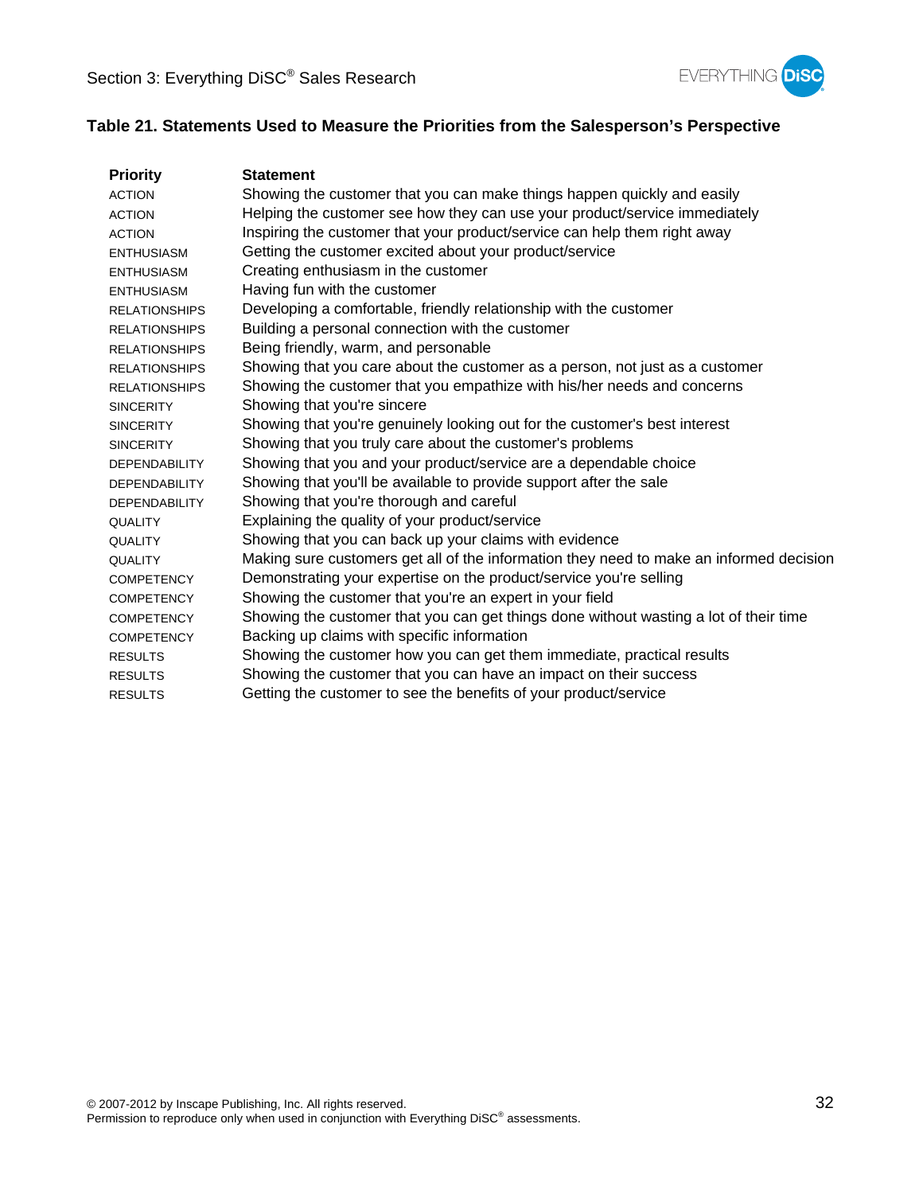### Table 21. Statements Used to Measure the Priorities from the Salesperson's Perspective

| Priority | Statement |
|---|---|
| ACTION | Showing the customer that you can make things happen quickly and easily |
| ACTION | Helping the customer see how they can use your product/service immediately |
| ACTION | Inspiring the customer that your product/service can help them right away |
| ENTHUSIASM | Getting the customer excited about your product/service |
| ENTHUSIASM | Creating enthusiasm in the customer |
| ENTHUSIASM | Having fun with the customer |
| RELATIONSHIPS | Developing a comfortable, friendly relationship with the customer |
| RELATIONSHIPS | Building a personal connection with the customer |
| RELATIONSHIPS | Being friendly, warm, and personable |
| RELATIONSHIPS | Showing that you care about the customer as a person, not just as a customer |
| RELATIONSHIPS | Showing the customer that you empathize with his/her needs and concerns |
| SINCERITY | Showing that you're sincere |
| SINCERITY | Showing that you're genuinely looking out for the customer's best interest |
| SINCERITY | Showing that you truly care about the customer's problems |
| DEPENDABILITY | Showing that you and your product/service are a dependable choice |
| DEPENDABILITY | Showing that you'll be available to provide support after the sale |
| DEPENDABILITY | Showing that you're thorough and careful |
| QUALITY | Explaining the quality of your product/service |
| QUALITY | Showing that you can back up your claims with evidence |
| QUALITY | Making sure customers get all of the information they need to make an informed decision |
| COMPETENCY | Demonstrating your expertise on the product/service you're selling |
| COMPETENCY | Showing the customer that you're an expert in your field |
| COMPETENCY | Showing the customer that you can get things done without wasting a lot of their time |
| COMPETENCY | Backing up claims with specific information |
| RESULTS | Showing the customer how you can get them immediate, practical results |
| RESULTS | Showing the customer that you can have an impact on their success |
| RESULTS | Getting the customer to see the benefits of your product/service |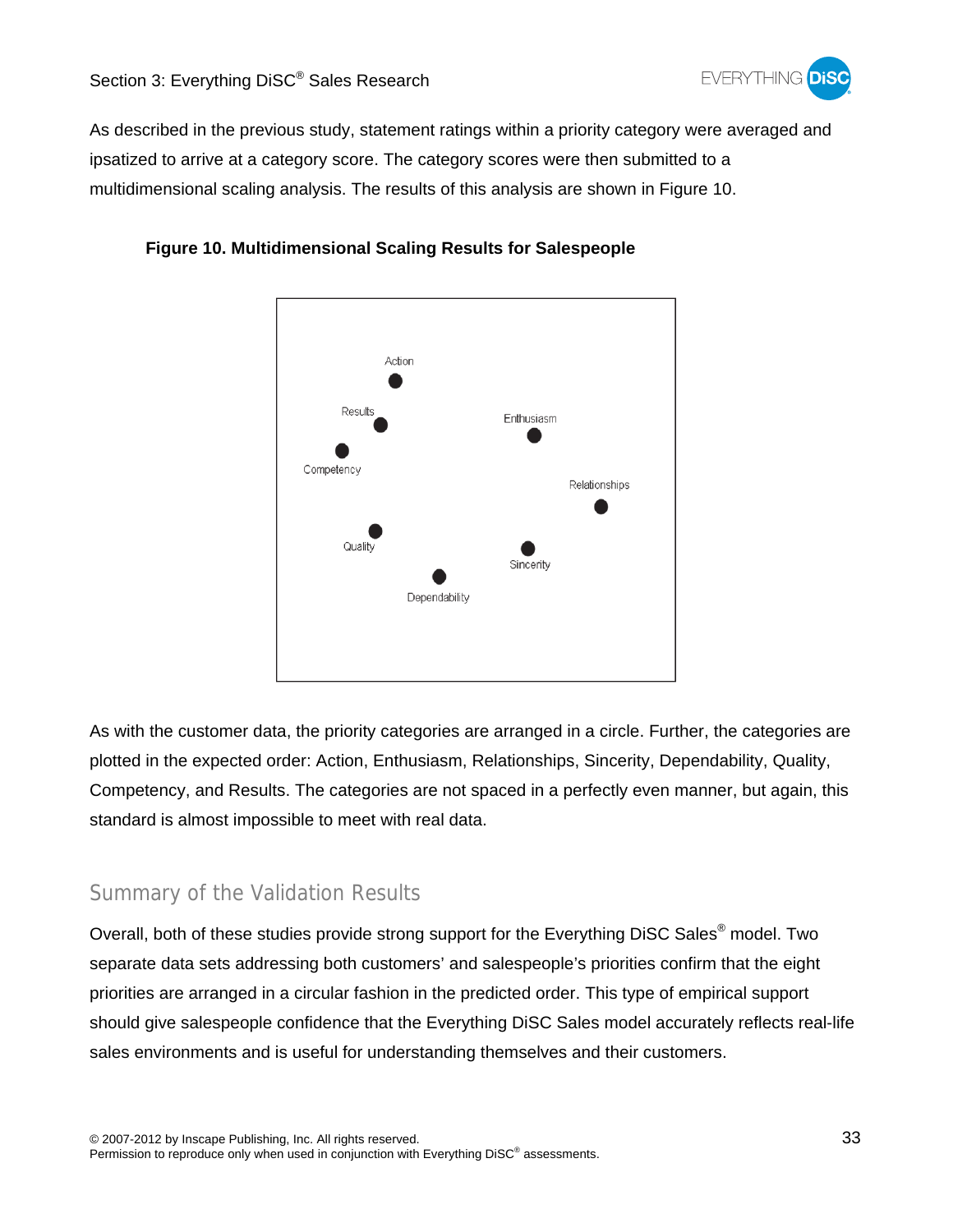As described in the previous study, statement ratings within a priority category were averaged and ipsatized to arrive at a category score. The category scores were then submitted to a multidimensional scaling analysis. The results of this analysis are shown in Figure 10.

**Figure 10. Multidimensional Scaling Results for Salespeople**

As with the customer data, the priority categories are arranged in a circle. Further, the categories are plotted in the expected order: Action, Enthusiasm, Relationships, Sincerity, Dependability, Quality, Competency, and Results. The categories are not spaced in a perfectly even manner, but again, this standard is almost impossible to meet with real data.

## Summary of the Validation Results

Overall, both of these studies provide strong support for the Everything DiSC Sales® model. Two separate data sets addressing both customers' and salespeople's priorities confirm that the eight priorities are arranged in a circular fashion in the predicted order. This type of empirical support should give salespeople confidence that the Everything DiSC Sales model accurately reflects real-life sales environments and is useful for understanding themselves and their customers.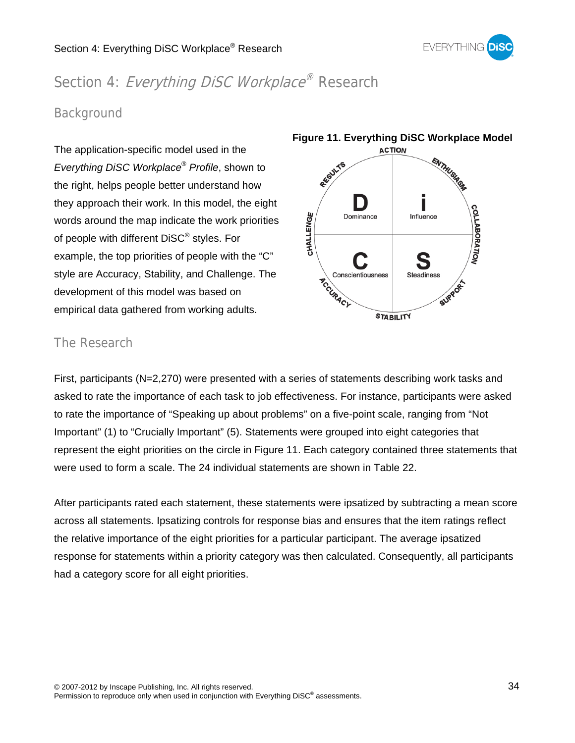# Section 4: *Everything DiSC Workplace®* Research

## Background

The application-specific model used in the *Everything DiSC Workplace® Profile*, shown to the right, helps people better understand how they approach their work. In this model, the eight words around the map indicate the work priorities of people with different DiSC® styles. For example, the top priorities of people with the "C" style are Accuracy, Stability, and Challenge. The development of this model was based on empirical data gathered from working adults.

**Figure 11. Everything DiSC Workplace Model**

## The Research

First, participants (N=2,270) were presented with a series of statements describing work tasks and asked to rate the importance of each task to job effectiveness. For instance, participants were asked to rate the importance of "Speaking up about problems" on a five-point scale, ranging from "Not Important" (1) to "Crucially Important" (5). Statements were grouped into eight categories that represent the eight priorities on the circle in Figure 11. Each category contained three statements that were used to form a scale. The 24 individual statements are shown in Table 22.

After participants rated each statement, these statements were ipsatized by subtracting a mean score across all statements. Ipsatizing controls for response bias and ensures that the item ratings reflect the relative importance of the eight priorities for a particular participant. The average ipsatized response for statements within a priority category was then calculated. Consequently, all participants had a category score for all eight priorities.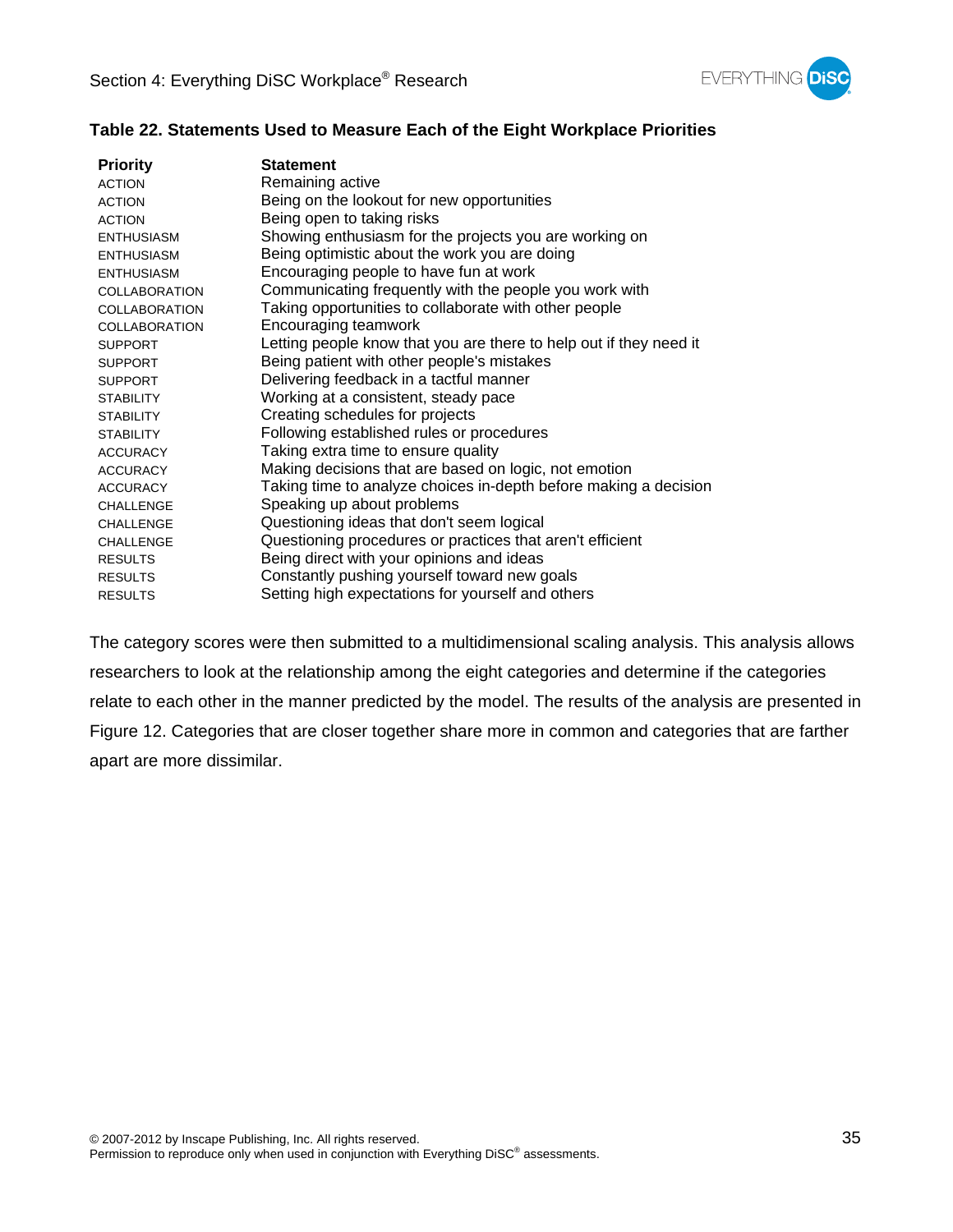**Table 22. Statements Used to Measure Each of the Eight Workplace Priorities**

| Priority | Statement |
|---|---|
| ACTION | Remaining active |
| ACTION | Being on the lookout for new opportunities |
| ACTION | Being open to taking risks |
| ENTHUSIASM | Showing enthusiasm for the projects you are working on |
| ENTHUSIASM | Being optimistic about the work you are doing |
| ENTHUSIASM | Encouraging people to have fun at work |
| COLLABORATION | Communicating frequently with the people you work with |
| COLLABORATION | Taking opportunities to collaborate with other people |
| COLLABORATION | Encouraging teamwork |
| SUPPORT | Letting people know that you are there to help out if they need it |
| SUPPORT | Being patient with other people's mistakes |
| SUPPORT | Delivering feedback in a tactful manner |
| STABILITY | Working at a consistent, steady pace |
| STABILITY | Creating schedules for projects |
| STABILITY | Following established rules or procedures |
| ACCURACY | Taking extra time to ensure quality |
| ACCURACY | Making decisions that are based on logic, not emotion |
| ACCURACY | Taking time to analyze choices in-depth before making a decision |
| CHALLENGE | Speaking up about problems |
| CHALLENGE | Questioning ideas that don't seem logical |
| CHALLENGE | Questioning procedures or practices that aren't efficient |
| RESULTS | Being direct with your opinions and ideas |
| RESULTS | Constantly pushing yourself toward new goals |
| RESULTS | Setting high expectations for yourself and others |

The category scores were then submitted to a multidimensional scaling analysis. This analysis allows researchers to look at the relationship among the eight categories and determine if the categories relate to each other in the manner predicted by the model. The results of the analysis are presented in Figure 12. Categories that are closer together share more in common and categories that are farther apart are more dissimilar.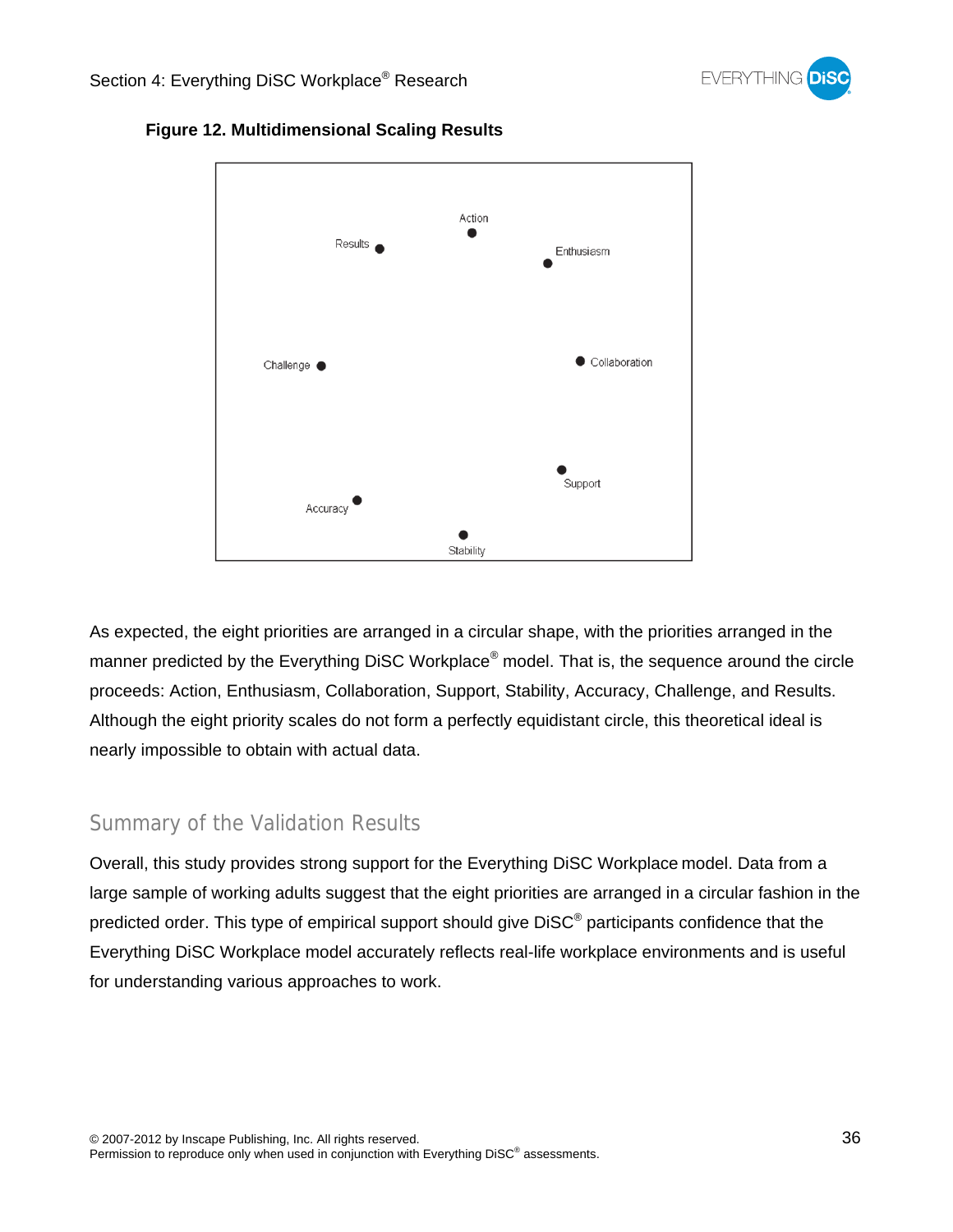**Figure 12. Multidimensional Scaling Results**

As expected, the eight priorities are arranged in a circular shape, with the priorities arranged in the manner predicted by the Everything DiSC Workplace® model. That is, the sequence around the circle proceeds: Action, Enthusiasm, Collaboration, Support, Stability, Accuracy, Challenge, and Results. Although the eight priority scales do not form a perfectly equidistant circle, this theoretical ideal is nearly impossible to obtain with actual data.

## Summary of the Validation Results

Overall, this study provides strong support for the Everything DiSC Workplace model. Data from a large sample of working adults suggest that the eight priorities are arranged in a circular fashion in the predicted order. This type of empirical support should give DiSC® participants confidence that the Everything DiSC Workplace model accurately reflects real-life workplace environments and is useful for understanding various approaches to work.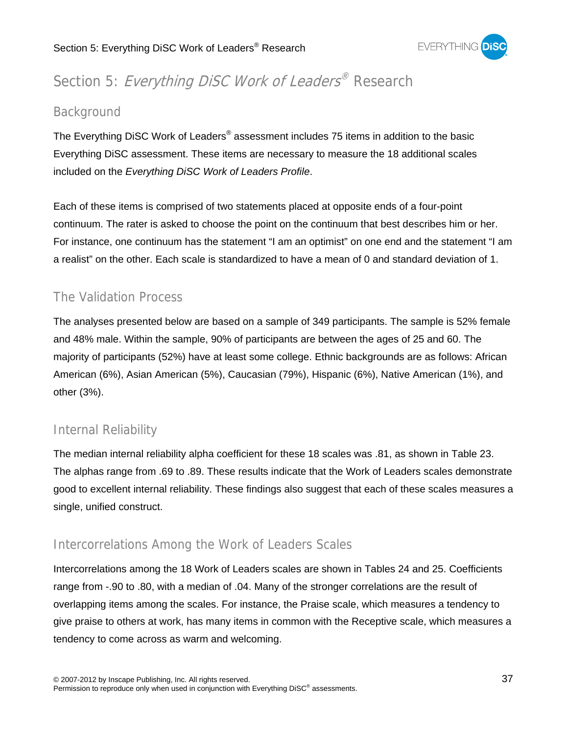# Section 5: *Everything DiSC Work of Leaders®* Research

## Background

The Everything DiSC Work of Leaders® assessment includes 75 items in addition to the basic Everything DiSC assessment. These items are necessary to measure the 18 additional scales included on the *Everything DiSC Work of Leaders Profile*.

Each of these items is comprised of two statements placed at opposite ends of a four-point continuum. The rater is asked to choose the point on the continuum that best describes him or her. For instance, one continuum has the statement "I am an optimist" on one end and the statement "I am a realist" on the other. Each scale is standardized to have a mean of 0 and standard deviation of 1.

## The Validation Process

The analyses presented below are based on a sample of 349 participants. The sample is 52% female and 48% male. Within the sample, 90% of participants are between the ages of 25 and 60. The majority of participants (52%) have at least some college. Ethnic backgrounds are as follows: African American (6%), Asian American (5%), Caucasian (79%), Hispanic (6%), Native American (1%), and other (3%).

## Internal Reliability

The median internal reliability alpha coefficient for these 18 scales was .81, as shown in Table 23. The alphas range from .69 to .89. These results indicate that the Work of Leaders scales demonstrate good to excellent internal reliability. These findings also suggest that each of these scales measures a single, unified construct.

## Intercorrelations Among the Work of Leaders Scales

Intercorrelations among the 18 Work of Leaders scales are shown in Tables 24 and 25. Coefficients range from -.90 to .80, with a median of .04. Many of the stronger correlations are the result of overlapping items among the scales. For instance, the Praise scale, which measures a tendency to give praise to others at work, has many items in common with the Receptive scale, which measures a tendency to come across as warm and welcoming.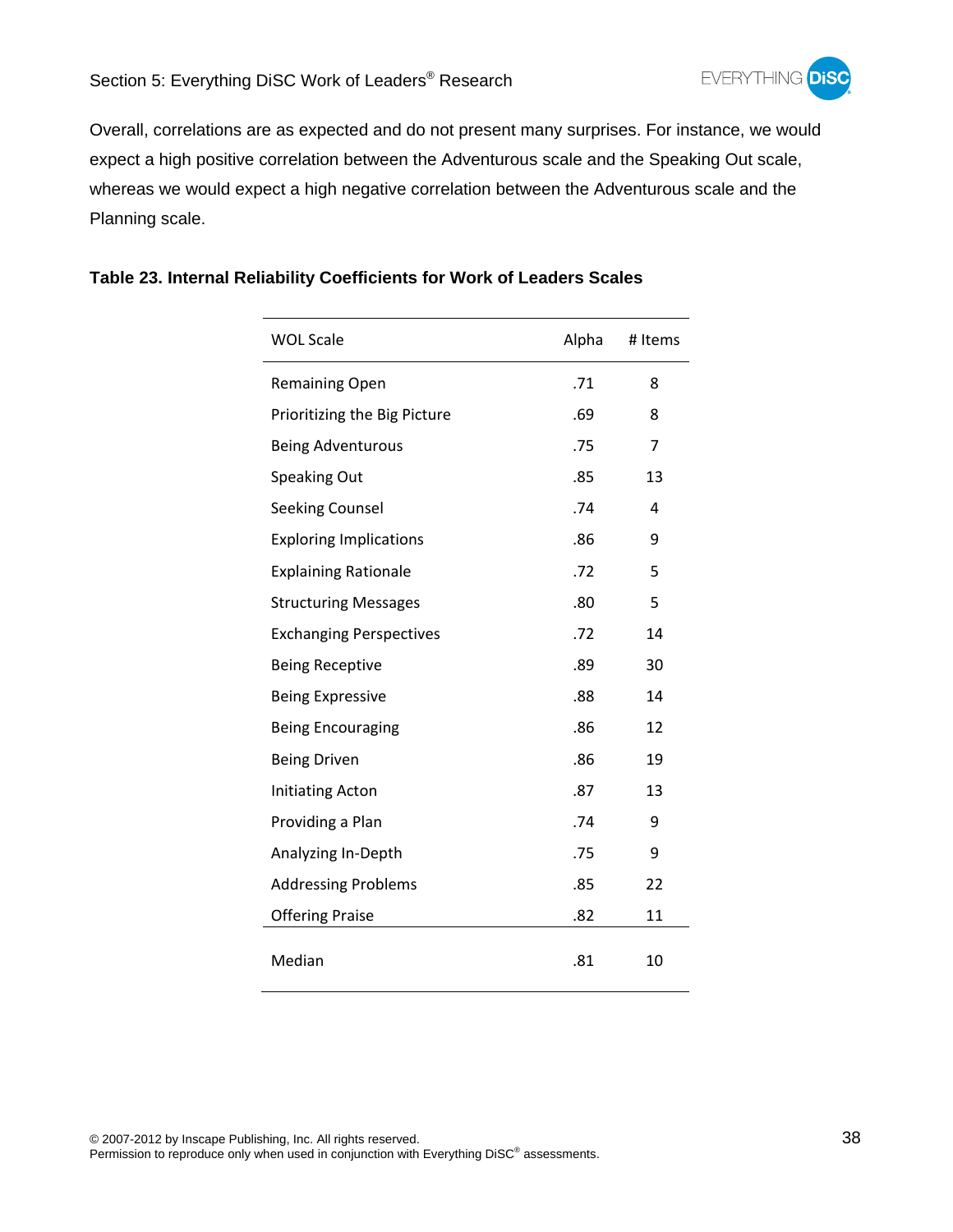Overall, correlations are as expected and do not present many surprises. For instance, we would expect a high positive correlation between the Adventurous scale and the Speaking Out scale, whereas we would expect a high negative correlation between the Adventurous scale and the Planning scale.

**Table 23. Internal Reliability Coefficients for Work of Leaders Scales**

| WOL Scale | Alpha | # Items |
|---|---|---|
| Remaining Open | .71 | 8 |
| Prioritizing the Big Picture | .69 | 8 |
| Being Adventurous | .75 | 7 |
| Speaking Out | .85 | 13 |
| Seeking Counsel | .74 | 4 |
| Exploring Implications | .86 | 9 |
| Explaining Rationale | .72 | 5 |
| Structuring Messages | .80 | 5 |
| Exchanging Perspectives | .72 | 14 |
| Being Receptive | .89 | 30 |
| Being Expressive | .88 | 14 |
| Being Encouraging | .86 | 12 |
| Being Driven | .86 | 19 |
| Initiating Acton | .87 | 13 |
| Providing a Plan | .74 | 9 |
| Analyzing In-Depth | .75 | 9 |
| Addressing Problems | .85 | 22 |
| Offering Praise | .82 | 11 |
| Median | .81 | 10 |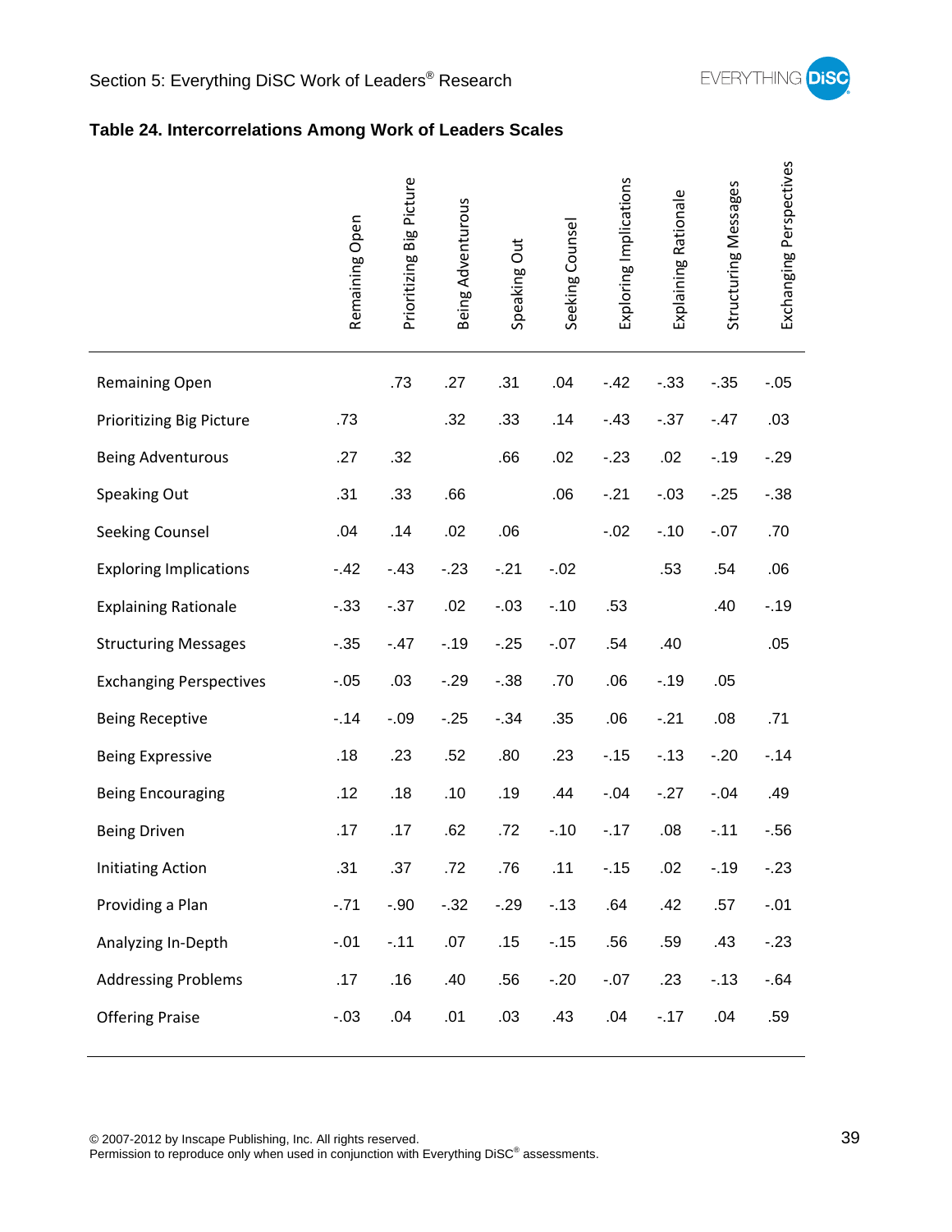**Table 24. Intercorrelations Among Work of Leaders Scales**

| | Remaining Open | Prioritizing Big Picture | Being Adventurous | Speaking Out | Seeking Counsel | Exploring Implications | Explaining Rationale | Structuring Messages | Exchanging Perspectives |
|---|---|---|---|---|---|---|---|---|---|
| Remaining Open | | .73 | .27 | .31 | .04 | -.42 | -.33 | -.35 | -.05 |
| Prioritizing Big Picture | .73 | | .32 | .33 | .14 | -.43 | -.37 | -.47 | .03 |
| Being Adventurous | .27 | .32 | | .66 | .02 | -.23 | .02 | -.19 | -.29 |
| Speaking Out | .31 | .33 | .66 | | .06 | -.21 | -.03 | -.25 | -.38 |
| Seeking Counsel | .04 | .14 | .02 | .06 | | -.02 | -.10 | -.07 | .70 |
| Exploring Implications | -.42 | -.43 | -.23 | -.21 | -.02 | | .53 | .54 | .06 |
| Explaining Rationale | -.33 | -.37 | .02 | -.03 | -.10 | .53 | | .40 | -.19 |
| Structuring Messages | -.35 | -.47 | -.19 | -.25 | -.07 | .54 | .40 | | .05 |
| Exchanging Perspectives | -.05 | .03 | -.29 | -.38 | .70 | .06 | -.19 | .05 | |
| Being Receptive | -.14 | -.09 | -.25 | -.34 | .35 | .06 | -.21 | .08 | .71 |
| Being Expressive | .18 | .23 | .52 | .80 | .23 | -.15 | -.13 | -.20 | -.14 |
| Being Encouraging | .12 | .18 | .10 | .19 | .44 | -.04 | -.27 | -.04 | .49 |
| Being Driven | .17 | .17 | .62 | .72 | -.10 | -.17 | .08 | -.11 | -.56 |
| Initiating Action | .31 | .37 | .72 | .76 | .11 | -.15 | .02 | -.19 | -.23 |
| Providing a Plan | -.71 | -.90 | -.32 | -.29 | -.13 | .64 | .42 | .57 | -.01 |
| Analyzing In-Depth | -.01 | -.11 | .07 | .15 | -.15 | .56 | .59 | .43 | -.23 |
| Addressing Problems | .17 | .16 | .40 | .56 | -.20 | -.07 | .23 | -.13 | -.64 |
| Offering Praise | -.03 | .04 | .01 | .03 | .43 | .04 | -.17 | .04 | .59 |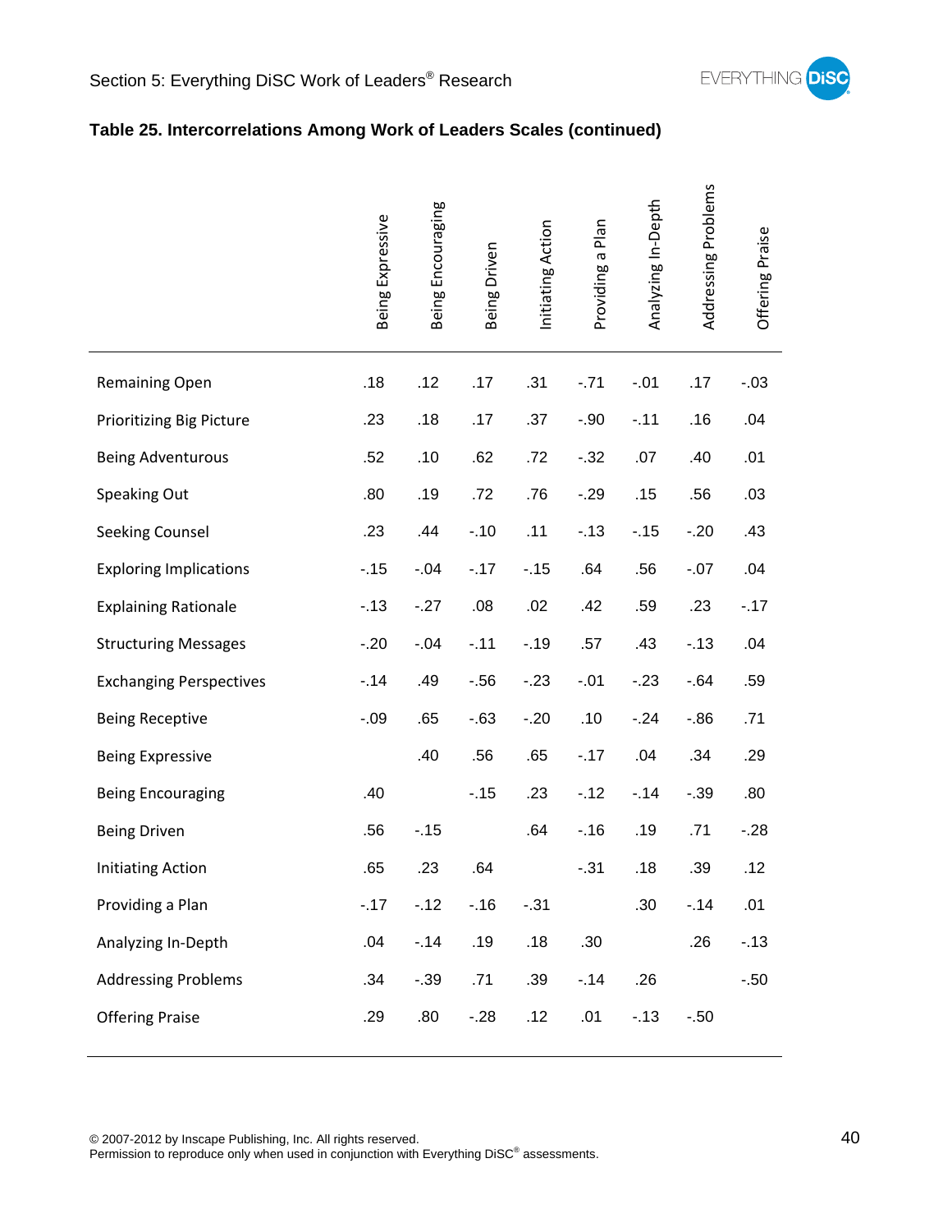**Table 25. Intercorrelations Among Work of Leaders Scales (continued)**

| | Being Expressive | Being Encouraging | Being Driven | Initiating Action | Providing a Plan | Analyzing In-Depth | Addressing Problems | Offering Praise |
|---|---|---|---|---|---|---|---|---|
| Remaining Open | .18 | .12 | .17 | .31 | -.71 | -.01 | .17 | -.03 |
| Prioritizing Big Picture | .23 | .18 | .17 | .37 | -.90 | -.11 | .16 | .04 |
| Being Adventurous | .52 | .10 | .62 | .72 | -.32 | .07 | .40 | .01 |
| Speaking Out | .80 | .19 | .72 | .76 | -.29 | .15 | .56 | .03 |
| Seeking Counsel | .23 | .44 | -.10 | .11 | -.13 | -.15 | -.20 | .43 |
| Exploring Implications | -.15 | -.04 | -.17 | -.15 | .64 | .56 | -.07 | .04 |
| Explaining Rationale | -.13 | -.27 | .08 | .02 | .42 | .59 | .23 | -.17 |
| Structuring Messages | -.20 | -.04 | -.11 | -.19 | .57 | .43 | -.13 | .04 |
| Exchanging Perspectives | -.14 | .49 | -.56 | -.23 | -.01 | -.23 | -.64 | .59 |
| Being Receptive | -.09 | .65 | -.63 | -.20 | .10 | -.24 | -.86 | .71 |
| Being Expressive | | .40 | .56 | .65 | -.17 | .04 | .34 | .29 |
| Being Encouraging | .40 | | -.15 | .23 | -.12 | -.14 | -.39 | .80 |
| Being Driven | .56 | -.15 | | .64 | -.16 | .19 | .71 | -.28 |
| Initiating Action | .65 | .23 | .64 | | -.31 | .18 | .39 | .12 |
| Providing a Plan | -.17 | -.12 | -.16 | -.31 | | .30 | -.14 | .01 |
| Analyzing In-Depth | .04 | -.14 | .19 | .18 | .30 | | .26 | -.13 |
| Addressing Problems | .34 | -.39 | .71 | .39 | -.14 | .26 | | -.50 |
| Offering Praise | .29 | .80 | -.28 | .12 | .01 | -.13 | -.50 | |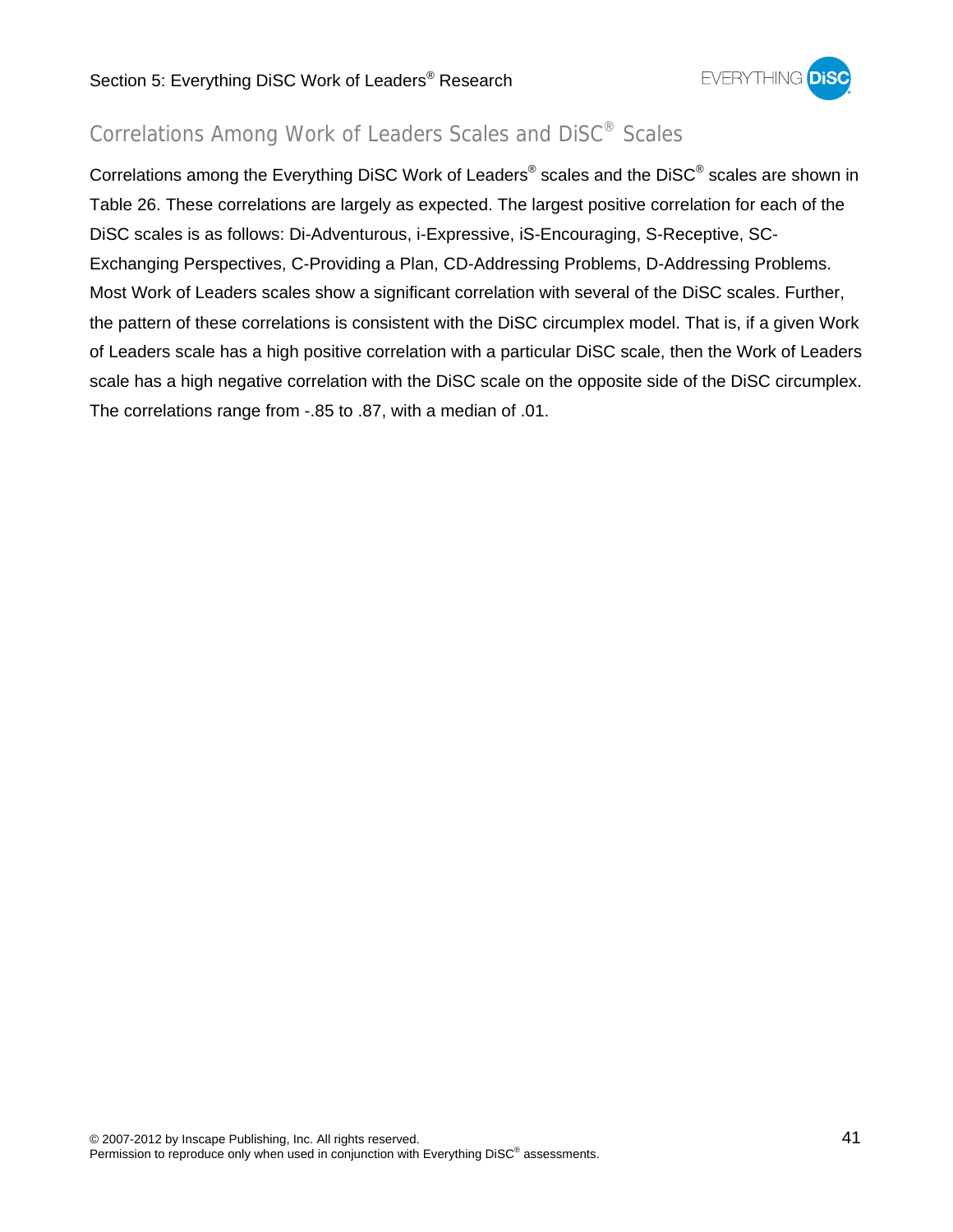## Correlations Among Work of Leaders Scales and DiSC® Scales

Correlations among the Everything DiSC Work of Leaders® scales and the DiSC® scales are shown in Table 26. These correlations are largely as expected. The largest positive correlation for each of the DiSC scales is as follows: Di-Adventurous, i-Expressive, iS-Encouraging, S-Receptive, SC-Exchanging Perspectives, C-Providing a Plan, CD-Addressing Problems, D-Addressing Problems. Most Work of Leaders scales show a significant correlation with several of the DiSC scales. Further, the pattern of these correlations is consistent with the DiSC circumplex model. That is, if a given Work of Leaders scale has a high positive correlation with a particular DiSC scale, then the Work of Leaders scale has a high negative correlation with the DiSC scale on the opposite side of the DiSC circumplex. The correlations range from -.85 to .87, with a median of .01.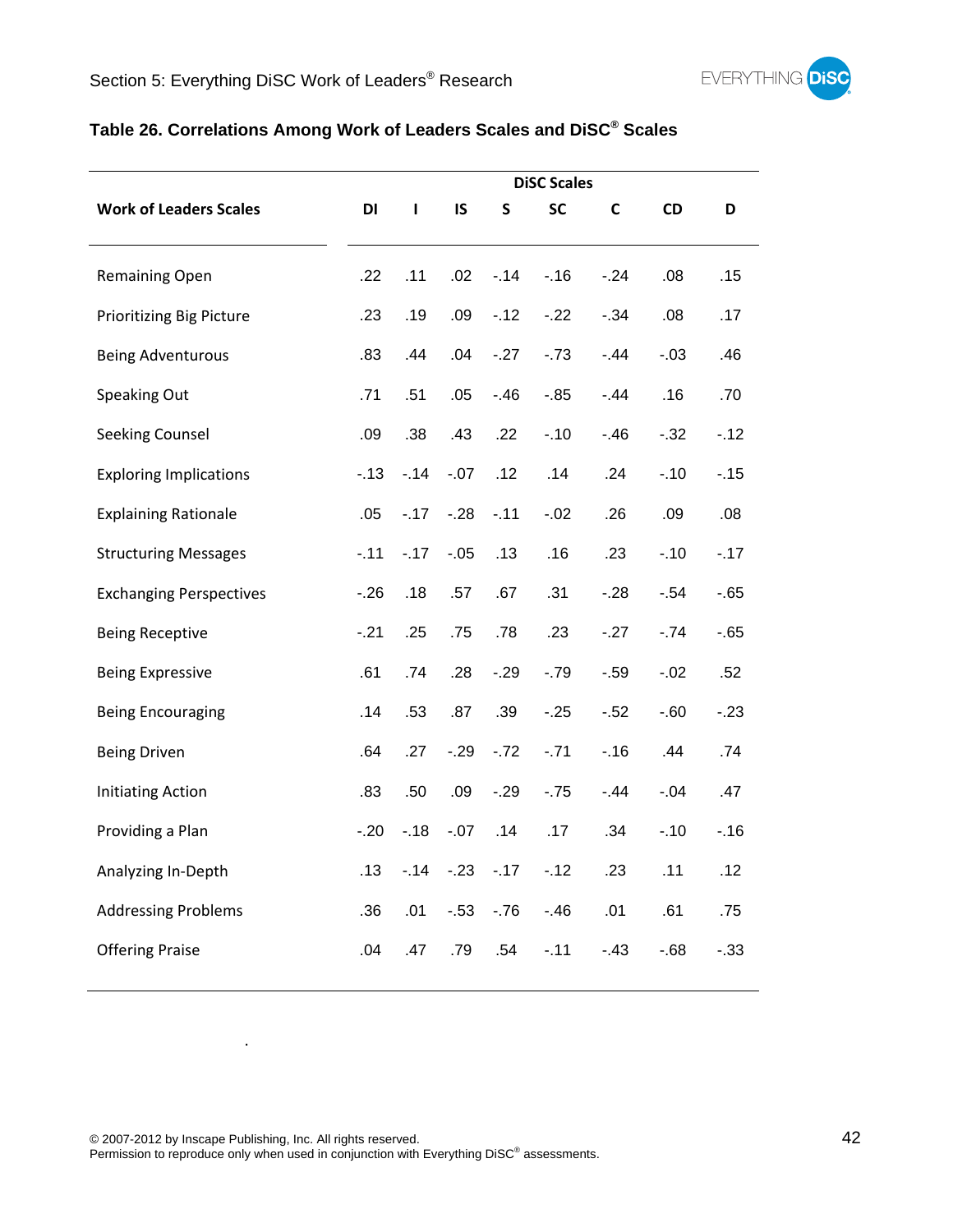### Table 26. Correlations Among Work of Leaders Scales and DiSC® Scales

| | DiSC Scales | | | | | | | |
|---|---|---|---|---|---|---|---|---|
| **Work of Leaders Scales** | **DI** | **I** | **IS** | **S** | **SC** | **C** | **CD** | **D** |
| Remaining Open | .22 | .11 | .02 | -.14 | -.16 | -.24 | .08 | .15 |
| Prioritizing Big Picture | .23 | .19 | .09 | -.12 | -.22 | -.34 | .08 | .17 |
| Being Adventurous | .83 | .44 | .04 | -.27 | -.73 | -.44 | -.03 | .46 |
| Speaking Out | .71 | .51 | .05 | -.46 | -.85 | -.44 | .16 | .70 |
| Seeking Counsel | .09 | .38 | .43 | .22 | -.10 | -.46 | -.32 | -.12 |
| Exploring Implications | -.13 | -.14 | -.07 | .12 | .14 | .24 | -.10 | -.15 |
| Explaining Rationale | .05 | -.17 | -.28 | -.11 | -.02 | .26 | .09 | .08 |
| Structuring Messages | -.11 | -.17 | -.05 | .13 | .16 | .23 | -.10 | -.17 |
| Exchanging Perspectives | -.26 | .18 | .57 | .67 | .31 | -.28 | -.54 | -.65 |
| Being Receptive | -.21 | .25 | .75 | .78 | .23 | -.27 | -.74 | -.65 |
| Being Expressive | .61 | .74 | .28 | -.29 | -.79 | -.59 | -.02 | .52 |
| Being Encouraging | .14 | .53 | .87 | .39 | -.25 | -.52 | -.60 | -.23 |
| Being Driven | .64 | .27 | -.29 | -.72 | -.71 | -.16 | .44 | .74 |
| Initiating Action | .83 | .50 | .09 | -.29 | -.75 | -.44 | -.04 | .47 |
| Providing a Plan | -.20 | -.18 | -.07 | .14 | .17 | .34 | -.10 | -.16 |
| Analyzing In-Depth | .13 | -.14 | -.23 | -.17 | -.12 | .23 | .11 | .12 |
| Addressing Problems | .36 | .01 | -.53 | -.76 | -.46 | .01 | .61 | .75 |
| Offering Praise | .04 | .47 | .79 | .54 | -.11 | -.43 | -.68 | -.33 |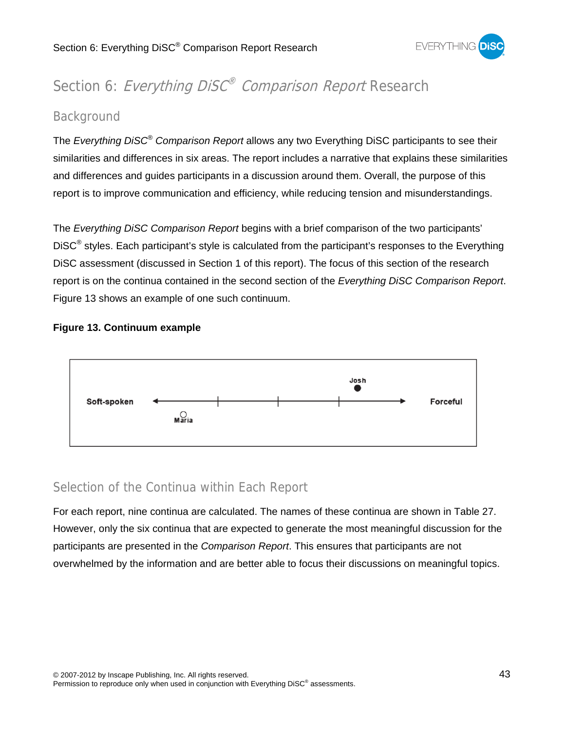# Section 6: *Everything DiSC® Comparison Report* Research

## Background

The *Everything DiSC® Comparison Report* allows any two Everything DiSC participants to see their similarities and differences in six areas. The report includes a narrative that explains these similarities and differences and guides participants in a discussion around them. Overall, the purpose of this report is to improve communication and efficiency, while reducing tension and misunderstandings.

The *Everything DiSC Comparison Report* begins with a brief comparison of the two participants' DiSC® styles. Each participant's style is calculated from the participant's responses to the Everything DiSC assessment (discussed in Section 1 of this report). The focus of this section of the research report is on the continua contained in the second section of the *Everything DiSC Comparison Report*. Figure 13 shows an example of one such continuum.

**Figure 13. Continuum example**

Soft-spoken ← Maria ○ —|—|—|— Josh ● → Forceful

## Selection of the Continua within Each Report

For each report, nine continua are calculated. The names of these continua are shown in Table 27. However, only the six continua that are expected to generate the most meaningful discussion for the participants are presented in the *Comparison Report*. This ensures that participants are not overwhelmed by the information and are better able to focus their discussions on meaningful topics.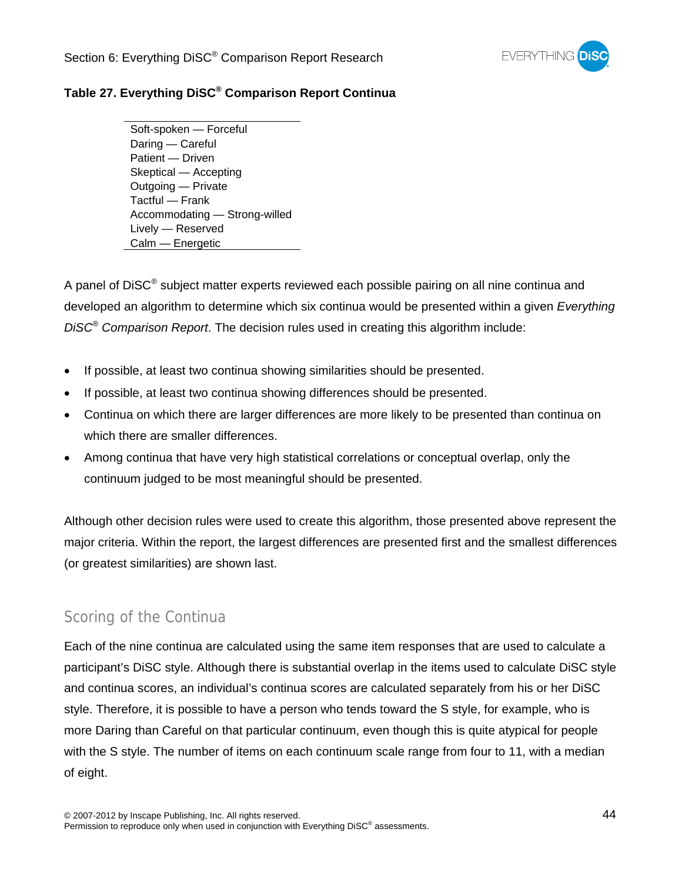**Table 27. Everything DiSC® Comparison Report Continua**

| Continua |
|---|
| Soft-spoken — Forceful |
| Daring — Careful |
| Patient — Driven |
| Skeptical — Accepting |
| Outgoing — Private |
| Tactful — Frank |
| Accommodating — Strong-willed |
| Lively — Reserved |
| Calm — Energetic |

A panel of DiSC® subject matter experts reviewed each possible pairing on all nine continua and developed an algorithm to determine which six continua would be presented within a given *Everything DiSC® Comparison Report*. The decision rules used in creating this algorithm include:

- If possible, at least two continua showing similarities should be presented.
- If possible, at least two continua showing differences should be presented.
- Continua on which there are larger differences are more likely to be presented than continua on which there are smaller differences.
- Among continua that have very high statistical correlations or conceptual overlap, only the continuum judged to be most meaningful should be presented.

Although other decision rules were used to create this algorithm, those presented above represent the major criteria. Within the report, the largest differences are presented first and the smallest differences (or greatest similarities) are shown last.

## Scoring of the Continua

Each of the nine continua are calculated using the same item responses that are used to calculate a participant's DiSC style. Although there is substantial overlap in the items used to calculate DiSC style and continua scores, an individual's continua scores are calculated separately from his or her DiSC style. Therefore, it is possible to have a person who tends toward the S style, for example, who is more Daring than Careful on that particular continuum, even though this is quite atypical for people with the S style. The number of items on each continuum scale range from four to 11, with a median of eight.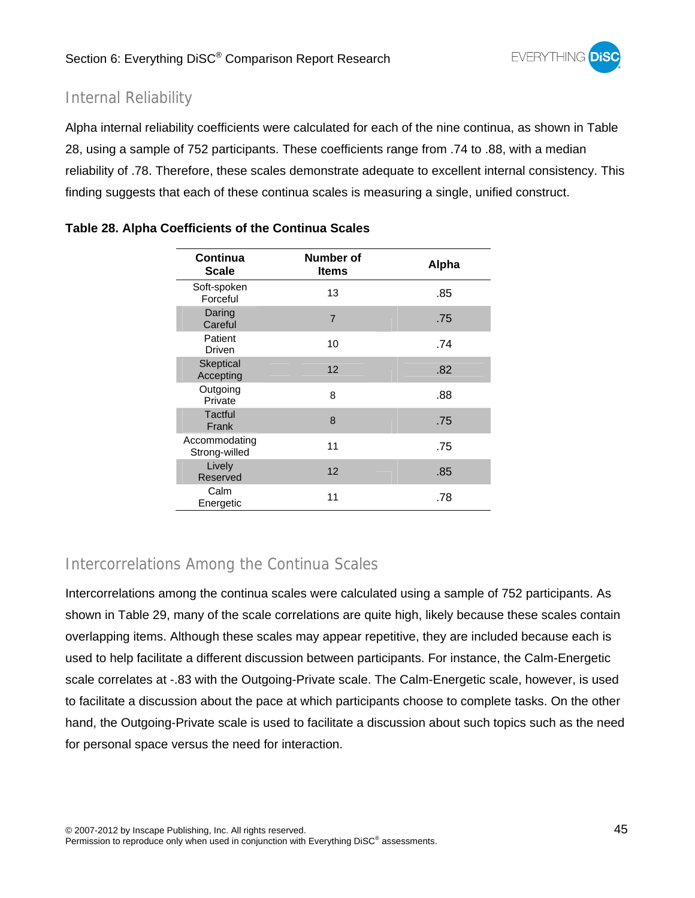## Internal Reliability

Alpha internal reliability coefficients were calculated for each of the nine continua, as shown in Table 28, using a sample of 752 participants. These coefficients range from .74 to .88, with a median reliability of .78. Therefore, these scales demonstrate adequate to excellent internal consistency. This finding suggests that each of these continua scales is measuring a single, unified construct.

**Table 28. Alpha Coefficients of the Continua Scales**

| Continua Scale | Number of Items | Alpha |
|---|---|---|
| Soft-spoken Forceful | 13 | .85 |
| Daring Careful | 7 | .75 |
| Patient Driven | 10 | .74 |
| Skeptical Accepting | 12 | .82 |
| Outgoing Private | 8 | .88 |
| Tactful Frank | 8 | .75 |
| Accommodating Strong-willed | 11 | .75 |
| Lively Reserved | 12 | .85 |
| Calm Energetic | 11 | .78 |

## Intercorrelations Among the Continua Scales

Intercorrelations among the continua scales were calculated using a sample of 752 participants. As shown in Table 29, many of the scale correlations are quite high, likely because these scales contain overlapping items. Although these scales may appear repetitive, they are included because each is used to help facilitate a different discussion between participants. For instance, the Calm-Energetic scale correlates at -.83 with the Outgoing-Private scale. The Calm-Energetic scale, however, is used to facilitate a discussion about the pace at which participants choose to complete tasks. On the other hand, the Outgoing-Private scale is used to facilitate a discussion about such topics such as the need for personal space versus the need for interaction.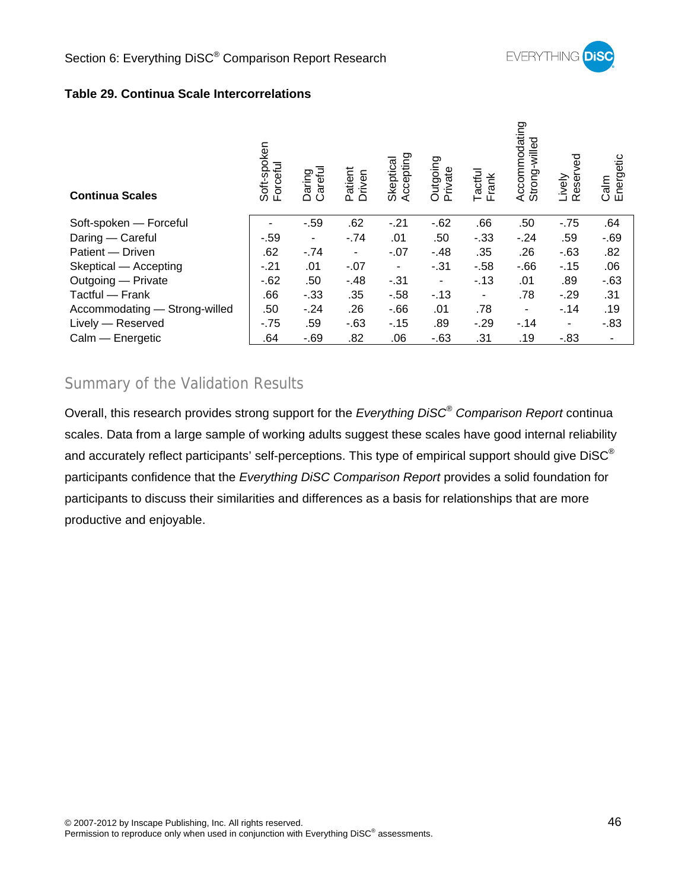**Table 29. Continua Scale Intercorrelations**

| Continua Scales | Soft-spoken Forceful | Daring Careful | Patient Driven | Skeptical Accepting | Outgoing Private | Tactful Frank | Accommodating Strong-willed | Lively Reserved | Calm Energetic |
|---|---|---|---|---|---|---|---|---|---|
| Soft-spoken — Forceful | - | -.59 | .62 | -.21 | -.62 | .66 | .50 | -.75 | .64 |
| Daring — Careful | -.59 | - | -.74 | .01 | .50 | -.33 | -.24 | .59 | -.69 |
| Patient — Driven | .62 | -.74 | - | -.07 | -.48 | .35 | .26 | -.63 | .82 |
| Skeptical — Accepting | -.21 | .01 | -.07 | - | -.31 | -.58 | -.66 | -.15 | .06 |
| Outgoing — Private | -.62 | .50 | -.48 | -.31 | - | -.13 | .01 | .89 | -.63 |
| Tactful — Frank | .66 | -.33 | .35 | -.58 | -.13 | - | .78 | -.29 | .31 |
| Accommodating — Strong-willed | .50 | -.24 | .26 | -.66 | .01 | .78 | - | -.14 | .19 |
| Lively — Reserved | -.75 | .59 | -.63 | -.15 | .89 | -.29 | -.14 | - | -.83 |
| Calm — Energetic | .64 | -.69 | .82 | .06 | -.63 | .31 | .19 | -.83 | - |

## Summary of the Validation Results

Overall, this research provides strong support for the *Everything DiSC® Comparison Report* continua scales. Data from a large sample of working adults suggest these scales have good internal reliability and accurately reflect participants' self-perceptions. This type of empirical support should give DiSC® participants confidence that the *Everything DiSC Comparison Report* provides a solid foundation for participants to discuss their similarities and differences as a basis for relationships that are more productive and enjoyable.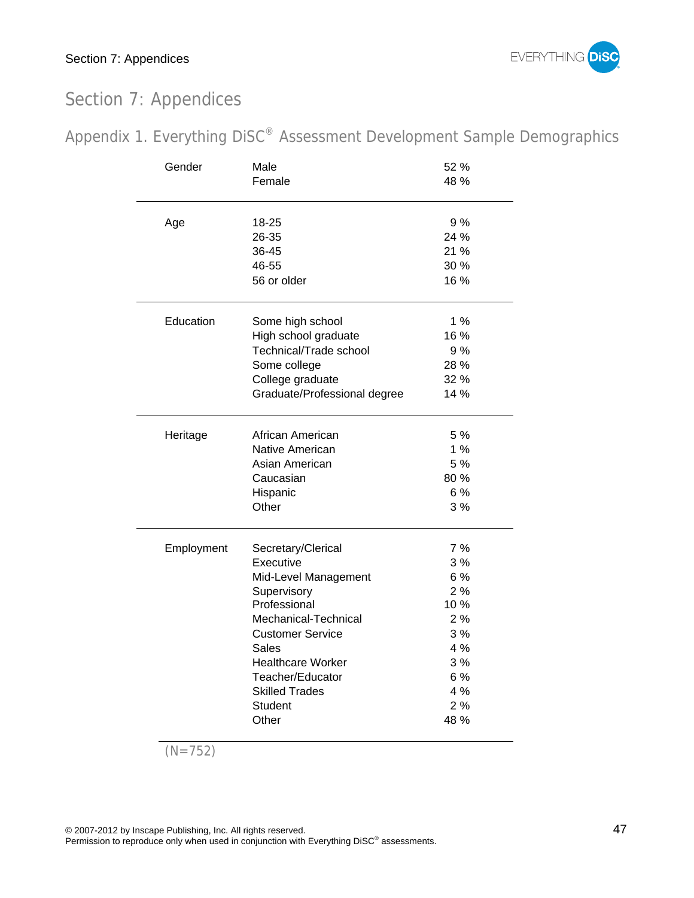# Section 7: Appendices

## Appendix 1. Everything DiSC® Assessment Development Sample Demographics

| | | |
|---|---|---|
| Gender | Male | 52 % |
| | Female | 48 % |
| Age | 18-25 | 9 % |
| | 26-35 | 24 % |
| | 36-45 | 21 % |
| | 46-55 | 30 % |
| | 56 or older | 16 % |
| Education | Some high school | 1 % |
| | High school graduate | 16 % |
| | Technical/Trade school | 9 % |
| | Some college | 28 % |
| | College graduate | 32 % |
| | Graduate/Professional degree | 14 % |
| Heritage | African American | 5 % |
| | Native American | 1 % |
| | Asian American | 5 % |
| | Caucasian | 80 % |
| | Hispanic | 6 % |
| | Other | 3 % |
| Employment | Secretary/Clerical | 7 % |
| | Executive | 3 % |
| | Mid-Level Management | 6 % |
| | Supervisory | 2 % |
| | Professional | 10 % |
| | Mechanical-Technical | 2 % |
| | Customer Service | 3 % |
| | Sales | 4 % |
| | Healthcare Worker | 3 % |
| | Teacher/Educator | 6 % |
| | Skilled Trades | 4 % |
| | Student | 2 % |
| | Other | 48 % |

(N=752)

© 2007-2012 by Inscape Publishing, Inc. All rights reserved.
Permission to reproduce only when used in conjunction with Everything DiSC® assessments.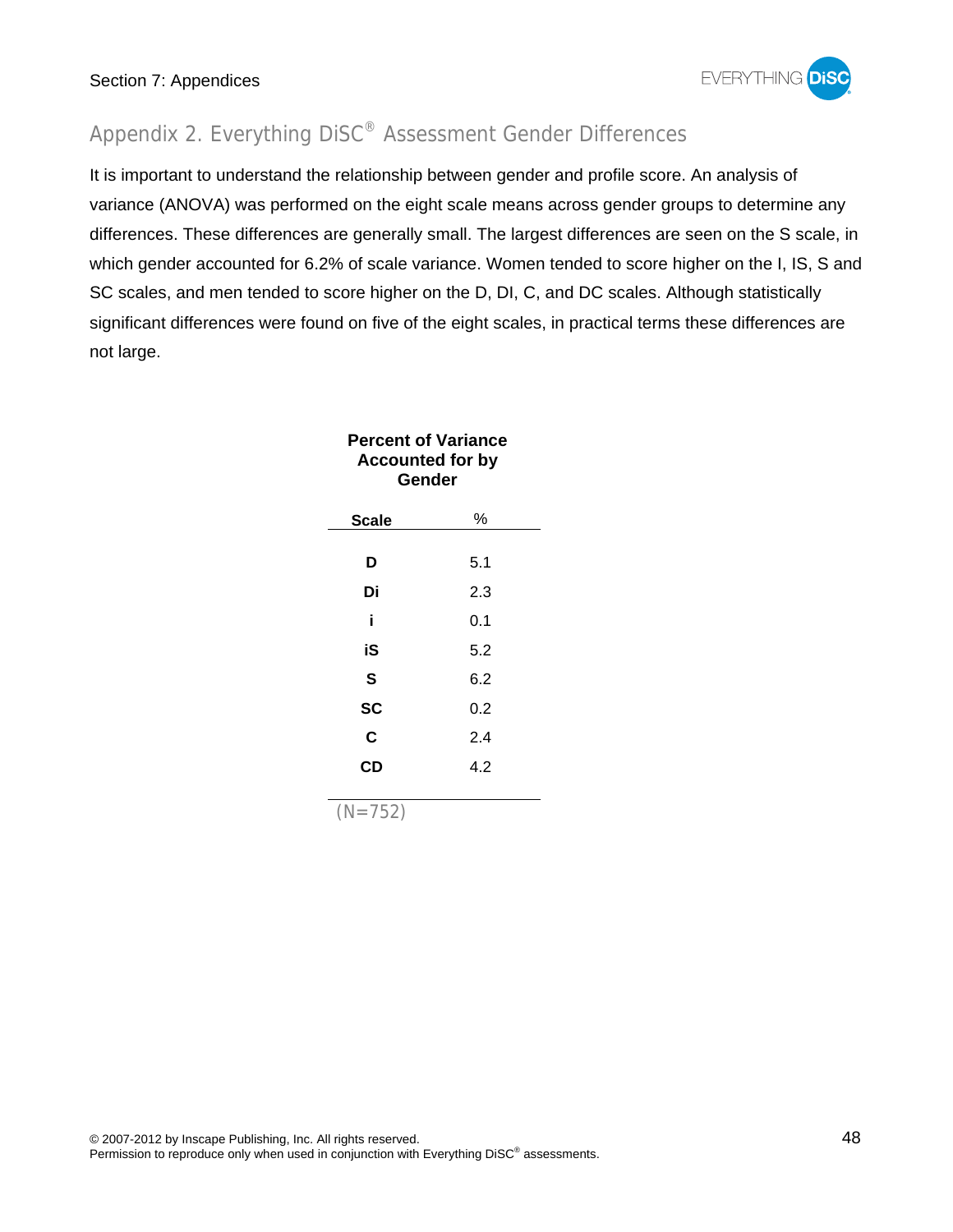## Appendix 2. Everything DiSC® Assessment Gender Differences

It is important to understand the relationship between gender and profile score. An analysis of variance (ANOVA) was performed on the eight scale means across gender groups to determine any differences. These differences are generally small. The largest differences are seen on the S scale, in which gender accounted for 6.2% of scale variance. Women tended to score higher on the I, IS, S and SC scales, and men tended to score higher on the D, DI, C, and DC scales. Although statistically significant differences were found on five of the eight scales, in practical terms these differences are not large.

**Percent of Variance Accounted for by Gender**

| Scale | % |
|---|---|
| **D** | 5.1 |
| **Di** | 2.3 |
| **i** | 0.1 |
| **iS** | 5.2 |
| **S** | 6.2 |
| **SC** | 0.2 |
| **C** | 2.4 |
| **CD** | 4.2 |

(N=752)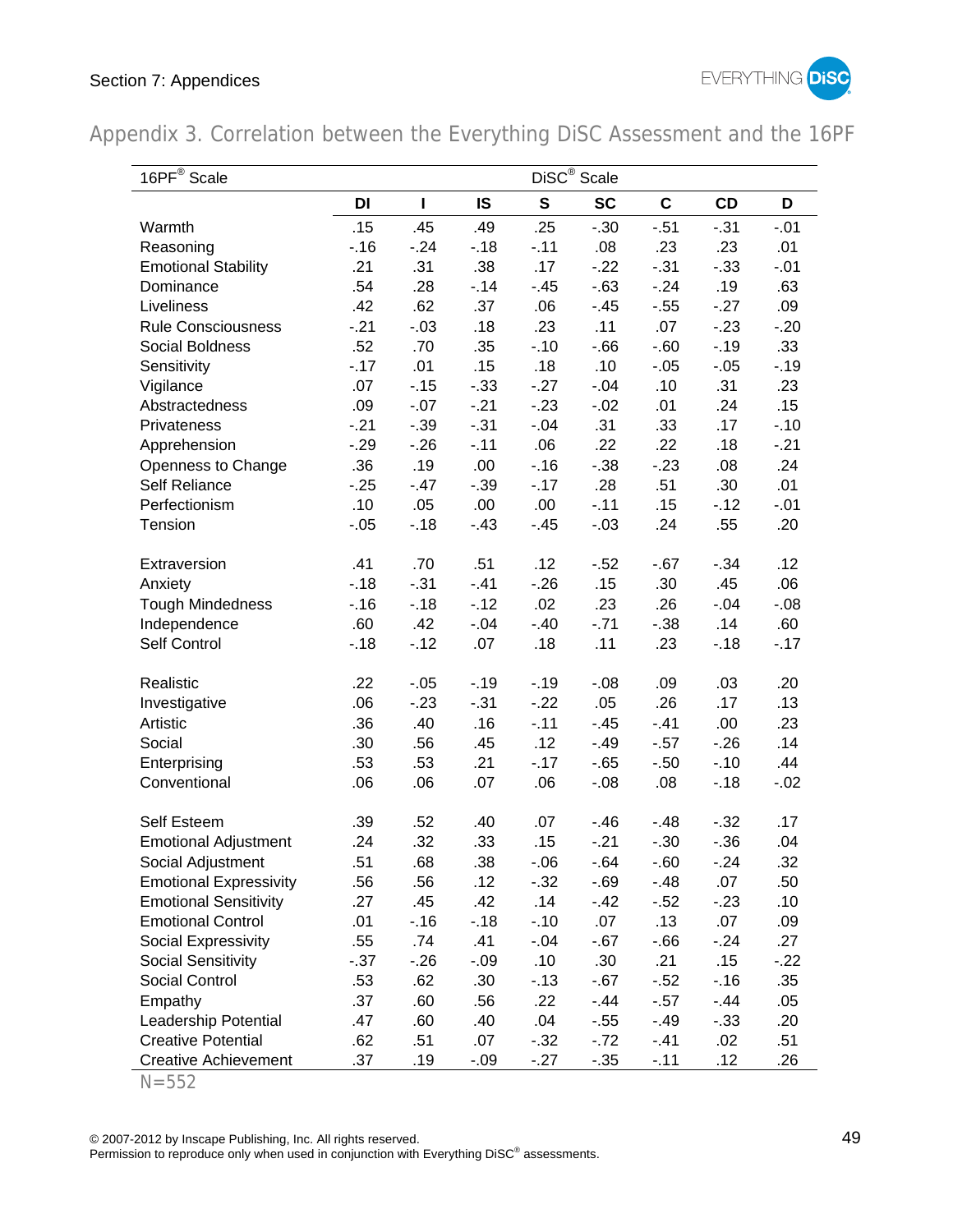## Appendix 3. Correlation between the Everything DiSC Assessment and the 16PF

| 16PF® Scale | DiSC® Scale | | | | | | | |
|---|---|---|---|---|---|---|---|---|
| | DI | I | IS | S | SC | C | CD | D |
| Warmth | .15 | .45 | .49 | .25 | -.30 | -.51 | -.31 | -.01 |
| Reasoning | -.16 | -.24 | -.18 | -.11 | .08 | .23 | .23 | .01 |
| Emotional Stability | .21 | .31 | .38 | .17 | -.22 | -.31 | -.33 | -.01 |
| Dominance | .54 | .28 | -.14 | -.45 | -.63 | -.24 | .19 | .63 |
| Liveliness | .42 | .62 | .37 | .06 | -.45 | -.55 | -.27 | .09 |
| Rule Consciousness | -.21 | -.03 | .18 | .23 | .11 | .07 | -.23 | -.20 |
| Social Boldness | .52 | .70 | .35 | -.10 | -.66 | -.60 | -.19 | .33 |
| Sensitivity | -.17 | .01 | .15 | .18 | .10 | -.05 | -.05 | -.19 |
| Vigilance | .07 | -.15 | -.33 | -.27 | -.04 | .10 | .31 | .23 |
| Abstractedness | .09 | -.07 | -.21 | -.23 | -.02 | .01 | .24 | .15 |
| Privateness | -.21 | -.39 | -.31 | -.04 | .31 | .33 | .17 | -.10 |
| Apprehension | -.29 | -.26 | -.11 | .06 | .22 | .22 | .18 | -.21 |
| Openness to Change | .36 | .19 | .00 | -.16 | -.38 | -.23 | .08 | .24 |
| Self Reliance | -.25 | -.47 | -.39 | -.17 | .28 | .51 | .30 | .01 |
| Perfectionism | .10 | .05 | .00 | .00 | -.11 | .15 | -.12 | -.01 |
| Tension | -.05 | -.18 | -.43 | -.45 | -.03 | .24 | .55 | .20 |
| | | | | | | | | |
| Extraversion | .41 | .70 | .51 | .12 | -.52 | -.67 | -.34 | .12 |
| Anxiety | -.18 | -.31 | -.41 | -.26 | .15 | .30 | .45 | .06 |
| Tough Mindedness | -.16 | -.18 | -.12 | .02 | .23 | .26 | -.04 | -.08 |
| Independence | .60 | .42 | -.04 | -.40 | -.71 | -.38 | .14 | .60 |
| Self Control | -.18 | -.12 | .07 | .18 | .11 | .23 | -.18 | -.17 |
| | | | | | | | | |
| Realistic | .22 | -.05 | -.19 | -.19 | -.08 | .09 | .03 | .20 |
| Investigative | .06 | -.23 | -.31 | -.22 | .05 | .26 | .17 | .13 |
| Artistic | .36 | .40 | .16 | -.11 | -.45 | -.41 | .00 | .23 |
| Social | .30 | .56 | .45 | .12 | -.49 | -.57 | -.26 | .14 |
| Enterprising | .53 | .53 | .21 | -.17 | -.65 | -.50 | -.10 | .44 |
| Conventional | .06 | .06 | .07 | .06 | -.08 | .08 | -.18 | -.02 |
| | | | | | | | | |
| Self Esteem | .39 | .52 | .40 | .07 | -.46 | -.48 | -.32 | .17 |
| Emotional Adjustment | .24 | .32 | .33 | .15 | -.21 | -.30 | -.36 | .04 |
| Social Adjustment | .51 | .68 | .38 | -.06 | -.64 | -.60 | -.24 | .32 |
| Emotional Expressivity | .56 | .56 | .12 | -.32 | -.69 | -.48 | .07 | .50 |
| Emotional Sensitivity | .27 | .45 | .42 | .14 | -.42 | -.52 | -.23 | .10 |
| Emotional Control | .01 | -.16 | -.18 | -.10 | .07 | .13 | .07 | .09 |
| Social Expressivity | .55 | .74 | .41 | -.04 | -.67 | -.66 | -.24 | .27 |
| Social Sensitivity | -.37 | -.26 | -.09 | .10 | .30 | .21 | .15 | -.22 |
| Social Control | .53 | .62 | .30 | -.13 | -.67 | -.52 | -.16 | .35 |
| Empathy | .37 | .60 | .56 | .22 | -.44 | -.57 | -.44 | .05 |
| Leadership Potential | .47 | .60 | .40 | .04 | -.55 | -.49 | -.33 | .20 |
| Creative Potential | .62 | .51 | .07 | -.32 | -.72 | -.41 | .02 | .51 |
| Creative Achievement | .37 | .19 | -.09 | -.27 | -.35 | -.11 | .12 | .26 |

N=552

© 2007-2012 by Inscape Publishing, Inc. All rights reserved.
Permission to reproduce only when used in conjunction with Everything DiSC® assessments.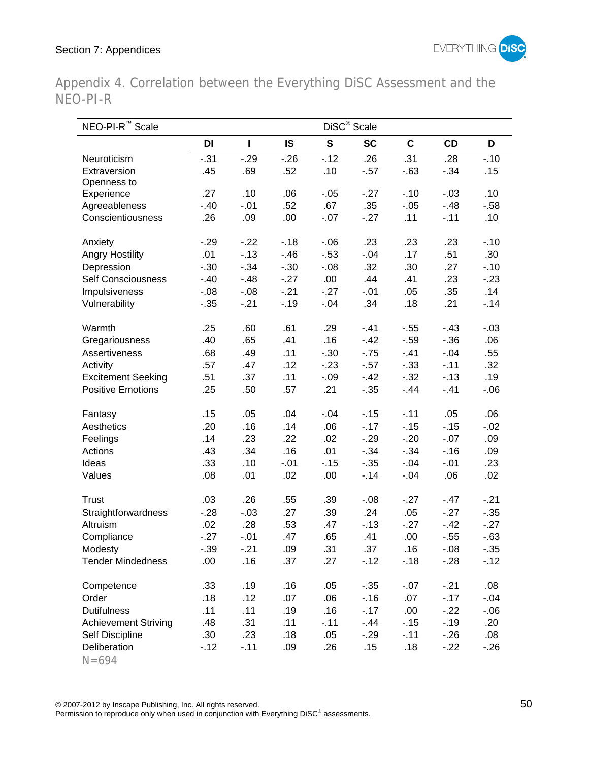## Appendix 4. Correlation between the Everything DiSC Assessment and the NEO-PI-R

| NEO-PI-R™ Scale | DiSC® Scale | | | | | | | |
|---|---|---|---|---|---|---|---|---|
| | DI | I | IS | S | SC | C | CD | D |
| Neuroticism | -.31 | -.29 | -.26 | -.12 | .26 | .31 | .28 | -.10 |
| Extraversion | .45 | .69 | .52 | .10 | -.57 | -.63 | -.34 | .15 |
| Openness to Experience | .27 | .10 | .06 | -.05 | -.27 | -.10 | -.03 | .10 |
| Agreeableness | -.40 | -.01 | .52 | .67 | .35 | -.05 | -.48 | -.58 |
| Conscientiousness | .26 | .09 | .00 | -.07 | -.27 | .11 | -.11 | .10 |
| Anxiety | -.29 | -.22 | -.18 | -.06 | .23 | .23 | .23 | -.10 |
| Angry Hostility | .01 | -.13 | -.46 | -.53 | -.04 | .17 | .51 | .30 |
| Depression | -.30 | -.34 | -.30 | -.08 | .32 | .30 | .27 | -.10 |
| Self Consciousness | -.40 | -.48 | -.27 | .00 | .44 | .41 | .23 | -.23 |
| Impulsiveness | -.08 | -.08 | -.21 | -.27 | -.01 | .05 | .35 | .14 |
| Vulnerability | -.35 | -.21 | -.19 | -.04 | .34 | .18 | .21 | -.14 |
| Warmth | .25 | .60 | .61 | .29 | -.41 | -.55 | -.43 | -.03 |
| Gregariousness | .40 | .65 | .41 | .16 | -.42 | -.59 | -.36 | .06 |
| Assertiveness | .68 | .49 | .11 | -.30 | -.75 | -.41 | -.04 | .55 |
| Activity | .57 | .47 | .12 | -.23 | -.57 | -.33 | -.11 | .32 |
| Excitement Seeking | .51 | .37 | .11 | -.09 | -.42 | -.32 | -.13 | .19 |
| Positive Emotions | .25 | .50 | .57 | .21 | -.35 | -.44 | -.41 | -.06 |
| Fantasy | .15 | .05 | .04 | -.04 | -.15 | -.11 | .05 | .06 |
| Aesthetics | .20 | .16 | .14 | .06 | -.17 | -.15 | -.15 | -.02 |
| Feelings | .14 | .23 | .22 | .02 | -.29 | -.20 | -.07 | .09 |
| Actions | .43 | .34 | .16 | .01 | -.34 | -.34 | -.16 | .09 |
| Ideas | .33 | .10 | -.01 | -.15 | -.35 | -.04 | -.01 | .23 |
| Values | .08 | .01 | .02 | .00 | -.14 | -.04 | .06 | .02 |
| Trust | .03 | .26 | .55 | .39 | -.08 | -.27 | -.47 | -.21 |
| Straightforwardness | -.28 | -.03 | .27 | .39 | .24 | .05 | -.27 | -.35 |
| Altruism | .02 | .28 | .53 | .47 | -.13 | -.27 | -.42 | -.27 |
| Compliance | -.27 | -.01 | .47 | .65 | .41 | .00 | -.55 | -.63 |
| Modesty | -.39 | -.21 | .09 | .31 | .37 | .16 | -.08 | -.35 |
| Tender Mindedness | .00 | .16 | .37 | .27 | -.12 | -.18 | -.28 | -.12 |
| Competence | .33 | .19 | .16 | .05 | -.35 | -.07 | -.21 | .08 |
| Order | .18 | .12 | .07 | .06 | -.16 | .07 | -.17 | -.04 |
| Dutifulness | .11 | .11 | .19 | .16 | -.17 | .00 | -.22 | -.06 |
| Achievement Striving | .48 | .31 | .11 | -.11 | -.44 | -.15 | -.19 | .20 |
| Self Discipline | .30 | .23 | .18 | .05 | -.29 | -.11 | -.26 | .08 |
| Deliberation | -.12 | -.11 | .09 | .26 | .15 | .18 | -.22 | -.26 |

N=694

© 2007-2012 by Inscape Publishing, Inc. All rights reserved.
Permission to reproduce only when used in conjunction with Everything DiSC® assessments.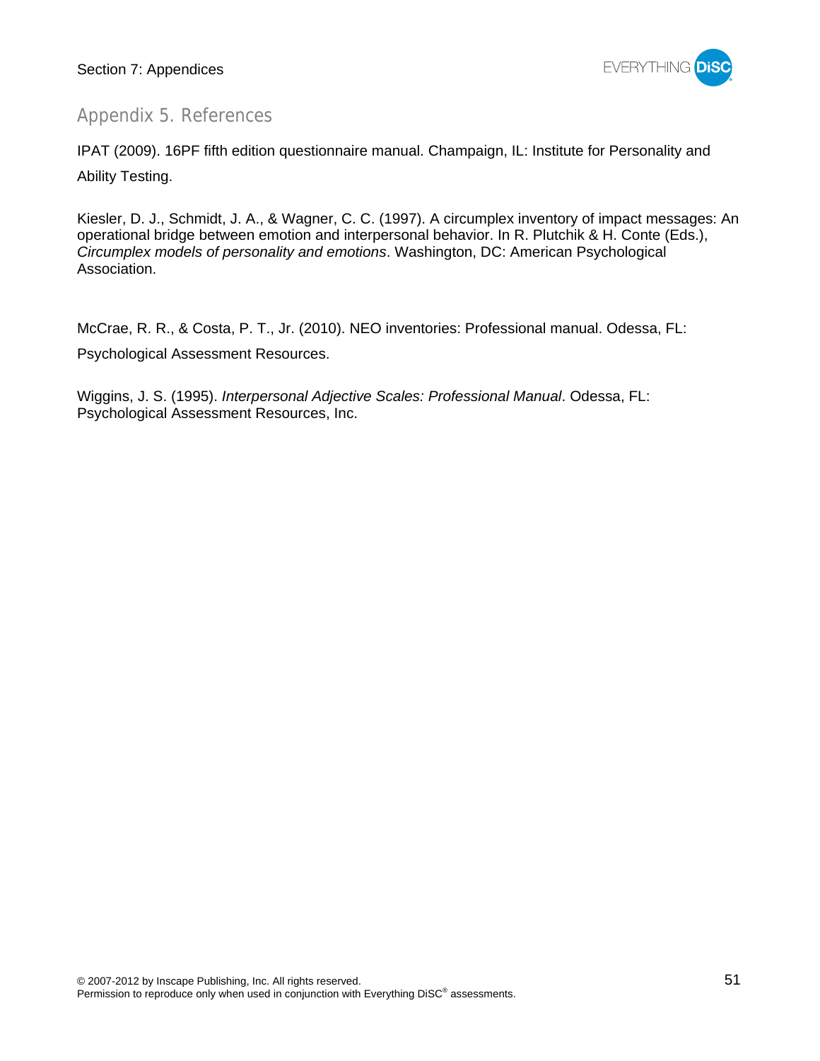## Appendix 5. References

IPAT (2009). 16PF fifth edition questionnaire manual. Champaign, IL: Institute for Personality and Ability Testing.

Kiesler, D. J., Schmidt, J. A., & Wagner, C. C. (1997). A circumplex inventory of impact messages: An operational bridge between emotion and interpersonal behavior. In R. Plutchik & H. Conte (Eds.), *Circumplex models of personality and emotions*. Washington, DC: American Psychological Association.

McCrae, R. R., & Costa, P. T., Jr. (2010). NEO inventories: Professional manual. Odessa, FL: Psychological Assessment Resources.

Wiggins, J. S. (1995). *Interpersonal Adjective Scales: Professional Manual*. Odessa, FL: Psychological Assessment Resources, Inc.